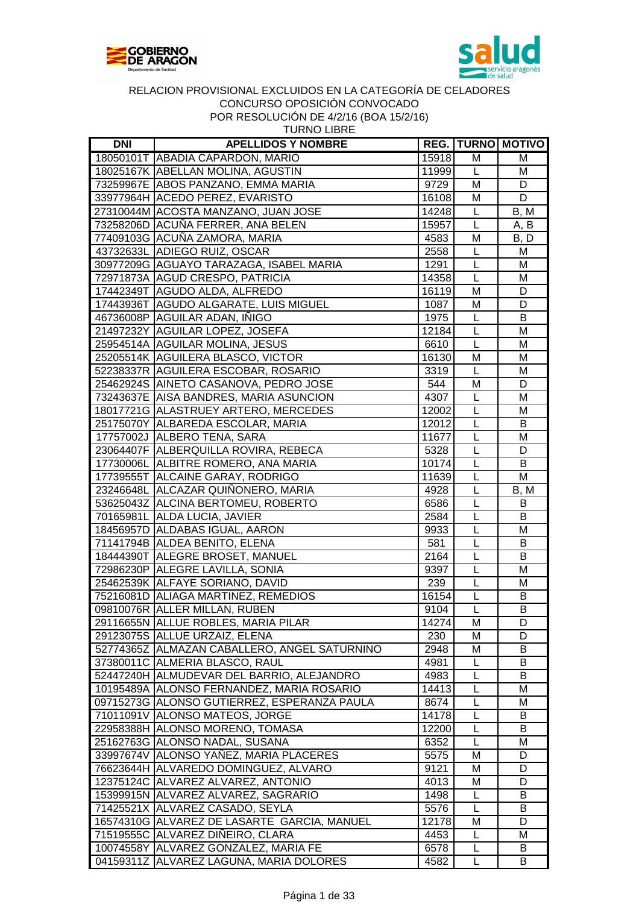GOBIERNO DE ARAGON
Departamento de Sanidad

salud servicio aragonés de salud

RELACION PROVISIONAL EXCLUIDOS EN LA CATEGORÍA DE CELADORES
CONCURSO OPOSICIÓN CONVOCADO
POR RESOLUCIÓN DE 4/2/16 (BOA 15/2/16)
TURNO LIBRE

| DNI | APELLIDOS Y NOMBRE | REG. | TURNO | MOTIVO |
|---|---|---|---|---|
| 18050101T | ABADIA CAPARDON, MARIO | 15918 | M | M |
| 18025167K | ABELLAN MOLINA, AGUSTIN | 11999 | L | M |
| 73259967E | ABOS PANZANO, EMMA MARIA | 9729 | M | D |
| 33977964H | ACEDO PEREZ, EVARISTO | 16108 | M | D |
| 27310044M | ACOSTA MANZANO, JUAN JOSE | 14248 | L | B, M |
| 73258206D | ACUÑA FERRER, ANA BELEN | 15957 | L | A, B |
| 77409103G | ACUÑA ZAMORA, MARIA | 4583 | M | B, D |
| 43732633L | ADIEGO RUIZ, OSCAR | 2558 | L | M |
| 30977209G | AGUAYO TARAZAGA, ISABEL MARIA | 1291 | L | M |
| 72971873A | AGUD CRESPO, PATRICIA | 14358 | L | M |
| 17442349T | AGUDO ALDA, ALFREDO | 16119 | M | D |
| 17443936T | AGUDO ALGARATE, LUIS MIGUEL | 1087 | M | D |
| 46736008P | AGUILAR ADAN, IÑIGO | 1975 | L | B |
| 21497232Y | AGUILAR LOPEZ, JOSEFA | 12184 | L | M |
| 25954514A | AGUILAR MOLINA, JESUS | 6610 | L | M |
| 25205514K | AGUILERA BLASCO, VICTOR | 16130 | M | M |
| 52238337R | AGUILERA ESCOBAR, ROSARIO | 3319 | L | M |
| 25462924S | AINETO CASANOVA, PEDRO JOSE | 544 | M | D |
| 73243637E | AISA BANDRES, MARIA ASUNCION | 4307 | L | M |
| 18017721G | ALASTRUEY ARTERO, MERCEDES | 12002 | L | M |
| 25175070Y | ALBAREDA ESCOLAR, MARIA | 12012 | L | B |
| 17757002J | ALBERO TENA, SARA | 11677 | L | M |
| 23064407F | ALBERQUILLA ROVIRA, REBECA | 5328 | L | D |
| 17730006L | ALBITRE ROMERO, ANA MARIA | 10174 | L | B |
| 17739555T | ALCAINE GARAY, RODRIGO | 11639 | L | M |
| 23246648L | ALCAZAR QUIÑONERO, MARIA | 4928 | L | B, M |
| 53625043Z | ALCINA BERTOMEU, ROBERTO | 6586 | L | B |
| 70165981L | ALDA LUCIA, JAVIER | 2584 | L | B |
| 18456957D | ALDABAS IGUAL, AARON | 9933 | L | M |
| 71141794B | ALDEA BENITO, ELENA | 581 | L | B |
| 18444390T | ALEGRE BROSET, MANUEL | 2164 | L | B |
| 72986230P | ALEGRE LAVILLA, SONIA | 9397 | L | M |
| 25462539K | ALFAYE SORIANO, DAVID | 239 | L | M |
| 75216081D | ALIAGA MARTINEZ, REMEDIOS | 16154 | L | B |
| 09810076R | ALLER MILLAN, RUBEN | 9104 | L | B |
| 29116655N | ALLUE ROBLES, MARIA PILAR | 14274 | M | D |
| 29123075S | ALLUE URZAIZ, ELENA | 230 | M | D |
| 52774365Z | ALMAZAN CABALLERO, ANGEL SATURNINO | 2948 | M | B |
| 37380011C | ALMERIA BLASCO, RAUL | 4981 | L | B |
| 52447240H | ALMUDEVAR DEL BARRIO, ALEJANDRO | 4983 | L | B |
| 10195489A | ALONSO FERNANDEZ, MARIA ROSARIO | 14413 | L | M |
| 09715273G | ALONSO GUTIERREZ, ESPERANZA PAULA | 8674 | L | M |
| 71011091V | ALONSO MATEOS, JORGE | 14178 | L | B |
| 22958388H | ALONSO MORENO, TOMASA | 12200 | L | B |
| 25162763G | ALONSO NADAL, SUSANA | 6352 | L | M |
| 33997674V | ALONSO YAÑEZ, MARIA PLACERES | 5575 | M | D |
| 76623644H | ALVAREDO DOMINGUEZ, ALVARO | 9121 | M | D |
| 12375124C | ALVAREZ ALVAREZ, ANTONIO | 4013 | M | D |
| 15399915N | ALVAREZ ALVAREZ, SAGRARIO | 1498 | L | B |
| 71425521X | ALVAREZ CASADO, SEYLA | 5576 | L | B |
| 16574310G | ALVAREZ DE LASARTE GARCIA, MANUEL | 12178 | M | D |
| 71519555C | ALVAREZ DIÑEIRO, CLARA | 4453 | L | M |
| 10074558Y | ALVAREZ GONZALEZ, MARIA FE | 6578 | L | B |
| 04159311Z | ALVAREZ LAGUNA, MARIA DOLORES | 4582 | L | B |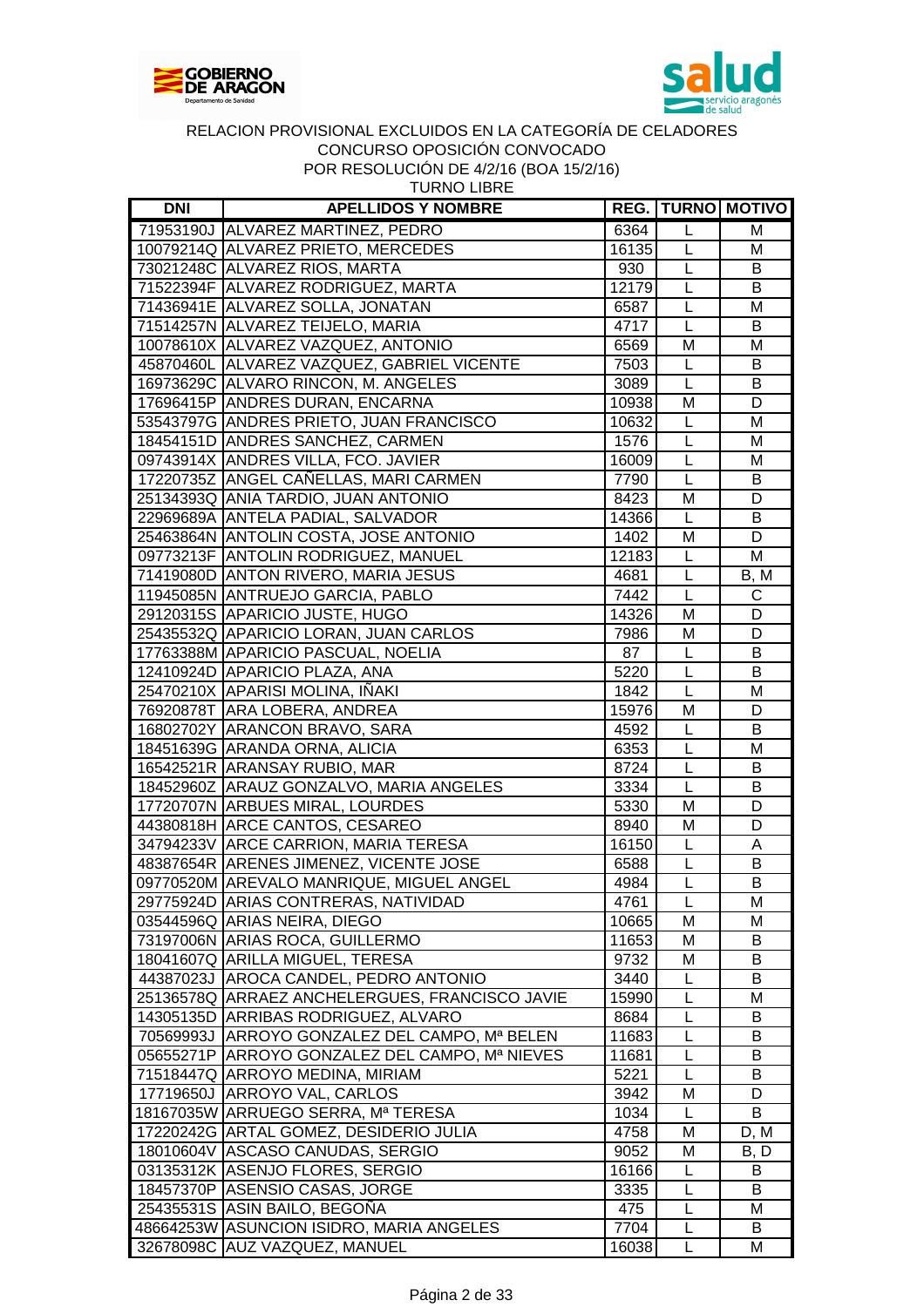RELACION PROVISIONAL EXCLUIDOS EN LA CATEGORÍA DE CELADORES
CONCURSO OPOSICIÓN CONVOCADO
POR RESOLUCIÓN DE 4/2/16 (BOA 15/2/16)
TURNO LIBRE

| DNI | APELLIDOS Y NOMBRE | REG. | TURNO | MOTIVO |
|---|---|---|---|---|
| 71953190J | ALVAREZ MARTINEZ, PEDRO | 6364 | L | M |
| 10079214Q | ALVAREZ PRIETO, MERCEDES | 16135 | L | M |
| 73021248C | ALVAREZ RIOS, MARTA | 930 | L | B |
| 71522394F | ALVAREZ RODRIGUEZ, MARTA | 12179 | L | B |
| 71436941E | ALVAREZ SOLLA, JONATAN | 6587 | L | M |
| 71514257N | ALVAREZ TEIJELO, MARIA | 4717 | L | B |
| 10078610X | ALVAREZ VAZQUEZ, ANTONIO | 6569 | M | M |
| 45870460L | ALVAREZ VAZQUEZ, GABRIEL VICENTE | 7503 | L | B |
| 16973629C | ALVARO RINCON, M. ANGELES | 3089 | L | B |
| 17696415P | ANDRES DURAN, ENCARNA | 10938 | M | D |
| 53543797G | ANDRES PRIETO, JUAN FRANCISCO | 10632 | L | M |
| 18454151D | ANDRES SANCHEZ, CARMEN | 1576 | L | M |
| 09743914X | ANDRES VILLA, FCO. JAVIER | 16009 | L | M |
| 17220735Z | ANGEL CAÑELLAS, MARI CARMEN | 7790 | L | B |
| 25134393Q | ANIA TARDIO, JUAN ANTONIO | 8423 | M | D |
| 22969689A | ANTELA PADIAL, SALVADOR | 14366 | L | B |
| 25463864N | ANTOLIN COSTA, JOSE ANTONIO | 1402 | M | D |
| 09773213F | ANTOLIN RODRIGUEZ, MANUEL | 12183 | L | M |
| 71419080D | ANTON RIVERO, MARIA JESUS | 4681 | L | B, M |
| 11945085N | ANTRUEJO GARCIA, PABLO | 7442 | L | C |
| 29120315S | APARICIO JUSTE, HUGO | 14326 | M | D |
| 25435532Q | APARICIO LORAN, JUAN CARLOS | 7986 | M | D |
| 17763388M | APARICIO PASCUAL, NOELIA | 87 | L | B |
| 12410924D | APARICIO PLAZA, ANA | 5220 | L | B |
| 25470210X | APARISI MOLINA, IÑAKI | 1842 | L | M |
| 76920878T | ARA LOBERA, ANDREA | 15976 | M | D |
| 16802702Y | ARANCON BRAVO, SARA | 4592 | L | B |
| 18451639G | ARANDA ORNA, ALICIA | 6353 | L | M |
| 16542521R | ARANSAY RUBIO, MAR | 8724 | L | B |
| 18452960Z | ARAUZ GONZALVO, MARIA ANGELES | 3334 | L | B |
| 17720707N | ARBUES MIRAL, LOURDES | 5330 | M | D |
| 44380818H | ARCE CANTOS, CESAREO | 8940 | M | D |
| 34794233V | ARCE CARRION, MARIA TERESA | 16150 | L | A |
| 48387654R | ARENES JIMENEZ, VICENTE JOSE | 6588 | L | B |
| 09770520M | AREVALO MANRIQUE, MIGUEL ANGEL | 4984 | L | B |
| 29775924D | ARIAS CONTRERAS, NATIVIDAD | 4761 | L | M |
| 03544596Q | ARIAS NEIRA, DIEGO | 10665 | M | M |
| 73197006N | ARIAS ROCA, GUILLERMO | 11653 | M | B |
| 18041607Q | ARILLA MIGUEL, TERESA | 9732 | M | B |
| 44387023J | AROCA CANDEL, PEDRO ANTONIO | 3440 | L | B |
| 25136578Q | ARRAEZ ANCHELERGUES, FRANCISCO JAVIE | 15990 | L | M |
| 14305135D | ARRIBAS RODRIGUEZ, ALVARO | 8684 | L | B |
| 70569993J | ARROYO GONZALEZ DEL CAMPO, Mª BELEN | 11683 | L | B |
| 05655271P | ARROYO GONZALEZ DEL CAMPO, Mª NIEVES | 11681 | L | B |
| 71518447Q | ARROYO MEDINA, MIRIAM | 5221 | L | B |
| 17719650J | ARROYO VAL, CARLOS | 3942 | M | D |
| 18167035W | ARRUEGO SERRA, Mª TERESA | 1034 | L | B |
| 17220242G | ARTAL GOMEZ, DESIDERIO JULIA | 4758 | M | D, M |
| 18010604V | ASCASO CANUDAS, SERGIO | 9052 | M | B, D |
| 03135312K | ASENJO FLORES, SERGIO | 16166 | L | B |
| 18457370P | ASENSIO CASAS, JORGE | 3335 | L | B |
| 25435531S | ASIN BAILO, BEGOÑA | 475 | L | M |
| 48664253W | ASUNCION ISIDRO, MARIA ANGELES | 7704 | L | B |
| 32678098C | AUZ VAZQUEZ, MANUEL | 16038 | L | M |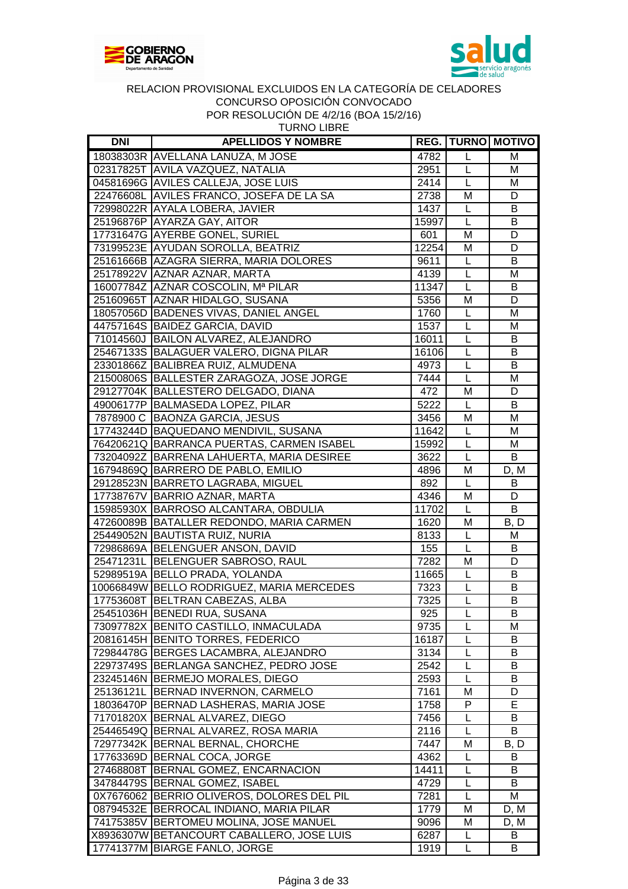RELACION PROVISIONAL EXCLUIDOS EN LA CATEGORÍA DE CELADORES
CONCURSO OPOSICIÓN CONVOCADO
POR RESOLUCIÓN DE 4/2/16 (BOA 15/2/16)
TURNO LIBRE

| DNI | APELLIDOS Y NOMBRE | REG. | TURNO | MOTIVO |
|---|---|---|---|---|
| 18038303R | AVELLANA LANUZA, M JOSE | 4782 | L | M |
| 02317825T | AVILA VAZQUEZ, NATALIA | 2951 | L | M |
| 04581696G | AVILES CALLEJA, JOSE LUIS | 2414 | L | M |
| 22476608L | AVILES FRANCO, JOSEFA DE LA SA | 2738 | M | D |
| 72998022R | AYALA LOBERA, JAVIER | 1437 | L | B |
| 25196876P | AYARZA GAY, AITOR | 15997 | L | B |
| 17731647G | AYERBE GONEL, SURIEL | 601 | M | D |
| 73199523E | AYUDAN SOROLLA, BEATRIZ | 12254 | M | D |
| 25161666B | AZAGRA SIERRA, MARIA DOLORES | 9611 | L | B |
| 25178922V | AZNAR AZNAR, MARTA | 4139 | L | M |
| 16007784Z | AZNAR COSCOLIN, Mª PILAR | 11347 | L | B |
| 25160965T | AZNAR HIDALGO, SUSANA | 5356 | M | D |
| 18057056D | BADENES VIVAS, DANIEL ANGEL | 1760 | L | M |
| 44757164S | BAIDEZ GARCIA, DAVID | 1537 | L | M |
| 71014560J | BAILON ALVAREZ, ALEJANDRO | 16011 | L | B |
| 25467133S | BALAGUER VALERO, DIGNA PILAR | 16106 | L | B |
| 23301866Z | BALIBREA RUIZ, ALMUDENA | 4973 | L | B |
| 21500806S | BALLESTER ZARAGOZA, JOSE JORGE | 7444 | L | M |
| 29127704K | BALLESTERO DELGADO, DIANA | 472 | M | D |
| 49006177P | BALMASEDA LOPEZ, PILAR | 5222 | L | B |
| 7878900 C | BAONZA GARCIA, JESUS | 3456 | M | M |
| 17743244D | BAQUEDANO MENDIVIL, SUSANA | 11642 | L | M |
| 76420621Q | BARRANCA PUERTAS, CARMEN ISABEL | 15992 | L | M |
| 73204092Z | BARRENA LAHUERTA, MARIA DESIREE | 3622 | L | B |
| 16794869Q | BARRERO DE PABLO, EMILIO | 4896 | M | D, M |
| 29128523N | BARRETO LAGRABA, MIGUEL | 892 | L | B |
| 17738767V | BARRIO AZNAR, MARTA | 4346 | M | D |
| 15985930X | BARROSO ALCANTARA, OBDULIA | 11702 | L | B |
| 47260089B | BATALLER REDONDO, MARIA CARMEN | 1620 | M | B, D |
| 25449052N | BAUTISTA RUIZ, NURIA | 8133 | L | M |
| 72986869A | BELENGUER ANSON, DAVID | 155 | L | B |
| 25471231L | BELENGUER SABROSO, RAUL | 7282 | M | D |
| 52989519A | BELLO PRADA, YOLANDA | 11665 | L | B |
| 10066849W | BELLO RODRIGUEZ, MARIA MERCEDES | 7323 | L | B |
| 17753608T | BELTRAN CABEZAS, ALBA | 7325 | L | B |
| 25451036H | BENEDI RUA, SUSANA | 925 | L | B |
| 73097782X | BENITO CASTILLO, INMACULADA | 9735 | L | M |
| 20816145H | BENITO TORRES, FEDERICO | 16187 | L | B |
| 72984478G | BERGES LACAMBRA, ALEJANDRO | 3134 | L | B |
| 22973749S | BERLANGA SANCHEZ, PEDRO JOSE | 2542 | L | B |
| 23245146N | BERMEJO MORALES, DIEGO | 2593 | L | B |
| 25136121L | BERNAD INVERNON, CARMELO | 7161 | M | D |
| 18036470P | BERNAD LASHERAS, MARIA JOSE | 1758 | P | E |
| 71701820X | BERNAL ALVAREZ, DIEGO | 7456 | L | B |
| 25446549Q | BERNAL ALVAREZ, ROSA MARIA | 2116 | L | B |
| 72977342K | BERNAL BERNAL, CHORCHE | 7447 | M | B, D |
| 17763369D | BERNAL COCA, JORGE | 4362 | L | B |
| 27468808T | BERNAL GOMEZ, ENCARNACION | 14411 | L | B |
| 34784479S | BERNAL GOMEZ, ISABEL | 4729 | L | B |
| 0X7676062 | BERRIO OLIVEROS, DOLORES DEL PIL | 7281 | L | M |
| 08794532E | BERROCAL INDIANO, MARIA PILAR | 1779 | M | D, M |
| 74175385V | BERTOMEU MOLINA, JOSE MANUEL | 9096 | M | D, M |
| X8936307W | BETANCOURT CABALLERO, JOSE LUIS | 6287 | L | B |
| 17741377M | BIARGE FANLO, JORGE | 1919 | L | B |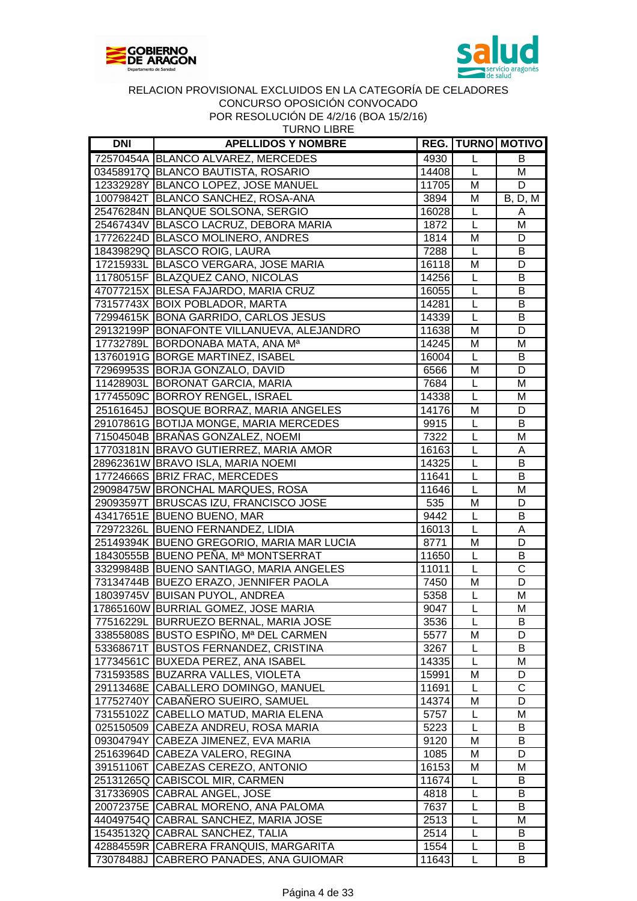RELACION PROVISIONAL EXCLUIDOS EN LA CATEGORÍA DE CELADORES
CONCURSO OPOSICIÓN CONVOCADO
POR RESOLUCIÓN DE 4/2/16 (BOA 15/2/16)
TURNO LIBRE

| DNI | APELLIDOS Y NOMBRE | REG. | TURNO | MOTIVO |
|---|---|---|---|---|
| 72570454A | BLANCO ALVAREZ, MERCEDES | 4930 | L | B |
| 03458917Q | BLANCO BAUTISTA, ROSARIO | 14408 | L | M |
| 12332928Y | BLANCO LOPEZ, JOSE MANUEL | 11705 | M | D |
| 10079842T | BLANCO SANCHEZ, ROSA-ANA | 3894 | M | B, D, M |
| 25476284N | BLANQUE SOLSONA, SERGIO | 16028 | L | A |
| 25467434V | BLASCO LACRUZ, DEBORA MARIA | 1872 | L | M |
| 17726224D | BLASCO MOLINERO, ANDRES | 1814 | M | D |
| 18439829Q | BLASCO ROIG, LAURA | 7288 | L | B |
| 17215933L | BLASCO VERGARA, JOSE MARIA | 16118 | M | D |
| 11780515F | BLAZQUEZ CANO, NICOLAS | 14256 | L | B |
| 47077215X | BLESA FAJARDO, MARIA CRUZ | 16055 | L | B |
| 73157743X | BOIX POBLADOR, MARTA | 14281 | L | B |
| 72994615K | BONA GARRIDO, CARLOS JESUS | 14339 | L | B |
| 29132199P | BONAFONTE VILLANUEVA, ALEJANDRO | 11638 | M | D |
| 17732789L | BORDONABA MATA, ANA Mª | 14245 | M | M |
| 13760191G | BORGE MARTINEZ, ISABEL | 16004 | L | B |
| 72969953S | BORJA GONZALO, DAVID | 6566 | M | D |
| 11428903L | BORONAT GARCIA, MARIA | 7684 | L | M |
| 17745509C | BORROY RENGEL, ISRAEL | 14338 | L | M |
| 25161645J | BOSQUE BORRAZ, MARIA ANGELES | 14176 | M | D |
| 29107861G | BOTIJA MONGE, MARIA MERCEDES | 9915 | L | B |
| 71504504B | BRAÑAS GONZALEZ, NOEMI | 7322 | L | M |
| 17703181N | BRAVO GUTIERREZ, MARIA AMOR | 16163 | L | A |
| 28962361W | BRAVO ISLA, MARIA NOEMI | 14325 | L | B |
| 17724666S | BRIZ FRAC, MERCEDES | 11641 | L | B |
| 29098475W | BRONCHAL MARQUES, ROSA | 11646 | L | M |
| 29093597T | BRUSCAS IZU, FRANCISCO JOSE | 535 | M | D |
| 43417651E | BUENO BUENO, MAR | 9442 | L | B |
| 72972326L | BUENO FERNANDEZ, LIDIA | 16013 | L | A |
| 25149394K | BUENO GREGORIO, MARIA MAR LUCIA | 8771 | M | D |
| 18430555B | BUENO PEÑA, Mª MONTSERRAT | 11650 | L | B |
| 33299848B | BUENO SANTIAGO, MARIA ANGELES | 11011 | L | C |
| 73134744B | BUEZO ERAZO, JENNIFER PAOLA | 7450 | M | D |
| 18039745V | BUISAN PUYOL, ANDREA | 5358 | L | M |
| 17865160W | BURRIAL GOMEZ, JOSE MARIA | 9047 | L | M |
| 77516229L | BURRUEZO BERNAL, MARIA JOSE | 3536 | L | B |
| 33855808S | BUSTO ESPIÑO, Mª DEL CARMEN | 5577 | M | D |
| 53368671T | BUSTOS FERNANDEZ, CRISTINA | 3267 | L | B |
| 17734561C | BUXEDA PEREZ, ANA ISABEL | 14335 | L | M |
| 73159358S | BUZARRA VALLES, VIOLETA | 15991 | M | D |
| 29113468E | CABALLERO DOMINGO, MANUEL | 11691 | L | C |
| 17752740Y | CABAÑERO SUEIRO, SAMUEL | 14374 | M | D |
| 73155102Z | CABELLO MATUD, MARIA ELENA | 5757 | L | M |
| 025150509 | CABEZA ANDREU, ROSA MARIA | 5223 | L | B |
| 09304794Y | CABEZA JIMENEZ, EVA MARIA | 9120 | M | B |
| 25163964D | CABEZA VALERO, REGINA | 1085 | M | D |
| 39151106T | CABEZAS CEREZO, ANTONIO | 16153 | M | M |
| 25131265Q | CABISCOL MIR, CARMEN | 11674 | L | B |
| 31733690S | CABRAL ANGEL, JOSE | 4818 | L | B |
| 20072375E | CABRAL MORENO, ANA PALOMA | 7637 | L | B |
| 44049754Q | CABRAL SANCHEZ, MARIA JOSE | 2513 | L | M |
| 15435132Q | CABRAL SANCHEZ, TALIA | 2514 | L | B |
| 42884559R | CABRERA FRANQUIS, MARGARITA | 1554 | L | B |
| 73078488J | CABRERO PANADES, ANA GUIOMAR | 11643 | L | B |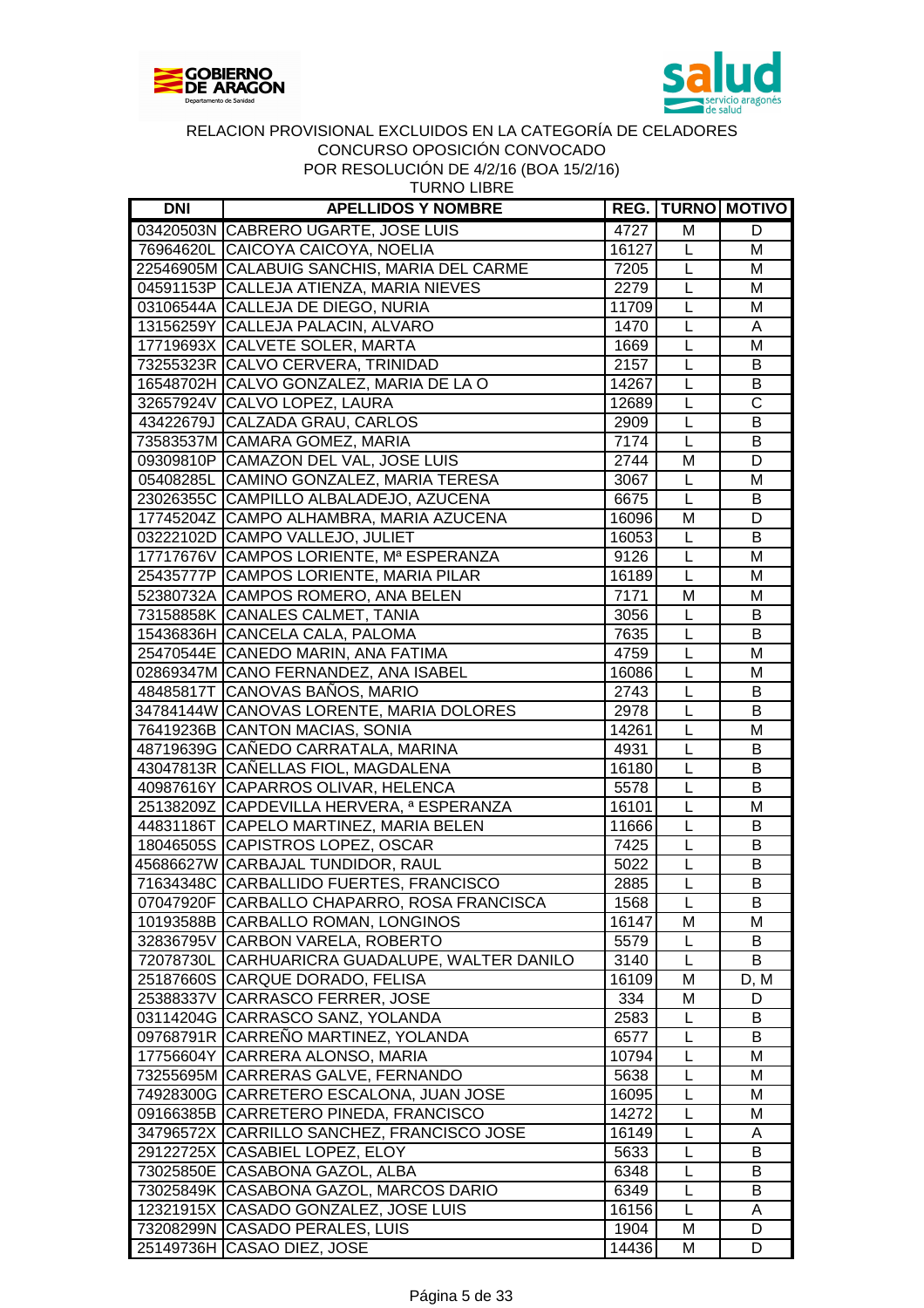RELACION PROVISIONAL EXCLUIDOS EN LA CATEGORÍA DE CELADORES
CONCURSO OPOSICIÓN CONVOCADO
POR RESOLUCIÓN DE 4/2/16 (BOA 15/2/16)
TURNO LIBRE

| DNI | APELLIDOS Y NOMBRE | REG. | TURNO | MOTIVO |
|---|---|---|---|---|
| 03420503N | CABRERO UGARTE, JOSE LUIS | 4727 | M | D |
| 76964620L | CAICOYA CAICOYA, NOELIA | 16127 | L | M |
| 22546905M | CALABUIG SANCHIS, MARIA DEL CARME | 7205 | L | M |
| 04591153P | CALLEJA ATIENZA, MARIA NIEVES | 2279 | L | M |
| 03106544A | CALLEJA DE DIEGO, NURIA | 11709 | L | M |
| 13156259Y | CALLEJA PALACIN, ALVARO | 1470 | L | A |
| 17719693X | CALVETE SOLER, MARTA | 1669 | L | M |
| 73255323R | CALVO CERVERA, TRINIDAD | 2157 | L | B |
| 16548702H | CALVO GONZALEZ, MARIA DE LA O | 14267 | L | B |
| 32657924V | CALVO LOPEZ, LAURA | 12689 | L | C |
| 43422679J | CALZADA GRAU, CARLOS | 2909 | L | B |
| 73583537M | CAMARA GOMEZ, MARIA | 7174 | L | B |
| 09309810P | CAMAZON DEL VAL, JOSE LUIS | 2744 | M | D |
| 05408285L | CAMINO GONZALEZ, MARIA TERESA | 3067 | L | M |
| 23026355C | CAMPILLO ALBALADEJO, AZUCENA | 6675 | L | B |
| 17745204Z | CAMPO ALHAMBRA, MARIA AZUCENA | 16096 | M | D |
| 03222102D | CAMPO VALLEJO, JULIET | 16053 | L | B |
| 17717676V | CAMPOS LORIENTE, Mª ESPERANZA | 9126 | L | M |
| 25435777P | CAMPOS LORIENTE, MARIA PILAR | 16189 | L | M |
| 52380732A | CAMPOS ROMERO, ANA BELEN | 7171 | M | M |
| 73158858K | CANALES CALMET, TANIA | 3056 | L | B |
| 15436836H | CANCELA CALA, PALOMA | 7635 | L | B |
| 25470544E | CANEDO MARIN, ANA FATIMA | 4759 | L | M |
| 02869347M | CANO FERNANDEZ, ANA ISABEL | 16086 | L | M |
| 48485817T | CANOVAS BAÑOS, MARIO | 2743 | L | B |
| 34784144W | CANOVAS LORENTE, MARIA DOLORES | 2978 | L | B |
| 76419236B | CANTON MACIAS, SONIA | 14261 | L | M |
| 48719639G | CAÑEDO CARRATALA, MARINA | 4931 | L | B |
| 43047813R | CAÑELLAS FIOL, MAGDALENA | 16180 | L | B |
| 40987616Y | CAPARROS OLIVAR, HELENCA | 5578 | L | B |
| 25138209Z | CAPDEVILLA HERVERA, ª ESPERANZA | 16101 | L | M |
| 44831186T | CAPELO MARTINEZ, MARIA BELEN | 11666 | L | B |
| 18046505S | CAPISTROS LOPEZ, OSCAR | 7425 | L | B |
| 45686627W | CARBAJAL TUNDIDOR, RAUL | 5022 | L | B |
| 71634348C | CARBALLIDO FUERTES, FRANCISCO | 2885 | L | B |
| 07047920F | CARBALLO CHAPARRO, ROSA FRANCISCA | 1568 | L | B |
| 10193588B | CARBALLO ROMAN, LONGINOS | 16147 | M | M |
| 32836795V | CARBON VARELA, ROBERTO | 5579 | L | B |
| 72078730L | CARHUARICRA GUADALUPE, WALTER DANILO | 3140 | L | B |
| 25187660S | CARQUE DORADO, FELISA | 16109 | M | D, M |
| 25388337V | CARRASCO FERRER, JOSE | 334 | M | D |
| 03114204G | CARRASCO SANZ, YOLANDA | 2583 | L | B |
| 09768791R | CARREÑO MARTINEZ, YOLANDA | 6577 | L | B |
| 17756604Y | CARRERA ALONSO, MARIA | 10794 | L | M |
| 73255695M | CARRERAS GALVE, FERNANDO | 5638 | L | M |
| 74928300G | CARRETERO ESCALONA, JUAN JOSE | 16095 | L | M |
| 09166385B | CARRETERO PINEDA, FRANCISCO | 14272 | L | M |
| 34796572X | CARRILLO SANCHEZ, FRANCISCO JOSE | 16149 | L | A |
| 29122725X | CASABIEL LOPEZ, ELOY | 5633 | L | B |
| 73025850E | CASABONA GAZOL, ALBA | 6348 | L | B |
| 73025849K | CASABONA GAZOL, MARCOS DARIO | 6349 | L | B |
| 12321915X | CASADO GONZALEZ, JOSE LUIS | 16156 | L | A |
| 73208299N | CASADO PERALES, LUIS | 1904 | M | D |
| 25149736H | CASAO DIEZ, JOSE | 14436 | M | D |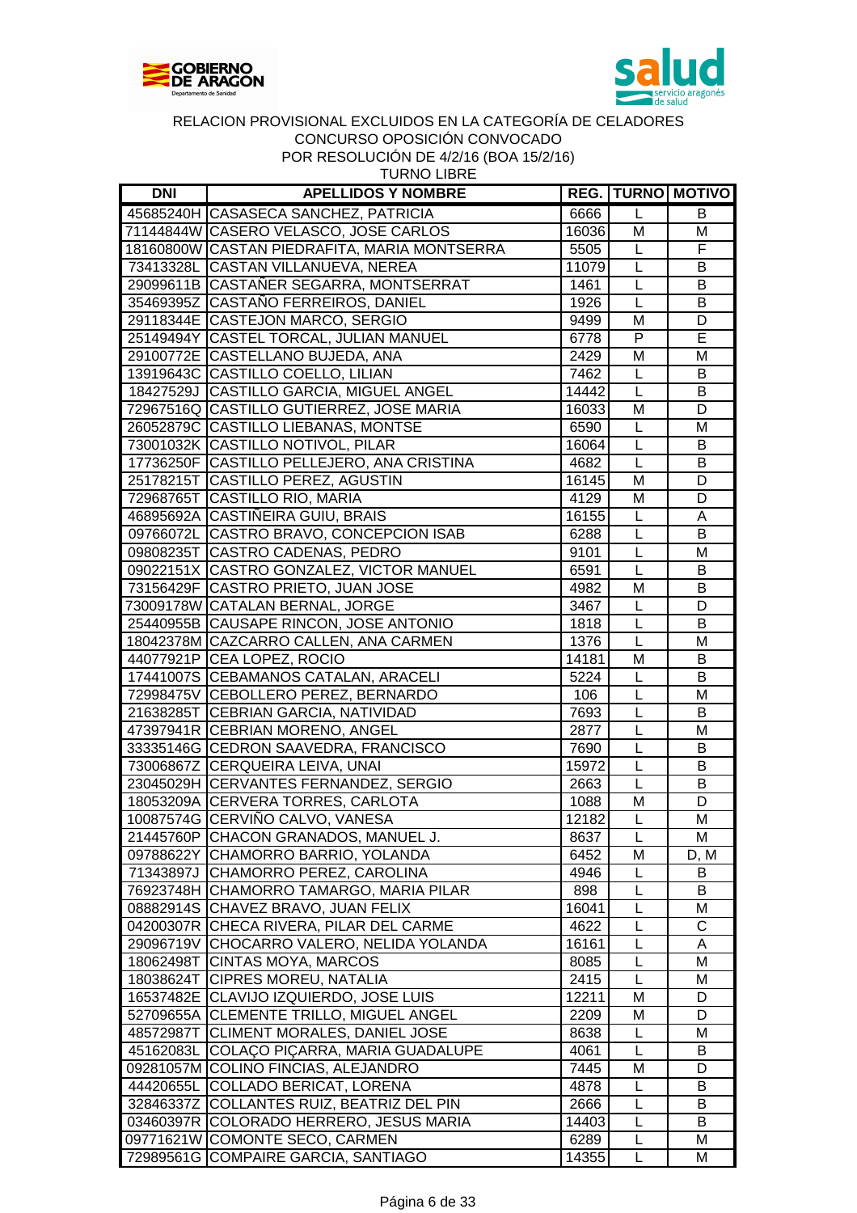RELACION PROVISIONAL EXCLUIDOS EN LA CATEGORÍA DE CELADORES
CONCURSO OPOSICIÓN CONVOCADO
POR RESOLUCIÓN DE 4/2/16 (BOA 15/2/16)
TURNO LIBRE

| DNI | APELLIDOS Y NOMBRE | REG. | TURNO | MOTIVO |
|---|---|---|---|---|
| 45685240H | CASASECA SANCHEZ, PATRICIA | 6666 | L | B |
| 71144844W | CASERO VELASCO, JOSE CARLOS | 16036 | M | M |
| 18160800W | CASTAN PIEDRAFITA, MARIA MONTSERRA | 5505 | L | F |
| 73413328L | CASTAN VILLANUEVA, NEREA | 11079 | L | B |
| 29099611B | CASTAÑER SEGARRA, MONTSERRAT | 1461 | L | B |
| 35469395Z | CASTAÑO FERREIROS, DANIEL | 1926 | L | B |
| 29118344E | CASTEJON MARCO, SERGIO | 9499 | M | D |
| 25149494Y | CASTEL TORCAL, JULIAN MANUEL | 6778 | P | E |
| 29100772E | CASTELLANO BUJEDA, ANA | 2429 | M | M |
| 13919643C | CASTILLO COELLO, LILIAN | 7462 | L | B |
| 18427529J | CASTILLO GARCIA, MIGUEL ANGEL | 14442 | L | B |
| 72967516Q | CASTILLO GUTIERREZ, JOSE MARIA | 16033 | M | D |
| 26052879C | CASTILLO LIEBANAS, MONTSE | 6590 | L | M |
| 73001032K | CASTILLO NOTIVOL, PILAR | 16064 | L | B |
| 17736250F | CASTILLO PELLEJERO, ANA CRISTINA | 4682 | L | B |
| 25178215T | CASTILLO PEREZ, AGUSTIN | 16145 | M | D |
| 72968765T | CASTILLO RIO, MARIA | 4129 | M | D |
| 46895692A | CASTIÑEIRA GUIU, BRAIS | 16155 | L | A |
| 09766072L | CASTRO BRAVO, CONCEPCION ISAB | 6288 | L | B |
| 09808235T | CASTRO CADENAS, PEDRO | 9101 | L | M |
| 09022151X | CASTRO GONZALEZ, VICTOR MANUEL | 6591 | L | B |
| 73156429F | CASTRO PRIETO, JUAN JOSE | 4982 | M | B |
| 73009178W | CATALAN BERNAL, JORGE | 3467 | L | D |
| 25440955B | CAUSAPE RINCON, JOSE ANTONIO | 1818 | L | B |
| 18042378M | CAZCARRO CALLEN, ANA CARMEN | 1376 | L | M |
| 44077921P | CEA LOPEZ, ROCIO | 14181 | M | B |
| 17441007S | CEBAMANOS CATALAN, ARACELI | 5224 | L | B |
| 72998475V | CEBOLLERO PEREZ, BERNARDO | 106 | L | M |
| 21638285T | CEBRIAN GARCIA, NATIVIDAD | 7693 | L | B |
| 47397941R | CEBRIAN MORENO, ANGEL | 2877 | L | M |
| 33335146G | CEDRON SAAVEDRA, FRANCISCO | 7690 | L | B |
| 73006867Z | CERQUEIRA LEIVA, UNAI | 15972 | L | B |
| 23045029H | CERVANTES FERNANDEZ, SERGIO | 2663 | L | B |
| 18053209A | CERVERA TORRES, CARLOTA | 1088 | M | D |
| 10087574G | CERVIÑO CALVO, VANESA | 12182 | L | M |
| 21445760P | CHACON GRANADOS, MANUEL J. | 8637 | L | M |
| 09788622Y | CHAMORRO BARRIO, YOLANDA | 6452 | M | D, M |
| 71343897J | CHAMORRO PEREZ, CAROLINA | 4946 | L | B |
| 76923748H | CHAMORRO TAMARGO, MARIA PILAR | 898 | L | B |
| 08882914S | CHAVEZ BRAVO, JUAN FELIX | 16041 | L | M |
| 04200307R | CHECA RIVERA, PILAR DEL CARME | 4622 | L | C |
| 29096719V | CHOCARRO VALERO, NELIDA YOLANDA | 16161 | L | A |
| 18062498T | CINTAS MOYA, MARCOS | 8085 | L | M |
| 18038624T | CIPRES MOREU, NATALIA | 2415 | L | M |
| 16537482E | CLAVIJO IZQUIERDO, JOSE LUIS | 12211 | M | D |
| 52709655A | CLEMENTE TRILLO, MIGUEL ANGEL | 2209 | M | D |
| 48572987T | CLIMENT MORALES, DANIEL JOSE | 8638 | L | M |
| 45162083L | COLAÇO PIÇARRA, MARIA GUADALUPE | 4061 | L | B |
| 09281057M | COLINO FINCIAS, ALEJANDRO | 7445 | M | D |
| 44420655L | COLLADO BERICAT, LORENA | 4878 | L | B |
| 32846337Z | COLLANTES RUIZ, BEATRIZ DEL PIN | 2666 | L | B |
| 03460397R | COLORADO HERRERO, JESUS MARIA | 14403 | L | B |
| 09771621W | COMONTE SECO, CARMEN | 6289 | L | M |
| 72989561G | COMPAIRE GARCIA, SANTIAGO | 14355 | L | M |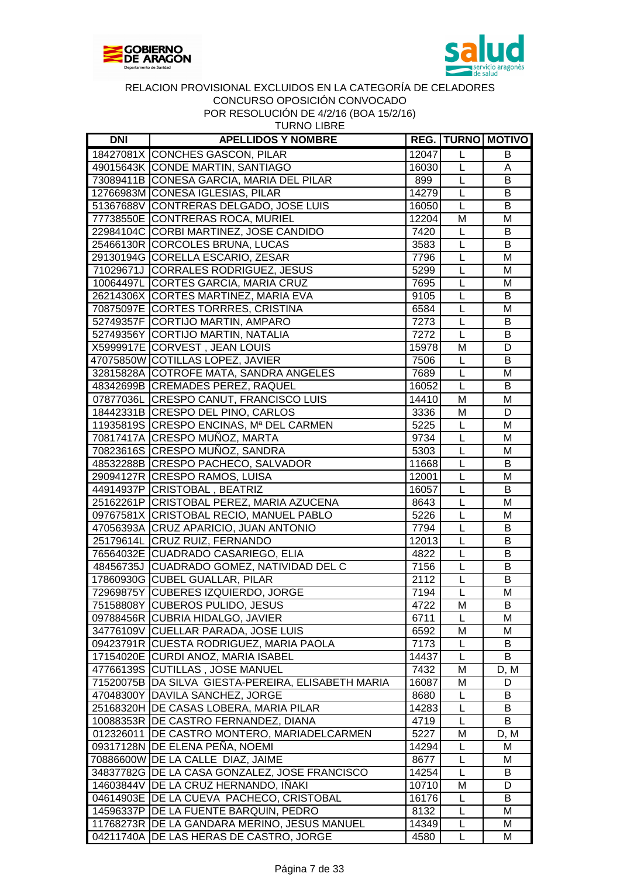GOBIERNO DE ARAGON
Departamento de Sanidad

salud servicio aragonés de salud

RELACION PROVISIONAL EXCLUIDOS EN LA CATEGORÍA DE CELADORES
CONCURSO OPOSICIÓN CONVOCADO
POR RESOLUCIÓN DE 4/2/16 (BOA 15/2/16)
TURNO LIBRE

| DNI | APELLIDOS Y NOMBRE | REG. | TURNO | MOTIVO |
|---|---|---|---|---|
| 18427081X | CONCHES GASCON, PILAR | 12047 | L | B |
| 49015643K | CONDE MARTIN, SANTIAGO | 16030 | L | A |
| 73089411B | CONESA GARCIA, MARIA DEL PILAR | 899 | L | B |
| 12766983M | CONESA IGLESIAS, PILAR | 14279 | L | B |
| 51367688V | CONTRERAS DELGADO, JOSE LUIS | 16050 | L | B |
| 77738550E | CONTRERAS ROCA, MURIEL | 12204 | M | M |
| 22984104C | CORBI MARTINEZ, JOSE CANDIDO | 7420 | L | B |
| 25466130R | CORCOLES BRUNA, LUCAS | 3583 | L | B |
| 29130194G | CORELLA ESCARIO, ZESAR | 7796 | L | M |
| 71029671J | CORRALES RODRIGUEZ, JESUS | 5299 | L | M |
| 10064497L | CORTES GARCIA, MARIA CRUZ | 7695 | L | M |
| 26214306X | CORTES MARTINEZ, MARIA EVA | 9105 | L | B |
| 70875097E | CORTES TORRRES, CRISTINA | 6584 | L | M |
| 52749357F | CORTIJO MARTIN, AMPARO | 7273 | L | B |
| 52749356Y | CORTIJO MARTIN, NATALIA | 7272 | L | B |
| X5999917E | CORVEST , JEAN LOUIS | 15978 | M | D |
| 47075850W | COTILLAS LOPEZ, JAVIER | 7506 | L | B |
| 32815828A | COTROFE MATA, SANDRA ANGELES | 7689 | L | M |
| 48342699B | CREMADES PEREZ, RAQUEL | 16052 | L | B |
| 07877036L | CRESPO CANUT, FRANCISCO LUIS | 14410 | M | M |
| 18442331B | CRESPO DEL PINO, CARLOS | 3336 | M | D |
| 11935819S | CRESPO ENCINAS, Mª DEL CARMEN | 5225 | L | M |
| 70817417A | CRESPO MUÑOZ, MARTA | 9734 | L | M |
| 70823616S | CRESPO MUÑOZ, SANDRA | 5303 | L | M |
| 48532288B | CRESPO PACHECO, SALVADOR | 11668 | L | B |
| 29094127R | CRESPO RAMOS, LUISA | 12001 | L | M |
| 44914937P | CRISTOBAL , BEATRIZ | 16057 | L | B |
| 25162261P | CRISTOBAL PEREZ, MARIA AZUCENA | 8643 | L | M |
| 09767581X | CRISTOBAL RECIO, MANUEL PABLO | 5226 | L | M |
| 47056393A | CRUZ APARICIO, JUAN ANTONIO | 7794 | L | B |
| 25179614L | CRUZ RUIZ, FERNANDO | 12013 | L | B |
| 76564032E | CUADRADO CASARIEGO, ELIA | 4822 | L | B |
| 48456735J | CUADRADO GOMEZ, NATIVIDAD DEL C | 7156 | L | B |
| 17860930G | CUBEL GUALLAR, PILAR | 2112 | L | B |
| 72969875Y | CUBERES IZQUIERDO, JORGE | 7194 | L | M |
| 75158808Y | CUBEROS PULIDO, JESUS | 4722 | M | B |
| 09788456R | CUBRIA HIDALGO, JAVIER | 6711 | L | M |
| 34776109V | CUELLAR PARADA, JOSE LUIS | 6592 | M | M |
| 09423791R | CUESTA RODRIGUEZ, MARIA PAOLA | 7173 | L | B |
| 17154020E | CURDI ANOZ, MARIA ISABEL | 14437 | L | B |
| 47766139S | CUTILLAS , JOSE MANUEL | 7432 | M | D, M |
| 71520075B | DA SILVA GIESTA-PEREIRA, ELISABETH MARIA | 16087 | M | D |
| 47048300Y | DAVILA SANCHEZ, JORGE | 8680 | L | B |
| 25168320H | DE CASAS LOBERA, MARIA PILAR | 14283 | L | B |
| 10088353R | DE CASTRO FERNANDEZ, DIANA | 4719 | L | B |
| 012326011 | DE CASTRO MONTERO, MARIADELCARMEN | 5227 | M | D, M |
| 09317128N | DE ELENA PEÑA, NOEMI | 14294 | L | M |
| 70886600W | DE LA CALLE DIAZ, JAIME | 8677 | L | M |
| 34837782G | DE LA CASA GONZALEZ, JOSE FRANCISCO | 14254 | L | B |
| 14603844V | DE LA CRUZ HERNANDO, IÑAKI | 10710 | M | D |
| 04614903E | DE LA CUEVA PACHECO, CRISTOBAL | 16176 | L | B |
| 14596337P | DE LA FUENTE BARQUIN, PEDRO | 8132 | L | M |
| 11768273R | DE LA GANDARA MERINO, JESUS MANUEL | 14349 | L | M |
| 04211740A | DE LAS HERAS DE CASTRO, JORGE | 4580 | L | M |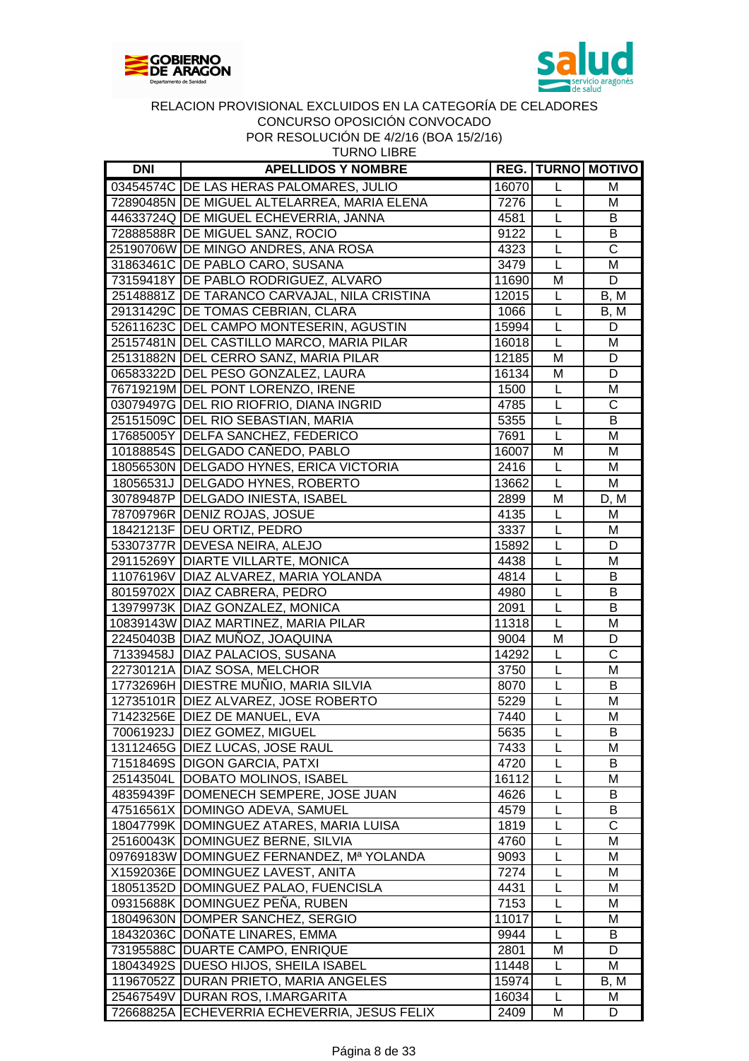RELACION PROVISIONAL EXCLUIDOS EN LA CATEGORÍA DE CELADORES
CONCURSO OPOSICIÓN CONVOCADO
POR RESOLUCIÓN DE 4/2/16 (BOA 15/2/16)
TURNO LIBRE

| DNI | APELLIDOS Y NOMBRE | REG. | TURNO | MOTIVO |
|---|---|---|---|---|
| 03454574C | DE LAS HERAS PALOMARES, JULIO | 16070 | L | M |
| 72890485N | DE MIGUEL ALTELARREA, MARIA ELENA | 7276 | L | M |
| 44633724Q | DE MIGUEL ECHEVERRIA, JANNA | 4581 | L | B |
| 72888588R | DE MIGUEL SANZ, ROCIO | 9122 | L | B |
| 25190706W | DE MINGO ANDRES, ANA ROSA | 4323 | L | C |
| 31863461C | DE PABLO CARO, SUSANA | 3479 | L | M |
| 73159418Y | DE PABLO RODRIGUEZ, ALVARO | 11690 | M | D |
| 25148881Z | DE TARANCO CARVAJAL, NILA CRISTINA | 12015 | L | B, M |
| 29131429C | DE TOMAS CEBRIAN, CLARA | 1066 | L | B, M |
| 52611623C | DEL CAMPO MONTESERIN, AGUSTIN | 15994 | L | D |
| 25157481N | DEL CASTILLO MARCO, MARIA PILAR | 16018 | L | M |
| 25131882N | DEL CERRO SANZ, MARIA PILAR | 12185 | M | D |
| 06583322D | DEL PESO GONZALEZ, LAURA | 16134 | M | D |
| 76719219M | DEL PONT LORENZO, IRENE | 1500 | L | M |
| 03079497G | DEL RIO RIOFRIO, DIANA INGRID | 4785 | L | C |
| 25151509C | DEL RIO SEBASTIAN, MARIA | 5355 | L | B |
| 17685005Y | DELFA SANCHEZ, FEDERICO | 7691 | L | M |
| 10188854S | DELGADO CAÑEDO, PABLO | 16007 | M | M |
| 18056530N | DELGADO HYNES, ERICA VICTORIA | 2416 | L | M |
| 18056531J | DELGADO HYNES, ROBERTO | 13662 | L | M |
| 30789487P | DELGADO INIESTA, ISABEL | 2899 | M | D, M |
| 78709796R | DENIZ ROJAS, JOSUE | 4135 | L | M |
| 18421213F | DEU ORTIZ, PEDRO | 3337 | L | M |
| 53307377R | DEVESA NEIRA, ALEJO | 15892 | L | D |
| 29115269Y | DIARTE VILLARTE, MONICA | 4438 | L | M |
| 11076196V | DIAZ ALVAREZ, MARIA YOLANDA | 4814 | L | B |
| 80159702X | DIAZ CABRERA, PEDRO | 4980 | L | B |
| 13979973K | DIAZ GONZALEZ, MONICA | 2091 | L | B |
| 10839143W | DIAZ MARTINEZ, MARIA PILAR | 11318 | L | M |
| 22450403B | DIAZ MUÑOZ, JOAQUINA | 9004 | M | D |
| 71339458J | DIAZ PALACIOS, SUSANA | 14292 | L | C |
| 22730121A | DIAZ SOSA, MELCHOR | 3750 | L | M |
| 17732696H | DIESTRE MUÑIO, MARIA SILVIA | 8070 | L | B |
| 12735101R | DIEZ ALVAREZ, JOSE ROBERTO | 5229 | L | M |
| 71423256E | DIEZ DE MANUEL, EVA | 7440 | L | M |
| 70061923J | DIEZ GOMEZ, MIGUEL | 5635 | L | B |
| 13112465G | DIEZ LUCAS, JOSE RAUL | 7433 | L | M |
| 71518469S | DIGON GARCIA, PATXI | 4720 | L | B |
| 25143504L | DOBATO MOLINOS, ISABEL | 16112 | L | M |
| 48359439F | DOMENECH SEMPERE, JOSE JUAN | 4626 | L | B |
| 47516561X | DOMINGO ADEVA, SAMUEL | 4579 | L | B |
| 18047799K | DOMINGUEZ ATARES, MARIA LUISA | 1819 | L | C |
| 25160043K | DOMINGUEZ BERNE, SILVIA | 4760 | L | M |
| 09769183W | DOMINGUEZ FERNANDEZ, Mª YOLANDA | 9093 | L | M |
| X1592036E | DOMINGUEZ LAVEST, ANITA | 7274 | L | M |
| 18051352D | DOMINGUEZ PALAO, FUENCISLA | 4431 | L | M |
| 09315688K | DOMINGUEZ PEÑA, RUBEN | 7153 | L | M |
| 18049630N | DOMPER SANCHEZ, SERGIO | 11017 | L | M |
| 18432036C | DOÑATE LINARES, EMMA | 9944 | L | B |
| 73195588C | DUARTE CAMPO, ENRIQUE | 2801 | M | D |
| 18043492S | DUESO HIJOS, SHEILA ISABEL | 11448 | L | M |
| 11967052Z | DURAN PRIETO, MARIA ANGELES | 15974 | L | B, M |
| 25467549V | DURAN ROS, I.MARGARITA | 16034 | L | M |
| 72668825A | ECHEVERRIA ECHEVERRIA, JESUS FELIX | 2409 | M | D |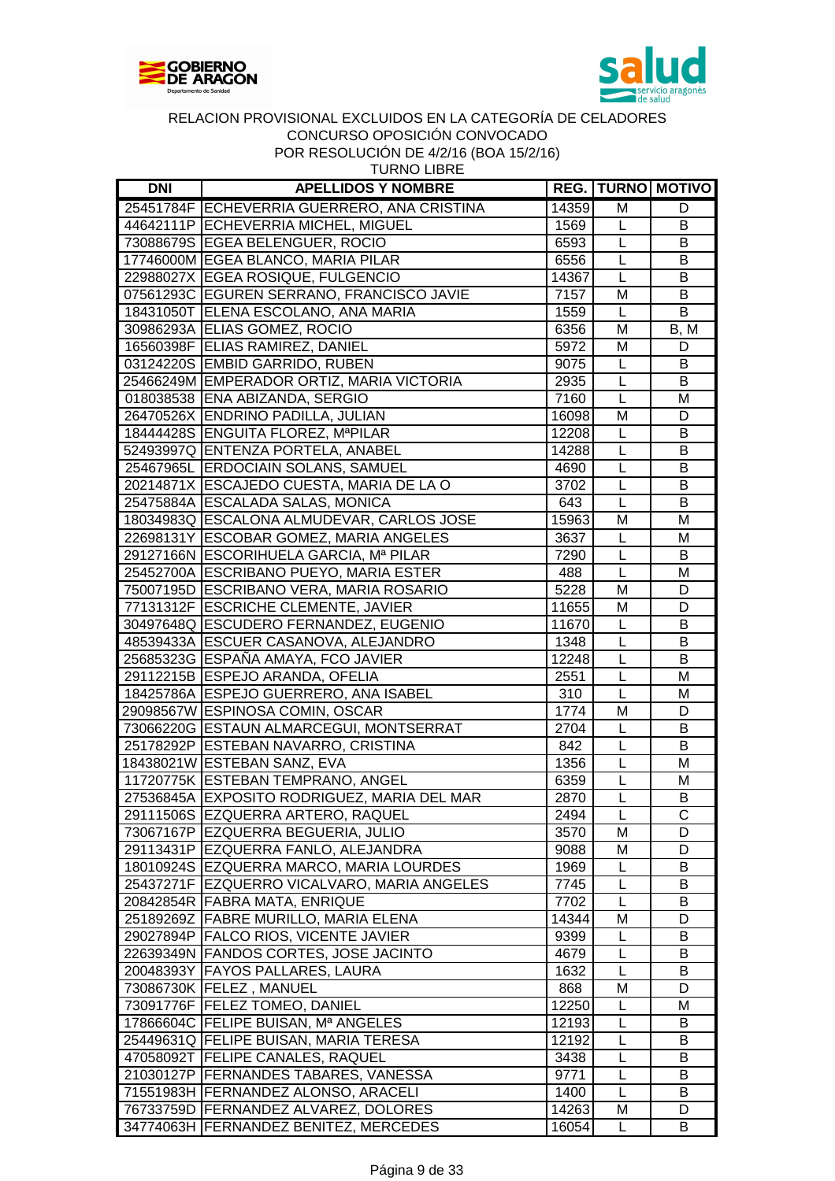RELACION PROVISIONAL EXCLUIDOS EN LA CATEGORÍA DE CELADORES
CONCURSO OPOSICIÓN CONVOCADO
POR RESOLUCIÓN DE 4/2/16 (BOA 15/2/16)
TURNO LIBRE

| DNI | APELLIDOS Y NOMBRE | REG. | TURNO | MOTIVO |
|---|---|---|---|---|
| 25451784F | ECHEVERRIA GUERRERO, ANA CRISTINA | 14359 | M | D |
| 44642111P | ECHEVERRIA MICHEL, MIGUEL | 1569 | L | B |
| 73088679S | EGEA BELENGUER, ROCIO | 6593 | L | B |
| 17746000M | EGEA BLANCO, MARIA PILAR | 6556 | L | B |
| 22988027X | EGEA ROSIQUE, FULGENCIO | 14367 | L | B |
| 07561293C | EGUREN SERRANO, FRANCISCO JAVIE | 7157 | M | B |
| 18431050T | ELENA ESCOLANO, ANA MARIA | 1559 | L | B |
| 30986293A | ELIAS GOMEZ, ROCIO | 6356 | M | B, M |
| 16560398F | ELIAS RAMIREZ, DANIEL | 5972 | M | D |
| 03124220S | EMBID GARRIDO, RUBEN | 9075 | L | B |
| 25466249M | EMPERADOR ORTIZ, MARIA VICTORIA | 2935 | L | B |
| 018038538 | ENA ABIZANDA, SERGIO | 7160 | L | M |
| 26470526X | ENDRINO PADILLA, JULIAN | 16098 | M | D |
| 18444428S | ENGUITA FLOREZ, MªPILAR | 12208 | L | B |
| 52493997Q | ENTENZA PORTELA, ANABEL | 14288 | L | B |
| 25467965L | ERDOCIAIN SOLANS, SAMUEL | 4690 | L | B |
| 20214871X | ESCAJEDO CUESTA, MARIA DE LA O | 3702 | L | B |
| 25475884A | ESCALADA SALAS, MONICA | 643 | L | B |
| 18034983Q | ESCALONA ALMUDEVAR, CARLOS JOSE | 15963 | M | M |
| 22698131Y | ESCOBAR GOMEZ, MARIA ANGELES | 3637 | L | M |
| 29127166N | ESCORIHUELA GARCIA, Mª PILAR | 7290 | L | B |
| 25452700A | ESCRIBANO PUEYO, MARIA ESTER | 488 | L | M |
| 75007195D | ESCRIBANO VERA, MARIA ROSARIO | 5228 | M | D |
| 77131312F | ESCRICHE CLEMENTE, JAVIER | 11655 | M | D |
| 30497648Q | ESCUDERO FERNANDEZ, EUGENIO | 11670 | L | B |
| 48539433A | ESCUER CASANOVA, ALEJANDRO | 1348 | L | B |
| 25685323G | ESPAÑA AMAYA, FCO JAVIER | 12248 | L | B |
| 29112215B | ESPEJO ARANDA, OFELIA | 2551 | L | M |
| 18425786A | ESPEJO GUERRERO, ANA ISABEL | 310 | L | M |
| 29098567W | ESPINOSA COMIN, OSCAR | 1774 | M | D |
| 73066220G | ESTAUN ALMARCEGUI, MONTSERRAT | 2704 | L | B |
| 25178292P | ESTEBAN NAVARRO, CRISTINA | 842 | L | B |
| 18438021W | ESTEBAN SANZ, EVA | 1356 | L | M |
| 11720775K | ESTEBAN TEMPRANO, ANGEL | 6359 | L | M |
| 27536845A | EXPOSITO RODRIGUEZ, MARIA DEL MAR | 2870 | L | B |
| 29111506S | EZQUERRA ARTERO, RAQUEL | 2494 | L | C |
| 73067167P | EZQUERRA BEGUERIA, JULIO | 3570 | M | D |
| 29113431P | EZQUERRA FANLO, ALEJANDRA | 9088 | M | D |
| 18010924S | EZQUERRA MARCO, MARIA LOURDES | 1969 | L | B |
| 25437271F | EZQUERRO VICALVARO, MARIA ANGELES | 7745 | L | B |
| 20842854R | FABRA MATA, ENRIQUE | 7702 | L | B |
| 25189269Z | FABRE MURILLO, MARIA ELENA | 14344 | M | D |
| 29027894P | FALCO RIOS, VICENTE JAVIER | 9399 | L | B |
| 22639349N | FANDOS CORTES, JOSE JACINTO | 4679 | L | B |
| 20048393Y | FAYOS PALLARES, LAURA | 1632 | L | B |
| 73086730K | FELEZ , MANUEL | 868 | M | D |
| 73091776F | FELEZ TOMEO, DANIEL | 12250 | L | M |
| 17866604C | FELIPE BUISAN, Mª ANGELES | 12193 | L | B |
| 25449631Q | FELIPE BUISAN, MARIA TERESA | 12192 | L | B |
| 47058092T | FELIPE CANALES, RAQUEL | 3438 | L | B |
| 21030127P | FERNANDES TABARES, VANESSA | 9771 | L | B |
| 71551983H | FERNANDEZ ALONSO, ARACELI | 1400 | L | B |
| 76733759D | FERNANDEZ ALVAREZ, DOLORES | 14263 | M | D |
| 34774063H | FERNANDEZ BENITEZ, MERCEDES | 16054 | L | B |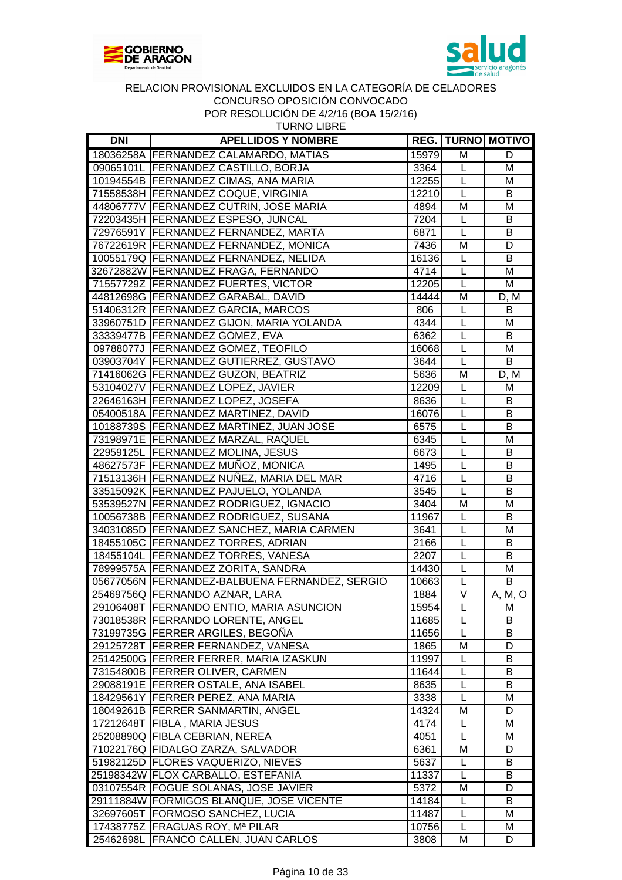RELACION PROVISIONAL EXCLUIDOS EN LA CATEGORÍA DE CELADORES
CONCURSO OPOSICIÓN CONVOCADO
POR RESOLUCIÓN DE 4/2/16 (BOA 15/2/16)
TURNO LIBRE

| DNI | APELLIDOS Y NOMBRE | REG. | TURNO | MOTIVO |
|---|---|---|---|---|
| 18036258A | FERNANDEZ CALAMARDO, MATIAS | 15979 | M | D |
| 09065101L | FERNANDEZ CASTILLO, BORJA | 3364 | L | M |
| 10194554B | FERNANDEZ CIMAS, ANA MARIA | 12255 | L | M |
| 71558538H | FERNANDEZ COQUE, VIRGINIA | 12210 | L | B |
| 44806777V | FERNANDEZ CUTRIN, JOSE MARIA | 4894 | M | M |
| 72203435H | FERNANDEZ ESPESO, JUNCAL | 7204 | L | B |
| 72976591Y | FERNANDEZ FERNANDEZ, MARTA | 6871 | L | B |
| 76722619R | FERNANDEZ FERNANDEZ, MONICA | 7436 | M | D |
| 10055179Q | FERNANDEZ FERNANDEZ, NELIDA | 16136 | L | B |
| 32672882W | FERNANDEZ FRAGA, FERNANDO | 4714 | L | M |
| 71557729Z | FERNANDEZ FUERTES, VICTOR | 12205 | L | M |
| 44812698G | FERNANDEZ GARABAL, DAVID | 14444 | M | D, M |
| 51406312R | FERNANDEZ GARCIA, MARCOS | 806 | L | B |
| 33960751D | FERNANDEZ GIJON, MARIA YOLANDA | 4344 | L | M |
| 33339477B | FERNANDEZ GOMEZ, EVA | 6362 | L | B |
| 09788077J | FERNANDEZ GOMEZ, TEOFILO | 16068 | L | M |
| 03903704Y | FERNANDEZ GUTIERREZ, GUSTAVO | 3644 | L | B |
| 71416062G | FERNANDEZ GUZON, BEATRIZ | 5636 | M | D, M |
| 53104027V | FERNANDEZ LOPEZ, JAVIER | 12209 | L | M |
| 22646163H | FERNANDEZ LOPEZ, JOSEFA | 8636 | L | B |
| 05400518A | FERNANDEZ MARTINEZ, DAVID | 16076 | L | B |
| 10188739S | FERNANDEZ MARTINEZ, JUAN JOSE | 6575 | L | B |
| 73198971E | FERNANDEZ MARZAL, RAQUEL | 6345 | L | M |
| 22959125L | FERNANDEZ MOLINA, JESUS | 6673 | L | B |
| 48627573F | FERNANDEZ MUÑOZ, MONICA | 1495 | L | B |
| 71513136H | FERNANDEZ NUÑEZ, MARIA DEL MAR | 4716 | L | B |
| 33515092K | FERNANDEZ PAJUELO, YOLANDA | 3545 | L | B |
| 53539527N | FERNANDEZ RODRIGUEZ, IGNACIO | 3404 | M | M |
| 10056738B | FERNANDEZ RODRIGUEZ, SUSANA | 11967 | L | B |
| 34031085D | FERNANDEZ SANCHEZ, MARIA CARMEN | 3641 | L | M |
| 18455105C | FERNANDEZ TORRES, ADRIAN | 2166 | L | B |
| 18455104L | FERNANDEZ TORRES, VANESA | 2207 | L | B |
| 78999575A | FERNANDEZ ZORITA, SANDRA | 14430 | L | M |
| 05677056N | FERNANDEZ-BALBUENA FERNANDEZ, SERGIO | 10663 | L | B |
| 25469756Q | FERNANDO AZNAR, LARA | 1884 | V | A, M, O |
| 29106408T | FERNANDO ENTIO, MARIA ASUNCION | 15954 | L | M |
| 73018538R | FERRANDO LORENTE, ANGEL | 11685 | L | B |
| 73199735G | FERRER ARGILES, BEGOÑA | 11656 | L | B |
| 29125728T | FERRER FERNANDEZ, VANESA | 1865 | M | D |
| 25142500G | FERRER FERRER, MARIA IZASKUN | 11997 | L | B |
| 73154800B | FERRER OLIVER, CARMEN | 11644 | L | B |
| 29088191E | FERRER OSTALE, ANA ISABEL | 8635 | L | B |
| 18429561Y | FERRER PEREZ, ANA MARIA | 3338 | L | M |
| 18049261B | FERRER SANMARTIN, ANGEL | 14324 | M | D |
| 17212648T | FIBLA , MARIA JESUS | 4174 | L | M |
| 25208890Q | FIBLA CEBRIAN, NEREA | 4051 | L | M |
| 71022176Q | FIDALGO ZARZA, SALVADOR | 6361 | M | D |
| 51982125D | FLORES VAQUERIZO, NIEVES | 5637 | L | B |
| 25198342W | FLOX CARBALLO, ESTEFANIA | 11337 | L | B |
| 03107554R | FOGUE SOLANAS, JOSE JAVIER | 5372 | M | D |
| 29111884W | FORMIGOS BLANQUE, JOSE VICENTE | 14184 | L | B |
| 32697605T | FORMOSO SANCHEZ, LUCIA | 11487 | L | M |
| 17438775Z | FRAGUAS ROY, Mª PILAR | 10756 | L | M |
| 25462698L | FRANCO CALLEN, JUAN CARLOS | 3808 | M | D |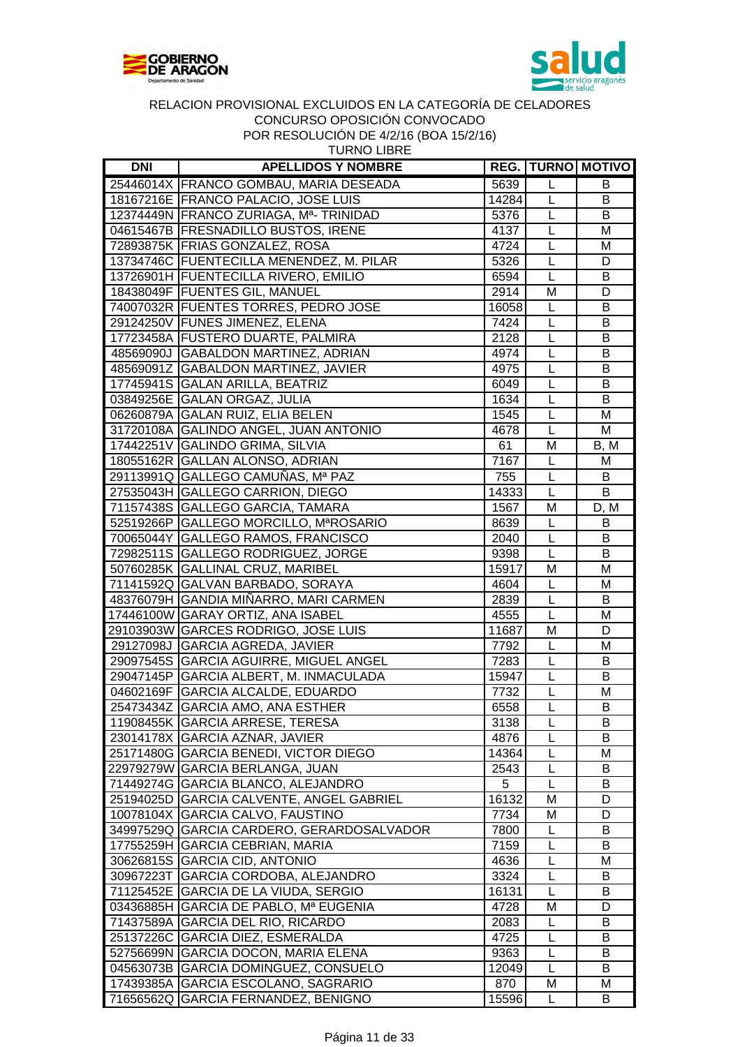RELACION PROVISIONAL EXCLUIDOS EN LA CATEGORÍA DE CELADORES
CONCURSO OPOSICIÓN CONVOCADO
POR RESOLUCIÓN DE 4/2/16 (BOA 15/2/16)
TURNO LIBRE

| DNI | APELLIDOS Y NOMBRE | REG. | TURNO | MOTIVO |
|---|---|---|---|---|
| 25446014X | FRANCO GOMBAU, MARIA DESEADA | 5639 | L | B |
| 18167216E | FRANCO PALACIO, JOSE LUIS | 14284 | L | B |
| 12374449N | FRANCO ZURIAGA, Mª- TRINIDAD | 5376 | L | B |
| 04615467B | FRESNADILLO BUSTOS, IRENE | 4137 | L | M |
| 72893875K | FRIAS GONZALEZ, ROSA | 4724 | L | M |
| 13734746C | FUENTECILLA MENENDEZ, M. PILAR | 5326 | L | D |
| 13726901H | FUENTECILLA RIVERO, EMILIO | 6594 | L | B |
| 18438049F | FUENTES GIL, MANUEL | 2914 | M | D |
| 74007032R | FUENTES TORRES, PEDRO JOSE | 16058 | L | B |
| 29124250V | FUNES JIMENEZ, ELENA | 7424 | L | B |
| 17723458A | FUSTERO DUARTE, PALMIRA | 2128 | L | B |
| 48569090J | GABALDON MARTINEZ, ADRIAN | 4974 | L | B |
| 48569091Z | GABALDON MARTINEZ, JAVIER | 4975 | L | B |
| 17745941S | GALAN ARILLA, BEATRIZ | 6049 | L | B |
| 03849256E | GALAN ORGAZ, JULIA | 1634 | L | B |
| 06260879A | GALAN RUIZ, ELIA BELEN | 1545 | L | M |
| 31720108A | GALINDO ANGEL, JUAN ANTONIO | 4678 | L | M |
| 17442251V | GALINDO GRIMA, SILVIA | 61 | M | B, M |
| 18055162R | GALLAN ALONSO, ADRIAN | 7167 | L | M |
| 29113991Q | GALLEGO CAMUÑAS, Mª PAZ | 755 | L | B |
| 27535043H | GALLEGO CARRION, DIEGO | 14333 | L | B |
| 71157438S | GALLEGO GARCIA, TAMARA | 1567 | M | D, M |
| 52519266P | GALLEGO MORCILLO, MªROSARIO | 8639 | L | B |
| 70065044Y | GALLEGO RAMOS, FRANCISCO | 2040 | L | B |
| 72982511S | GALLEGO RODRIGUEZ, JORGE | 9398 | L | B |
| 50760285K | GALLINAL CRUZ, MARIBEL | 15917 | M | M |
| 71141592Q | GALVAN BARBADO, SORAYA | 4604 | L | M |
| 48376079H | GANDIA MIÑARRO, MARI CARMEN | 2839 | L | B |
| 17446100W | GARAY ORTIZ, ANA ISABEL | 4555 | L | M |
| 29103903W | GARCES RODRIGO, JOSE LUIS | 11687 | M | D |
| 29127098J | GARCIA AGREDA, JAVIER | 7792 | L | M |
| 29097545S | GARCIA AGUIRRE, MIGUEL ANGEL | 7283 | L | B |
| 29047145P | GARCIA ALBERT, M. INMACULADA | 15947 | L | B |
| 04602169F | GARCIA ALCALDE, EDUARDO | 7732 | L | M |
| 25473434Z | GARCIA AMO, ANA ESTHER | 6558 | L | B |
| 11908455K | GARCIA ARRESE, TERESA | 3138 | L | B |
| 23014178X | GARCIA AZNAR, JAVIER | 4876 | L | B |
| 25171480G | GARCIA BENEDI, VICTOR DIEGO | 14364 | L | M |
| 22979279W | GARCIA BERLANGA, JUAN | 2543 | L | B |
| 71449274G | GARCIA BLANCO, ALEJANDRO | 5 | L | B |
| 25194025D | GARCIA CALVENTE, ANGEL GABRIEL | 16132 | M | D |
| 10078104X | GARCIA CALVO, FAUSTINO | 7734 | M | D |
| 34997529Q | GARCIA CARDERO, GERARDOSALVADOR | 7800 | L | B |
| 17755259H | GARCIA CEBRIAN, MARIA | 7159 | L | B |
| 30626815S | GARCIA CID, ANTONIO | 4636 | L | M |
| 30967223T | GARCIA CORDOBA, ALEJANDRO | 3324 | L | B |
| 71125452E | GARCIA DE LA VIUDA, SERGIO | 16131 | L | B |
| 03436885H | GARCIA DE PABLO, Mª EUGENIA | 4728 | M | D |
| 71437589A | GARCIA DEL RIO, RICARDO | 2083 | L | B |
| 25137226C | GARCIA DIEZ, ESMERALDA | 4725 | L | B |
| 52756699N | GARCIA DOCON, MARIA ELENA | 9363 | L | B |
| 04563073B | GARCIA DOMINGUEZ, CONSUELO | 12049 | L | B |
| 17439385A | GARCIA ESCOLANO, SAGRARIO | 870 | M | M |
| 71656562Q | GARCIA FERNANDEZ, BENIGNO | 15596 | L | B |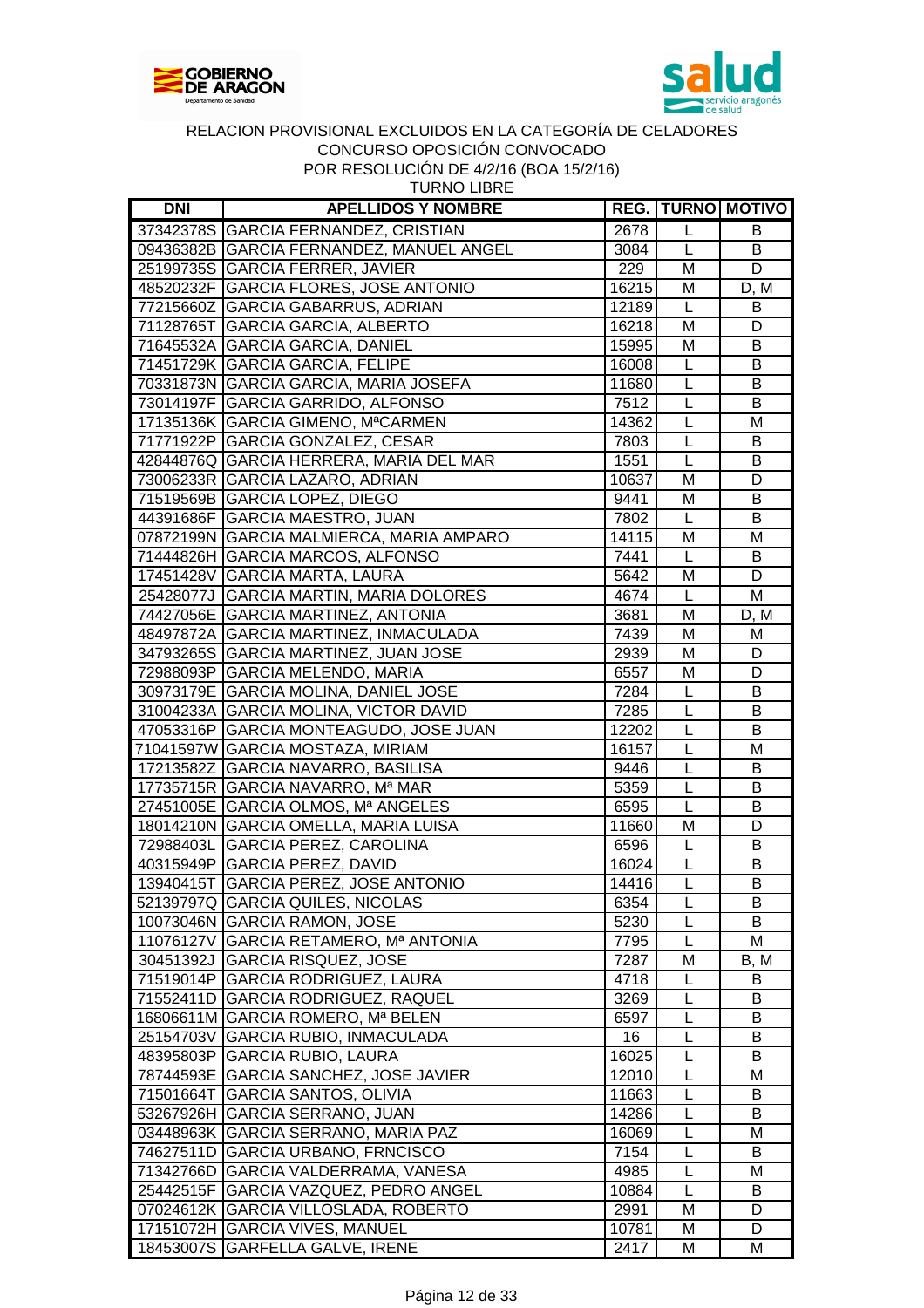RELACION PROVISIONAL EXCLUIDOS EN LA CATEGORÍA DE CELADORES
CONCURSO OPOSICIÓN CONVOCADO
POR RESOLUCIÓN DE 4/2/16 (BOA 15/2/16)
TURNO LIBRE

| DNI | APELLIDOS Y NOMBRE | REG. | TURNO | MOTIVO |
|---|---|---|---|---|
| 37342378S | GARCIA FERNANDEZ, CRISTIAN | 2678 | L | B |
| 09436382B | GARCIA FERNANDEZ, MANUEL ANGEL | 3084 | L | B |
| 25199735S | GARCIA FERRER, JAVIER | 229 | M | D |
| 48520232F | GARCIA FLORES, JOSE ANTONIO | 16215 | M | D, M |
| 77215660Z | GARCIA GABARRUS, ADRIAN | 12189 | L | B |
| 71128765T | GARCIA GARCIA, ALBERTO | 16218 | M | D |
| 71645532A | GARCIA GARCIA, DANIEL | 15995 | M | B |
| 71451729K | GARCIA GARCIA, FELIPE | 16008 | L | B |
| 70331873N | GARCIA GARCIA, MARIA JOSEFA | 11680 | L | B |
| 73014197F | GARCIA GARRIDO, ALFONSO | 7512 | L | B |
| 17135136K | GARCIA GIMENO, MªCARMEN | 14362 | L | M |
| 71771922P | GARCIA GONZALEZ, CESAR | 7803 | L | B |
| 42844876Q | GARCIA HERRERA, MARIA DEL MAR | 1551 | L | B |
| 73006233R | GARCIA LAZARO, ADRIAN | 10637 | M | D |
| 71519569B | GARCIA LOPEZ, DIEGO | 9441 | M | B |
| 44391686F | GARCIA MAESTRO, JUAN | 7802 | L | B |
| 07872199N | GARCIA MALMIERCA, MARIA AMPARO | 14115 | M | M |
| 71444826H | GARCIA MARCOS, ALFONSO | 7441 | L | B |
| 17451428V | GARCIA MARTA, LAURA | 5642 | M | D |
| 25428077J | GARCIA MARTIN, MARIA DOLORES | 4674 | L | M |
| 74427056E | GARCIA MARTINEZ, ANTONIA | 3681 | M | D, M |
| 48497872A | GARCIA MARTINEZ, INMACULADA | 7439 | M | M |
| 34793265S | GARCIA MARTINEZ, JUAN JOSE | 2939 | M | D |
| 72988093P | GARCIA MELENDO, MARIA | 6557 | M | D |
| 30973179E | GARCIA MOLINA, DANIEL JOSE | 7284 | L | B |
| 31004233A | GARCIA MOLINA, VICTOR DAVID | 7285 | L | B |
| 47053316P | GARCIA MONTEAGUDO, JOSE JUAN | 12202 | L | B |
| 71041597W | GARCIA MOSTAZA, MIRIAM | 16157 | L | M |
| 17213582Z | GARCIA NAVARRO, BASILISA | 9446 | L | B |
| 17735715R | GARCIA NAVARRO, Mª MAR | 5359 | L | B |
| 27451005E | GARCIA OLMOS, Mª ANGELES | 6595 | L | B |
| 18014210N | GARCIA OMELLA, MARIA LUISA | 11660 | M | D |
| 72988403L | GARCIA PEREZ, CAROLINA | 6596 | L | B |
| 40315949P | GARCIA PEREZ, DAVID | 16024 | L | B |
| 13940415T | GARCIA PEREZ, JOSE ANTONIO | 14416 | L | B |
| 52139797Q | GARCIA QUILES, NICOLAS | 6354 | L | B |
| 10073046N | GARCIA RAMON, JOSE | 5230 | L | B |
| 11076127V | GARCIA RETAMERO, Mª ANTONIA | 7795 | L | M |
| 30451392J | GARCIA RISQUEZ, JOSE | 7287 | M | B, M |
| 71519014P | GARCIA RODRIGUEZ, LAURA | 4718 | L | B |
| 71552411D | GARCIA RODRIGUEZ, RAQUEL | 3269 | L | B |
| 16806611M | GARCIA ROMERO, Mª BELEN | 6597 | L | B |
| 25154703V | GARCIA RUBIO, INMACULADA | 16 | L | B |
| 48395803P | GARCIA RUBIO, LAURA | 16025 | L | B |
| 78744593E | GARCIA SANCHEZ, JOSE JAVIER | 12010 | L | M |
| 71501664T | GARCIA SANTOS, OLIVIA | 11663 | L | B |
| 53267926H | GARCIA SERRANO, JUAN | 14286 | L | B |
| 03448963K | GARCIA SERRANO, MARIA PAZ | 16069 | L | M |
| 74627511D | GARCIA URBANO, FRNCISCO | 7154 | L | B |
| 71342766D | GARCIA VALDERRAMA, VANESA | 4985 | L | M |
| 25442515F | GARCIA VAZQUEZ, PEDRO ANGEL | 10884 | L | B |
| 07024612K | GARCIA VILLOSLADA, ROBERTO | 2991 | M | D |
| 17151072H | GARCIA VIVES, MANUEL | 10781 | M | D |
| 18453007S | GARFELLA GALVE, IRENE | 2417 | M | M |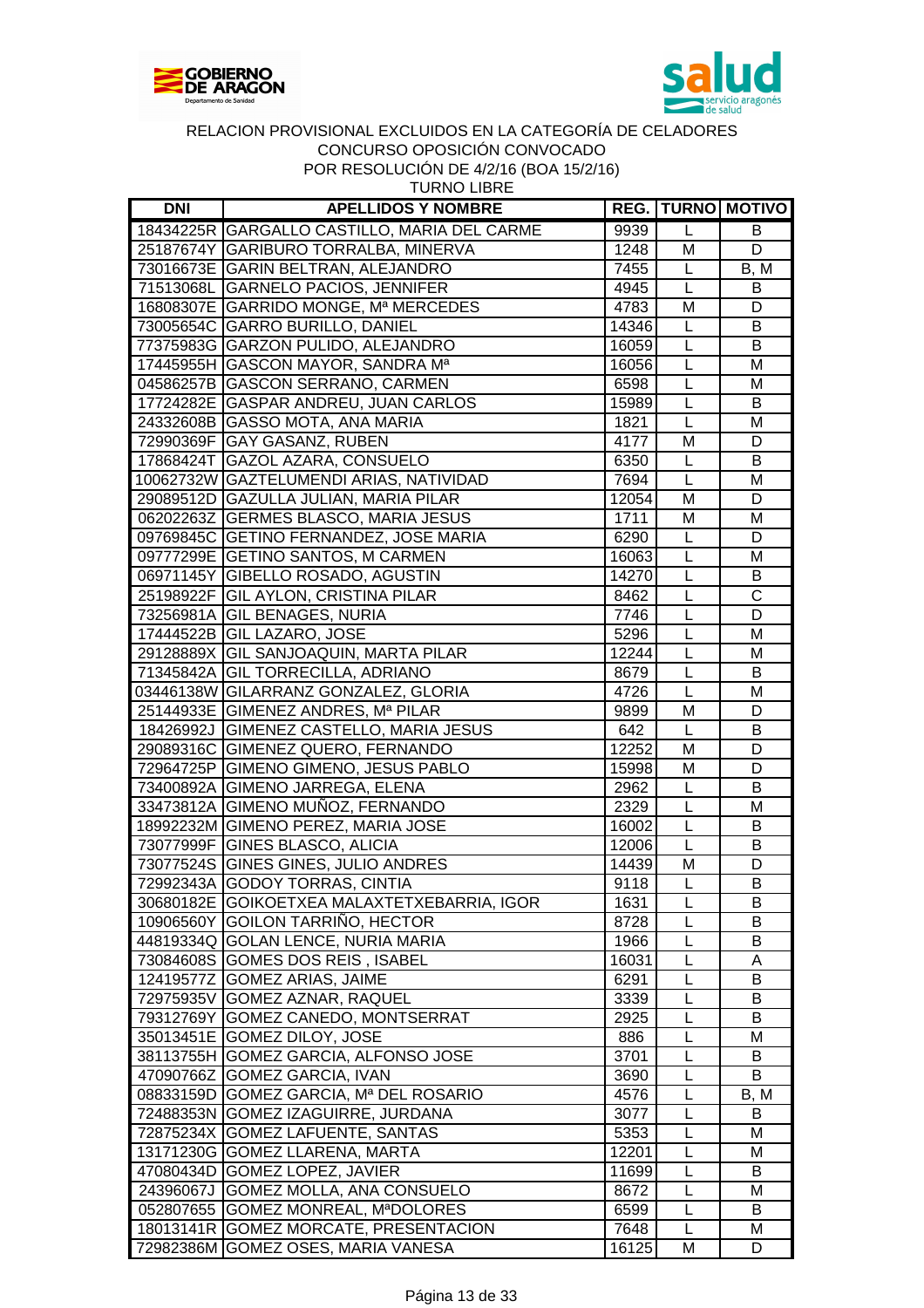RELACION PROVISIONAL EXCLUIDOS EN LA CATEGORÍA DE CELADORES
CONCURSO OPOSICIÓN CONVOCADO
POR RESOLUCIÓN DE 4/2/16 (BOA 15/2/16)
TURNO LIBRE

| DNI | APELLIDOS Y NOMBRE | REG. | TURNO | MOTIVO |
|---|---|---|---|---|
| 18434225R | GARGALLO CASTILLO, MARIA DEL CARME | 9939 | L | B |
| 25187674Y | GARIBURO TORRALBA, MINERVA | 1248 | M | D |
| 73016673E | GARIN BELTRAN, ALEJANDRO | 7455 | L | B, M |
| 71513068L | GARNELO PACIOS, JENNIFER | 4945 | L | B |
| 16808307E | GARRIDO MONGE, Mª MERCEDES | 4783 | M | D |
| 73005654C | GARRO BURILLO, DANIEL | 14346 | L | B |
| 77375983G | GARZON PULIDO, ALEJANDRO | 16059 | L | B |
| 17445955H | GASCON MAYOR, SANDRA Mª | 16056 | L | M |
| 04586257B | GASCON SERRANO, CARMEN | 6598 | L | M |
| 17724282E | GASPAR ANDREU, JUAN CARLOS | 15989 | L | B |
| 24332608B | GASSO MOTA, ANA MARIA | 1821 | L | M |
| 72990369F | GAY GASANZ, RUBEN | 4177 | M | D |
| 17868424T | GAZOL AZARA, CONSUELO | 6350 | L | B |
| 10062732W | GAZTELUMENDI ARIAS, NATIVIDAD | 7694 | L | M |
| 29089512D | GAZULLA JULIAN, MARIA PILAR | 12054 | M | D |
| 06202263Z | GERMES BLASCO, MARIA JESUS | 1711 | M | M |
| 09769845C | GETINO FERNANDEZ, JOSE MARIA | 6290 | L | D |
| 09777299E | GETINO SANTOS, M CARMEN | 16063 | L | M |
| 06971145Y | GIBELLO ROSADO, AGUSTIN | 14270 | L | B |
| 25198922F | GIL AYLON, CRISTINA PILAR | 8462 | L | C |
| 73256981A | GIL BENAGES, NURIA | 7746 | L | D |
| 17444522B | GIL LAZARO, JOSE | 5296 | L | M |
| 29128889X | GIL SANJOAQUIN, MARTA PILAR | 12244 | L | M |
| 71345842A | GIL TORRECILLA, ADRIANO | 8679 | L | B |
| 03446138W | GILARRANZ GONZALEZ, GLORIA | 4726 | L | M |
| 25144933E | GIMENEZ ANDRES, Mª PILAR | 9899 | M | D |
| 18426992J | GIMENEZ CASTELLO, MARIA JESUS | 642 | L | B |
| 29089316C | GIMENEZ QUERO, FERNANDO | 12252 | M | D |
| 72964725P | GIMENO GIMENO, JESUS PABLO | 15998 | M | D |
| 73400892A | GIMENO JARREGA, ELENA | 2962 | L | B |
| 33473812A | GIMENO MUÑOZ, FERNANDO | 2329 | L | M |
| 18992232M | GIMENO PEREZ, MARIA JOSE | 16002 | L | B |
| 73077999F | GINES BLASCO, ALICIA | 12006 | L | B |
| 73077524S | GINES GINES, JULIO ANDRES | 14439 | M | D |
| 72992343A | GODOY TORRAS, CINTIA | 9118 | L | B |
| 30680182E | GOIKOETXEA MALAXTETXEBARRIA, IGOR | 1631 | L | B |
| 10906560Y | GOILON TARRIÑO, HECTOR | 8728 | L | B |
| 44819334Q | GOLAN LENCE, NURIA MARIA | 1966 | L | B |
| 73084608S | GOMES DOS REIS , ISABEL | 16031 | L | A |
| 12419577Z | GOMEZ ARIAS, JAIME | 6291 | L | B |
| 72975935V | GOMEZ AZNAR, RAQUEL | 3339 | L | B |
| 79312769Y | GOMEZ CANEDO, MONTSERRAT | 2925 | L | B |
| 35013451E | GOMEZ DILOY, JOSE | 886 | L | M |
| 38113755H | GOMEZ GARCIA, ALFONSO JOSE | 3701 | L | B |
| 47090766Z | GOMEZ GARCIA, IVAN | 3690 | L | B |
| 08833159D | GOMEZ GARCIA, Mª DEL ROSARIO | 4576 | L | B, M |
| 72488353N | GOMEZ IZAGUIRRE, JURDANA | 3077 | L | B |
| 72875234X | GOMEZ LAFUENTE, SANTAS | 5353 | L | M |
| 13171230G | GOMEZ LLARENA, MARTA | 12201 | L | M |
| 47080434D | GOMEZ LOPEZ, JAVIER | 11699 | L | B |
| 24396067J | GOMEZ MOLLA, ANA CONSUELO | 8672 | L | M |
| 052807655 | GOMEZ MONREAL, MªDOLORES | 6599 | L | B |
| 18013141R | GOMEZ MORCATE, PRESENTACION | 7648 | L | M |
| 72982386M | GOMEZ OSES, MARIA VANESA | 16125 | M | D |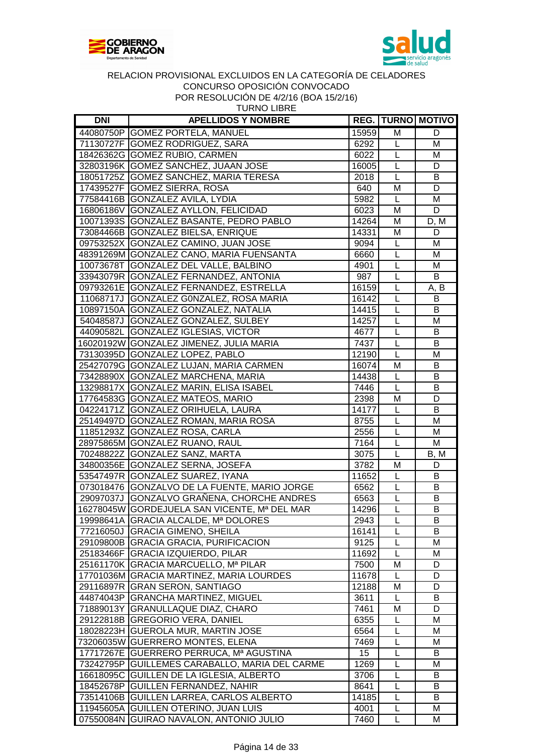RELACION PROVISIONAL EXCLUIDOS EN LA CATEGORÍA DE CELADORES
CONCURSO OPOSICIÓN CONVOCADO
POR RESOLUCIÓN DE 4/2/16 (BOA 15/2/16)
TURNO LIBRE

| DNI | APELLIDOS Y NOMBRE | REG. | TURNO | MOTIVO |
|---|---|---|---|---|
| 44080750P | GOMEZ PORTELA, MANUEL | 15959 | M | D |
| 71130727F | GOMEZ RODRIGUEZ, SARA | 6292 | L | M |
| 18426362G | GOMEZ RUBIO, CARMEN | 6022 | L | M |
| 32803196K | GOMEZ SANCHEZ, JUAAN JOSE | 16005 | L | D |
| 18051725Z | GOMEZ SANCHEZ, MARIA TERESA | 2018 | L | B |
| 17439527F | GOMEZ SIERRA, ROSA | 640 | M | D |
| 77584416B | GONZALEZ AVILA, LYDIA | 5982 | L | M |
| 16806186V | GONZALEZ AYLLON, FELICIDAD | 6023 | M | D |
| 10071393S | GONZALEZ BASANTE, PEDRO PABLO | 14264 | M | D, M |
| 73084466B | GONZALEZ BIELSA, ENRIQUE | 14331 | M | D |
| 09753252X | GONZALEZ CAMINO, JUAN JOSE | 9094 | L | M |
| 48391269M | GONZALEZ CANO, MARIA FUENSANTA | 6660 | L | M |
| 10073678T | GONZALEZ DEL VALLE, BALBINO | 4901 | L | M |
| 33943079R | GONZALEZ FERNANDEZ, ANTONIA | 987 | L | B |
| 09793261E | GONZALEZ FERNANDEZ, ESTRELLA | 16159 | L | A, B |
| 11068717J | GONZALEZ G0NZALEZ, ROSA MARIA | 16142 | L | B |
| 10897150A | GONZALEZ GONZALEZ, NATALIA | 14415 | L | B |
| 54048587J | GONZALEZ GONZALEZ, SULBEY | 14257 | L | M |
| 44090582L | GONZALEZ IGLESIAS, VICTOR | 4677 | L | B |
| 16020192W | GONZALEZ JIMENEZ, JULIA MARIA | 7437 | L | B |
| 73130395D | GONZALEZ LOPEZ, PABLO | 12190 | L | M |
| 25427079G | GONZALEZ LUJAN, MARIA CARMEN | 16074 | M | B |
| 73428890X | GONZALEZ MARCHENA, MARIA | 14438 | L | B |
| 13298817X | GONZALEZ MARIN, ELISA ISABEL | 7446 | L | B |
| 17764583G | GONZALEZ MATEOS, MARIO | 2398 | M | D |
| 04224171Z | GONZALEZ ORIHUELA, LAURA | 14177 | L | B |
| 25149497D | GONZALEZ ROMAN, MARIA ROSA | 8755 | L | M |
| 11851293Z | GONZALEZ ROSA, CARLA | 2556 | L | M |
| 28975865M | GONZALEZ RUANO, RAUL | 7164 | L | M |
| 70248822Z | GONZALEZ SANZ, MARTA | 3075 | L | B, M |
| 34800356E | GONZALEZ SERNA, JOSEFA | 3782 | M | D |
| 53547497R | GONZALEZ SUAREZ, IYANA | 11652 | L | B |
| 073018476 | GONZALVO DE LA FUENTE, MARIO JORGE | 6562 | L | B |
| 29097037J | GONZALVO GRAÑENA, CHORCHE ANDRES | 6563 | L | B |
| 16278045W | GORDEJUELA SAN VICENTE, Mª DEL MAR | 14296 | L | B |
| 19998641A | GRACIA ALCALDE, Mª DOLORES | 2943 | L | B |
| 77216050J | GRACIA GIMENO, SHEILA | 16141 | L | B |
| 29109800B | GRACIA GRACIA, PURIFICACION | 9125 | L | M |
| 25183466F | GRACIA IZQUIERDO, PILAR | 11692 | L | M |
| 25161170K | GRACIA MARCUELLO, Mª PILAR | 7500 | M | D |
| 17701036M | GRACIA MARTINEZ, MARIA LOURDES | 11678 | L | D |
| 29116897R | GRAN SERON, SANTIAGO | 12188 | M | D |
| 44874043P | GRANCHA MARTINEZ, MIGUEL | 3611 | L | B |
| 71889013Y | GRANULLAQUE DIAZ, CHARO | 7461 | M | D |
| 29122818B | GREGORIO VERA, DANIEL | 6355 | L | M |
| 18028223H | GUEROLA MUR, MARTIN JOSE | 6564 | L | M |
| 73206035W | GUERRERO MONTES, ELENA | 7469 | L | M |
| 17717267E | GUERRERO PERRUCA, Mª AGUSTINA | 15 | L | B |
| 73242795P | GUILLEMES CARABALLO, MARIA DEL CARME | 1269 | L | M |
| 16618095C | GUILLEN DE LA IGLESIA, ALBERTO | 3706 | L | B |
| 18452678P | GUILLEN FERNANDEZ, NAHIR | 8641 | L | B |
| 73514106B | GUILLEN LARREA, CARLOS ALBERTO | 14185 | L | B |
| 11945605A | GUILLEN OTERINO, JUAN LUIS | 4001 | L | M |
| 07550084N | GUIRAO NAVALON, ANTONIO JULIO | 7460 | L | M |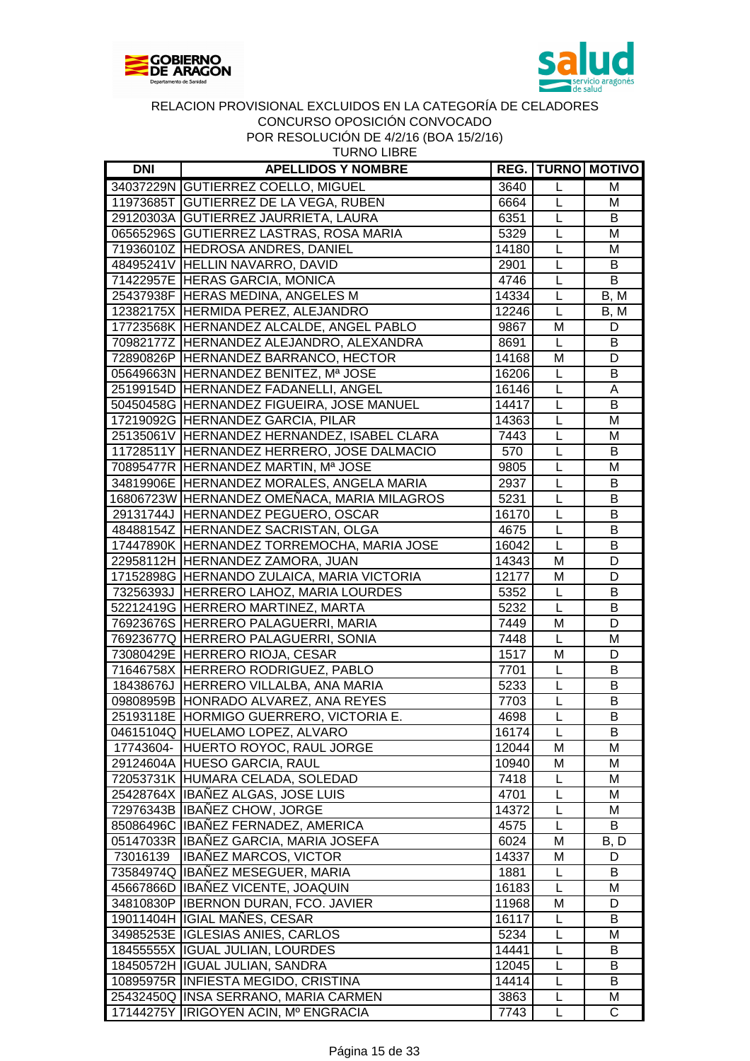GOBIERNO DE ARAGON
Departamento de Sanidad

salud
servicio aragonés de salud

RELACION PROVISIONAL EXCLUIDOS EN LA CATEGORÍA DE CELADORES
CONCURSO OPOSICIÓN CONVOCADO
POR RESOLUCIÓN DE 4/2/16 (BOA 15/2/16)
TURNO LIBRE

| DNI | APELLIDOS Y NOMBRE | REG. | TURNO | MOTIVO |
|---|---|---|---|---|
| 34037229N | GUTIERREZ COELLO, MIGUEL | 3640 | L | M |
| 11973685T | GUTIERREZ DE LA VEGA, RUBEN | 6664 | L | M |
| 29120303A | GUTIERREZ JAURRIETA, LAURA | 6351 | L | B |
| 06565296S | GUTIERREZ LASTRAS, ROSA MARIA | 5329 | L | M |
| 71936010Z | HEDROSA ANDRES, DANIEL | 14180 | L | M |
| 48495241V | HELLIN NAVARRO, DAVID | 2901 | L | B |
| 71422957E | HERAS GARCIA, MONICA | 4746 | L | B |
| 25437938F | HERAS MEDINA, ANGELES M | 14334 | L | B, M |
| 12382175X | HERMIDA PEREZ, ALEJANDRO | 12246 | L | B, M |
| 17723568K | HERNANDEZ ALCALDE, ANGEL PABLO | 9867 | M | D |
| 70982177Z | HERNANDEZ ALEJANDRO, ALEXANDRA | 8691 | L | B |
| 72890826P | HERNANDEZ BARRANCO, HECTOR | 14168 | M | D |
| 05649663N | HERNANDEZ BENITEZ, Mª JOSE | 16206 | L | B |
| 25199154D | HERNANDEZ FADANELLI, ANGEL | 16146 | L | A |
| 50450458G | HERNANDEZ FIGUEIRA, JOSE MANUEL | 14417 | L | B |
| 17219092G | HERNANDEZ GARCIA, PILAR | 14363 | L | M |
| 25135061V | HERNANDEZ HERNANDEZ, ISABEL CLARA | 7443 | L | M |
| 11728511Y | HERNANDEZ HERRERO, JOSE DALMACIO | 570 | L | B |
| 70895477R | HERNANDEZ MARTIN, Mª JOSE | 9805 | L | M |
| 34819906E | HERNANDEZ MORALES, ANGELA MARIA | 2937 | L | B |
| 16806723W | HERNANDEZ OMEÑACA, MARIA MILAGROS | 5231 | L | B |
| 29131744J | HERNANDEZ PEGUERO, OSCAR | 16170 | L | B |
| 48488154Z | HERNANDEZ SACRISTAN, OLGA | 4675 | L | B |
| 17447890K | HERNANDEZ TORREMOCHA, MARIA JOSE | 16042 | L | B |
| 22958112H | HERNANDEZ ZAMORA, JUAN | 14343 | M | D |
| 17152898G | HERNANDO ZULAICA, MARIA VICTORIA | 12177 | M | D |
| 73256393J | HERRERO LAHOZ, MARIA LOURDES | 5352 | L | B |
| 52212419G | HERRERO MARTINEZ, MARTA | 5232 | L | B |
| 76923676S | HERRERO PALAGUERRI, MARIA | 7449 | M | D |
| 76923677Q | HERRERO PALAGUERRI, SONIA | 7448 | L | M |
| 73080429E | HERRERO RIOJA, CESAR | 1517 | M | D |
| 71646758X | HERRERO RODRIGUEZ, PABLO | 7701 | L | B |
| 18438676J | HERRERO VILLALBA, ANA MARIA | 5233 | L | B |
| 09808959B | HONRADO ALVAREZ, ANA REYES | 7703 | L | B |
| 25193118E | HORMIGO GUERRERO, VICTORIA E. | 4698 | L | B |
| 04615104Q | HUELAMO LOPEZ, ALVARO | 16174 | L | B |
| 17743604- | HUERTO ROYOC, RAUL JORGE | 12044 | M | M |
| 29124604A | HUESO GARCIA, RAUL | 10940 | M | M |
| 72053731K | HUMARA CELADA, SOLEDAD | 7418 | L | M |
| 25428764X | IBAÑEZ ALGAS, JOSE LUIS | 4701 | L | M |
| 72976343B | IBAÑEZ CHOW, JORGE | 14372 | L | M |
| 85086496C | IBAÑEZ FERNADEZ, AMERICA | 4575 | L | B |
| 05147033R | IBAÑEZ GARCIA, MARIA JOSEFA | 6024 | M | B, D |
| 73016139 | IBAÑEZ MARCOS, VICTOR | 14337 | M | D |
| 73584974Q | IBAÑEZ MESEGUER, MARIA | 1881 | L | B |
| 45667866D | IBAÑEZ VICENTE, JOAQUIN | 16183 | L | M |
| 34810830P | IBERNON DURAN, FCO. JAVIER | 11968 | M | D |
| 19011404H | IGIAL MAÑES, CESAR | 16117 | L | B |
| 34985253E | IGLESIAS ANIES, CARLOS | 5234 | L | M |
| 18455555X | IGUAL JULIAN, LOURDES | 14441 | L | B |
| 18450572H | IGUAL JULIAN, SANDRA | 12045 | L | B |
| 10895975R | INFIESTA MEGIDO, CRISTINA | 14414 | L | B |
| 25432450Q | INSA SERRANO, MARIA CARMEN | 3863 | L | M |
| 17144275Y | IRIGOYEN ACIN, Mº ENGRACIA | 7743 | L | C |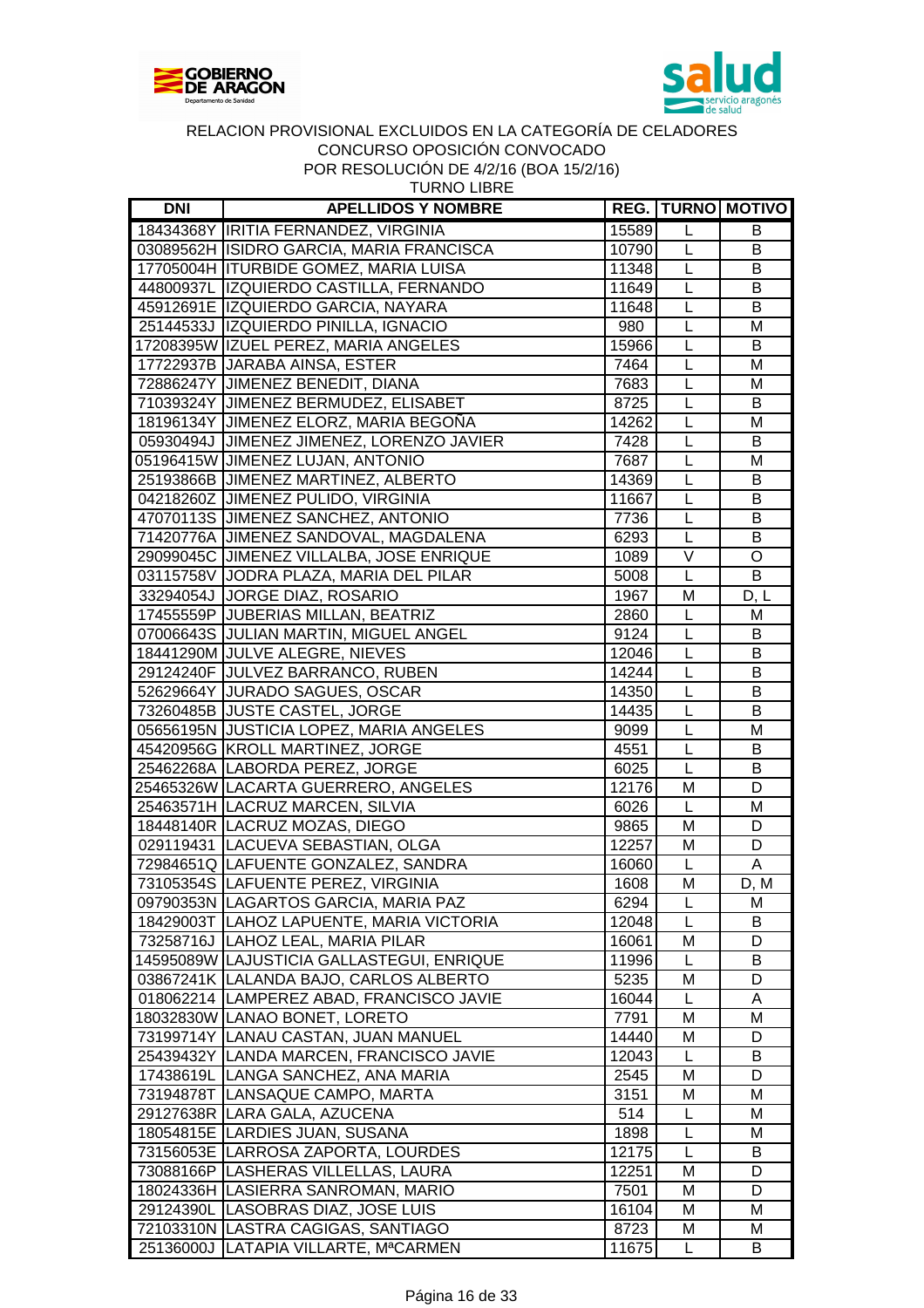RELACION PROVISIONAL EXCLUIDOS EN LA CATEGORÍA DE CELADORES
CONCURSO OPOSICIÓN CONVOCADO
POR RESOLUCIÓN DE 4/2/16 (BOA 15/2/16)
TURNO LIBRE

| DNI | APELLIDOS Y NOMBRE | REG. | TURNO | MOTIVO |
|---|---|---|---|---|
| 18434368Y | IRITIA FERNANDEZ, VIRGINIA | 15589 | L | B |
| 03089562H | ISIDRO GARCIA, MARIA FRANCISCA | 10790 | L | B |
| 17705004H | ITURBIDE GOMEZ, MARIA LUISA | 11348 | L | B |
| 44800937L | IZQUIERDO CASTILLA, FERNANDO | 11649 | L | B |
| 45912691E | IZQUIERDO GARCIA, NAYARA | 11648 | L | B |
| 25144533J | IZQUIERDO PINILLA, IGNACIO | 980 | L | M |
| 17208395W | IZUEL PEREZ, MARIA ANGELES | 15966 | L | B |
| 17722937B | JARABA AINSA, ESTER | 7464 | L | M |
| 72886247Y | JIMENEZ BENEDIT, DIANA | 7683 | L | M |
| 71039324Y | JIMENEZ BERMUDEZ, ELISABET | 8725 | L | B |
| 18196134Y | JIMENEZ ELORZ, MARIA BEGOÑA | 14262 | L | M |
| 05930494J | JIMENEZ JIMENEZ, LORENZO JAVIER | 7428 | L | B |
| 05196415W | JIMENEZ LUJAN, ANTONIO | 7687 | L | M |
| 25193866B | JIMENEZ MARTINEZ, ALBERTO | 14369 | L | B |
| 04218260Z | JIMENEZ PULIDO, VIRGINIA | 11667 | L | B |
| 47070113S | JIMENEZ SANCHEZ, ANTONIO | 7736 | L | B |
| 71420776A | JIMENEZ SANDOVAL, MAGDALENA | 6293 | L | B |
| 29099045C | JIMENEZ VILLALBA, JOSE ENRIQUE | 1089 | V | O |
| 03115758V | JODRA PLAZA, MARIA DEL PILAR | 5008 | L | B |
| 33294054J | JORGE DIAZ, ROSARIO | 1967 | M | D, L |
| 17455559P | JUBERIAS MILLAN, BEATRIZ | 2860 | L | M |
| 07006643S | JULIAN MARTIN, MIGUEL ANGEL | 9124 | L | B |
| 18441290M | JULVE ALEGRE, NIEVES | 12046 | L | B |
| 29124240F | JULVEZ BARRANCO, RUBEN | 14244 | L | B |
| 52629664Y | JURADO SAGUES, OSCAR | 14350 | L | B |
| 73260485B | JUSTE CASTEL, JORGE | 14435 | L | B |
| 05656195N | JUSTICIA LOPEZ, MARIA ANGELES | 9099 | L | M |
| 45420956G | KROLL MARTINEZ, JORGE | 4551 | L | B |
| 25462268A | LABORDA PEREZ, JORGE | 6025 | L | B |
| 25465326W | LACARTA GUERRERO, ANGELES | 12176 | M | D |
| 25463571H | LACRUZ MARCEN, SILVIA | 6026 | L | M |
| 18448140R | LACRUZ MOZAS, DIEGO | 9865 | M | D |
| 029119431 | LACUEVA SEBASTIAN, OLGA | 12257 | M | D |
| 72984651Q | LAFUENTE GONZALEZ, SANDRA | 16060 | L | A |
| 73105354S | LAFUENTE PEREZ, VIRGINIA | 1608 | M | D, M |
| 09790353N | LAGARTOS GARCIA, MARIA PAZ | 6294 | L | M |
| 18429003T | LAHOZ LAPUENTE, MARIA VICTORIA | 12048 | L | B |
| 73258716J | LAHOZ LEAL, MARIA PILAR | 16061 | M | D |
| 14595089W | LAJUSTICIA GALLASTEGUI, ENRIQUE | 11996 | L | B |
| 03867241K | LALANDA BAJO, CARLOS ALBERTO | 5235 | M | D |
| 018062214 | LAMPEREZ ABAD, FRANCISCO JAVIE | 16044 | L | A |
| 18032830W | LANAO BONET, LORETO | 7791 | M | M |
| 73199714Y | LANAU CASTAN, JUAN MANUEL | 14440 | M | D |
| 25439432Y | LANDA MARCEN, FRANCISCO JAVIE | 12043 | L | B |
| 17438619L | LANGA SANCHEZ, ANA MARIA | 2545 | M | D |
| 73194878T | LANSAQUE CAMPO, MARTA | 3151 | M | M |
| 29127638R | LARA GALA, AZUCENA | 514 | L | M |
| 18054815E | LARDIES JUAN, SUSANA | 1898 | L | M |
| 73156053E | LARROSA ZAPORTA, LOURDES | 12175 | L | B |
| 73088166P | LASHERAS VILLELLAS, LAURA | 12251 | M | D |
| 18024336H | LASIERRA SANROMAN, MARIO | 7501 | M | D |
| 29124390L | LASOBRAS DIAZ, JOSE LUIS | 16104 | M | M |
| 72103310N | LASTRA CAGIGAS, SANTIAGO | 8723 | M | M |
| 25136000J | LATAPIA VILLARTE, MªCARMEN | 11675 | L | B |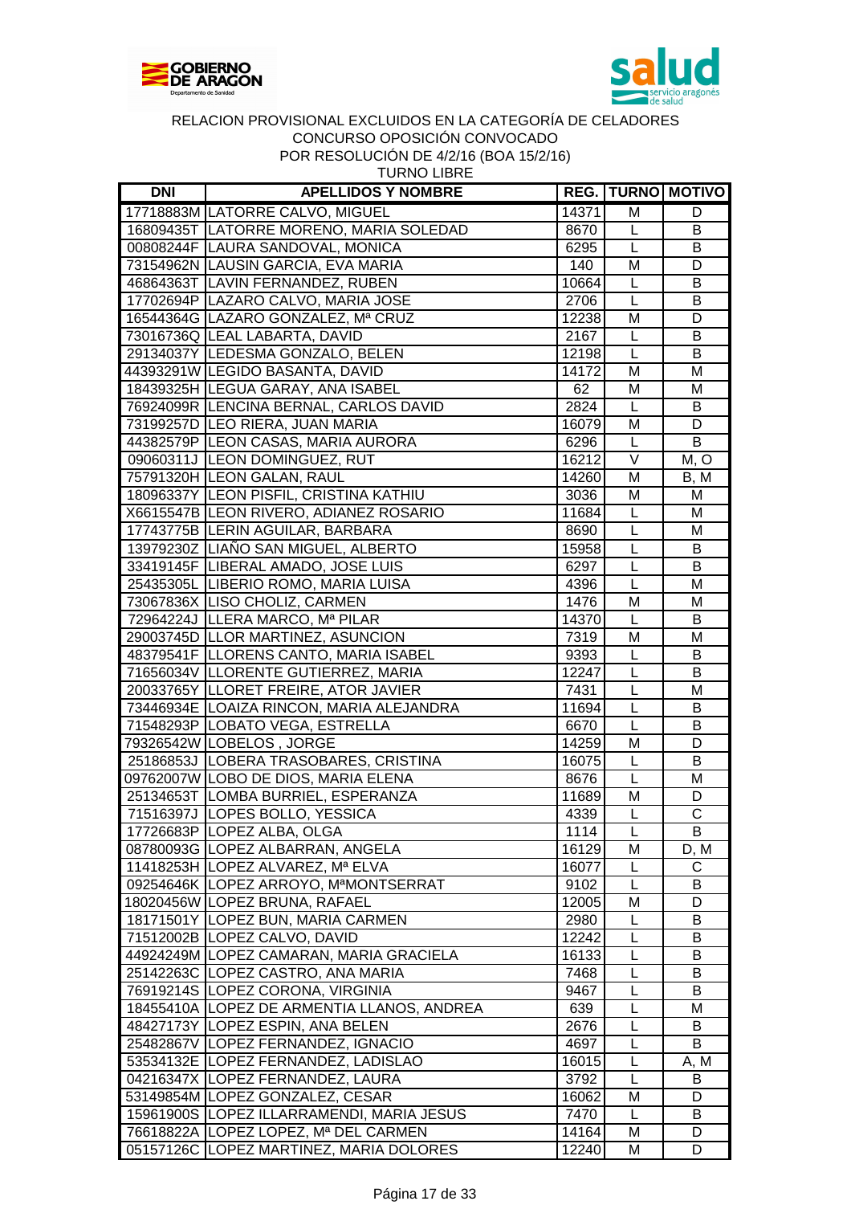RELACION PROVISIONAL EXCLUIDOS EN LA CATEGORÍA DE CELADORES
CONCURSO OPOSICIÓN CONVOCADO
POR RESOLUCIÓN DE 4/2/16 (BOA 15/2/16)
TURNO LIBRE

| DNI | APELLIDOS Y NOMBRE | REG. | TURNO | MOTIVO |
|---|---|---|---|---|
| 17718883M | LATORRE CALVO, MIGUEL | 14371 | M | D |
| 16809435T | LATORRE MORENO, MARIA SOLEDAD | 8670 | L | B |
| 00808244F | LAURA SANDOVAL, MONICA | 6295 | L | B |
| 73154962N | LAUSIN GARCIA, EVA MARIA | 140 | M | D |
| 46864363T | LAVIN FERNANDEZ, RUBEN | 10664 | L | B |
| 17702694P | LAZARO CALVO, MARIA JOSE | 2706 | L | B |
| 16544364G | LAZARO GONZALEZ, Mª CRUZ | 12238 | M | D |
| 73016736Q | LEAL LABARTA, DAVID | 2167 | L | B |
| 29134037Y | LEDESMA GONZALO, BELEN | 12198 | L | B |
| 44393291W | LEGIDO BASANTA, DAVID | 14172 | M | M |
| 18439325H | LEGUA GARAY, ANA ISABEL | 62 | M | M |
| 76924099R | LENCINA BERNAL, CARLOS DAVID | 2824 | L | B |
| 73199257D | LEO RIERA, JUAN MARIA | 16079 | M | D |
| 44382579P | LEON CASAS, MARIA AURORA | 6296 | L | B |
| 09060311J | LEON DOMINGUEZ, RUT | 16212 | V | M, O |
| 75791320H | LEON GALAN, RAUL | 14260 | M | B, M |
| 18096337Y | LEON PISFIL, CRISTINA KATHIU | 3036 | M | M |
| X6615547B | LEON RIVERO, ADIANEZ ROSARIO | 11684 | L | M |
| 17743775B | LERIN AGUILAR, BARBARA | 8690 | L | M |
| 13979230Z | LIAÑO SAN MIGUEL, ALBERTO | 15958 | L | B |
| 33419145F | LIBERAL AMADO, JOSE LUIS | 6297 | L | B |
| 25435305L | LIBERIO ROMO, MARIA LUISA | 4396 | L | M |
| 73067836X | LISO CHOLIZ, CARMEN | 1476 | M | M |
| 72964224J | LLERA MARCO, Mª PILAR | 14370 | L | B |
| 29003745D | LLOR MARTINEZ, ASUNCION | 7319 | M | M |
| 48379541F | LLORENS CANTO, MARIA ISABEL | 9393 | L | B |
| 71656034V | LLORENTE GUTIERREZ, MARIA | 12247 | L | B |
| 20033765Y | LLORET FREIRE, ATOR JAVIER | 7431 | L | M |
| 73446934E | LOAIZA RINCON, MARIA ALEJANDRA | 11694 | L | B |
| 71548293P | LOBATO VEGA, ESTRELLA | 6670 | L | B |
| 79326542W | LOBELOS , JORGE | 14259 | M | D |
| 25186853J | LOBERA TRASOBARES, CRISTINA | 16075 | L | B |
| 09762007W | LOBO DE DIOS, MARIA ELENA | 8676 | L | M |
| 25134653T | LOMBA BURRIEL, ESPERANZA | 11689 | M | D |
| 71516397J | LOPES BOLLO, YESSICA | 4339 | L | C |
| 17726683P | LOPEZ ALBA, OLGA | 1114 | L | B |
| 08780093G | LOPEZ ALBARRAN, ANGELA | 16129 | M | D, M |
| 11418253H | LOPEZ ALVAREZ, Mª ELVA | 16077 | L | C |
| 09254646K | LOPEZ ARROYO, MªMONTSERRAT | 9102 | L | B |
| 18020456W | LOPEZ BRUNA, RAFAEL | 12005 | M | D |
| 18171501Y | LOPEZ BUN, MARIA CARMEN | 2980 | L | B |
| 71512002B | LOPEZ CALVO, DAVID | 12242 | L | B |
| 44924249M | LOPEZ CAMARAN, MARIA GRACIELA | 16133 | L | B |
| 25142263C | LOPEZ CASTRO, ANA MARIA | 7468 | L | B |
| 76919214S | LOPEZ CORONA, VIRGINIA | 9467 | L | B |
| 18455410A | LOPEZ DE ARMENTIA LLANOS, ANDREA | 639 | L | M |
| 48427173Y | LOPEZ ESPIN, ANA BELEN | 2676 | L | B |
| 25482867V | LOPEZ FERNANDEZ, IGNACIO | 4697 | L | B |
| 53534132E | LOPEZ FERNANDEZ, LADISLAO | 16015 | L | A, M |
| 04216347X | LOPEZ FERNANDEZ, LAURA | 3792 | L | B |
| 53149854M | LOPEZ GONZALEZ, CESAR | 16062 | M | D |
| 15961900S | LOPEZ ILLARRAMENDI, MARIA JESUS | 7470 | L | B |
| 76618822A | LOPEZ LOPEZ, Mª DEL CARMEN | 14164 | M | D |
| 05157126C | LOPEZ MARTINEZ, MARIA DOLORES | 12240 | M | D |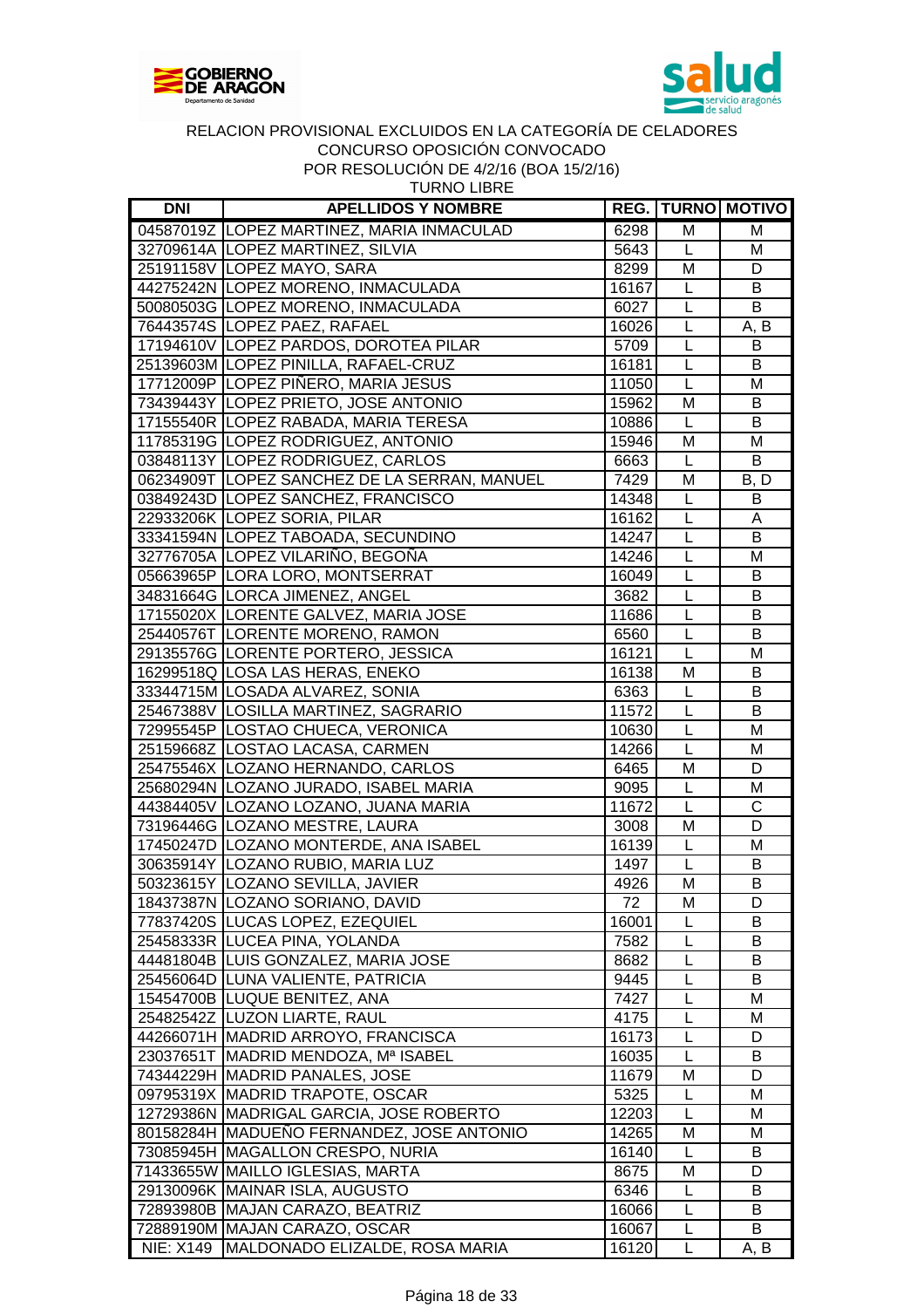RELACION PROVISIONAL EXCLUIDOS EN LA CATEGORÍA DE CELADORES
CONCURSO OPOSICIÓN CONVOCADO
POR RESOLUCIÓN DE 4/2/16 (BOA 15/2/16)
TURNO LIBRE

| DNI | APELLIDOS Y NOMBRE | REG. | TURNO | MOTIVO |
|---|---|---|---|---|
| 04587019Z | LOPEZ MARTINEZ, MARIA INMACULAD | 6298 | M | M |
| 32709614A | LOPEZ MARTINEZ, SILVIA | 5643 | L | M |
| 25191158V | LOPEZ MAYO, SARA | 8299 | M | D |
| 44275242N | LOPEZ MORENO, INMACULADA | 16167 | L | B |
| 50080503G | LOPEZ MORENO, INMACULADA | 6027 | L | B |
| 76443574S | LOPEZ PAEZ, RAFAEL | 16026 | L | A, B |
| 17194610V | LOPEZ PARDOS, DOROTEA PILAR | 5709 | L | B |
| 25139603M | LOPEZ PINILLA, RAFAEL-CRUZ | 16181 | L | B |
| 17712009P | LOPEZ PIÑERO, MARIA JESUS | 11050 | L | M |
| 73439443Y | LOPEZ PRIETO, JOSE ANTONIO | 15962 | M | B |
| 17155540R | LOPEZ RABADA, MARIA TERESA | 10886 | L | B |
| 11785319G | LOPEZ RODRIGUEZ, ANTONIO | 15946 | M | M |
| 03848113Y | LOPEZ RODRIGUEZ, CARLOS | 6663 | L | B |
| 06234909T | LOPEZ SANCHEZ DE LA SERRAN, MANUEL | 7429 | M | B, D |
| 03849243D | LOPEZ SANCHEZ, FRANCISCO | 14348 | L | B |
| 22933206K | LOPEZ SORIA, PILAR | 16162 | L | A |
| 33341594N | LOPEZ TABOADA, SECUNDINO | 14247 | L | B |
| 32776705A | LOPEZ VILARIÑO, BEGOÑA | 14246 | L | M |
| 05663965P | LORA LORO, MONTSERRAT | 16049 | L | B |
| 34831664G | LORCA JIMENEZ, ANGEL | 3682 | L | B |
| 17155020X | LORENTE GALVEZ, MARIA JOSE | 11686 | L | B |
| 25440576T | LORENTE MORENO, RAMON | 6560 | L | B |
| 29135576G | LORENTE PORTERO, JESSICA | 16121 | L | M |
| 16299518Q | LOSA LAS HERAS, ENEKO | 16138 | M | B |
| 33344715M | LOSADA ALVAREZ, SONIA | 6363 | L | B |
| 25467388V | LOSILLA MARTINEZ, SAGRARIO | 11572 | L | B |
| 72995545P | LOSTAO CHUECA, VERONICA | 10630 | L | M |
| 25159668Z | LOSTAO LACASA, CARMEN | 14266 | L | M |
| 25475546X | LOZANO HERNANDO, CARLOS | 6465 | M | D |
| 25680294N | LOZANO JURADO, ISABEL MARIA | 9095 | L | M |
| 44384405V | LOZANO LOZANO, JUANA MARIA | 11672 | L | C |
| 73196446G | LOZANO MESTRE, LAURA | 3008 | M | D |
| 17450247D | LOZANO MONTERDE, ANA ISABEL | 16139 | L | M |
| 30635914Y | LOZANO RUBIO, MARIA LUZ | 1497 | L | B |
| 50323615Y | LOZANO SEVILLA, JAVIER | 4926 | M | B |
| 18437387N | LOZANO SORIANO, DAVID | 72 | M | D |
| 77837420S | LUCAS LOPEZ, EZEQUIEL | 16001 | L | B |
| 25458333R | LUCEA PINA, YOLANDA | 7582 | L | B |
| 44481804B | LUIS GONZALEZ, MARIA JOSE | 8682 | L | B |
| 25456064D | LUNA VALIENTE, PATRICIA | 9445 | L | B |
| 15454700B | LUQUE BENITEZ, ANA | 7427 | L | M |
| 25482542Z | LUZON LIARTE, RAUL | 4175 | L | M |
| 44266071H | MADRID ARROYO, FRANCISCA | 16173 | L | D |
| 23037651T | MADRID MENDOZA, Mª ISABEL | 16035 | L | B |
| 74344229H | MADRID PANALES, JOSE | 11679 | M | D |
| 09795319X | MADRID TRAPOTE, OSCAR | 5325 | L | M |
| 12729386N | MADRIGAL GARCIA, JOSE ROBERTO | 12203 | L | M |
| 80158284H | MADUEÑO FERNANDEZ, JOSE ANTONIO | 14265 | M | M |
| 73085945H | MAGALLON CRESPO, NURIA | 16140 | L | B |
| 71433655W | MAILLO IGLESIAS, MARTA | 8675 | M | D |
| 29130096K | MAINAR ISLA, AUGUSTO | 6346 | L | B |
| 72893980B | MAJAN CARAZO, BEATRIZ | 16066 | L | B |
| 72889190M | MAJAN CARAZO, OSCAR | 16067 | L | B |
| NIE: X149 | MALDONADO ELIZALDE, ROSA MARIA | 16120 | L | A, B |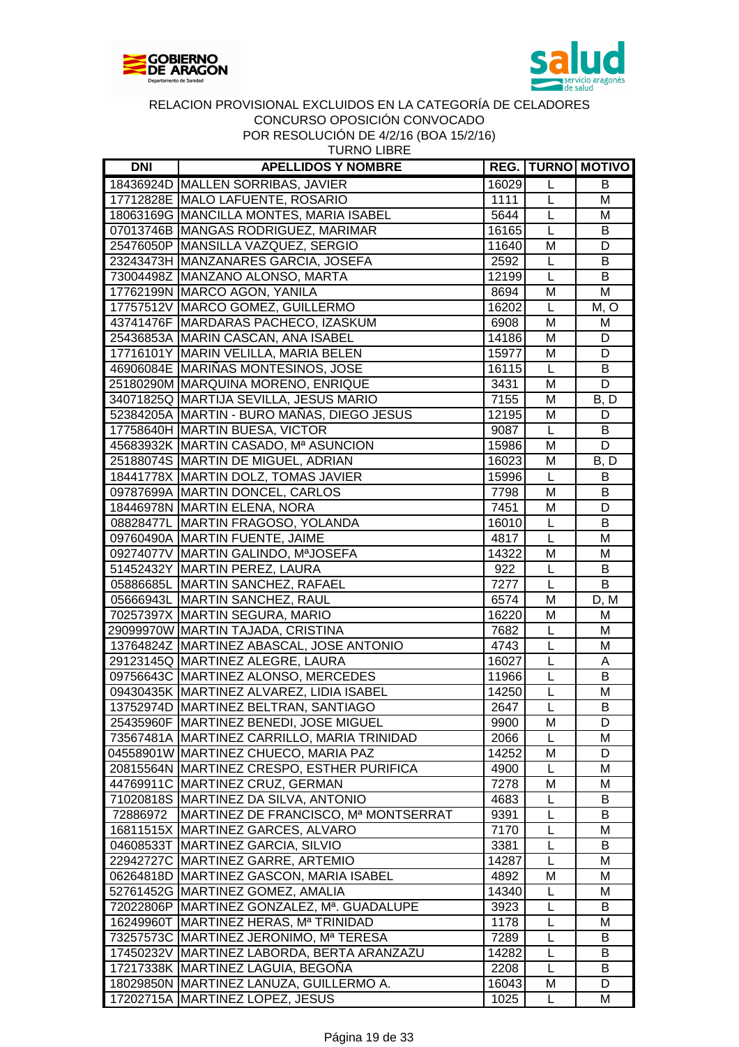RELACION PROVISIONAL EXCLUIDOS EN LA CATEGORÍA DE CELADORES
CONCURSO OPOSICIÓN CONVOCADO
POR RESOLUCIÓN DE 4/2/16 (BOA 15/2/16)
TURNO LIBRE

| DNI | APELLIDOS Y NOMBRE | REG. | TURNO | MOTIVO |
|---|---|---|---|---|
| 18436924D | MALLEN SORRIBAS, JAVIER | 16029 | L | B |
| 17712828E | MALO LAFUENTE, ROSARIO | 1111 | L | M |
| 18063169G | MANCILLA MONTES, MARIA ISABEL | 5644 | L | M |
| 07013746B | MANGAS RODRIGUEZ, MARIMAR | 16165 | L | B |
| 25476050P | MANSILLA VAZQUEZ, SERGIO | 11640 | M | D |
| 23243473H | MANZANARES GARCIA, JOSEFA | 2592 | L | B |
| 73004498Z | MANZANO ALONSO, MARTA | 12199 | L | B |
| 17762199N | MARCO AGON, YANILA | 8694 | M | M |
| 17757512V | MARCO GOMEZ, GUILLERMO | 16202 | L | M, O |
| 43741476F | MARDARAS PACHECO, IZASKUM | 6908 | M | M |
| 25436853A | MARIN CASCAN, ANA ISABEL | 14186 | M | D |
| 17716101Y | MARIN VELILLA, MARIA BELEN | 15977 | M | D |
| 46906084E | MARIÑAS MONTESINOS, JOSE | 16115 | L | B |
| 25180290M | MARQUINA MORENO, ENRIQUE | 3431 | M | D |
| 34071825Q | MARTIJA SEVILLA, JESUS MARIO | 7155 | M | B, D |
| 52384205A | MARTIN - BURO MAÑAS, DIEGO JESUS | 12195 | M | D |
| 17758640H | MARTIN BUESA, VICTOR | 9087 | L | B |
| 45683932K | MARTIN CASADO, Mª ASUNCION | 15986 | M | D |
| 25188074S | MARTIN DE MIGUEL, ADRIAN | 16023 | M | B, D |
| 18441778X | MARTIN DOLZ, TOMAS JAVIER | 15996 | L | B |
| 09787699A | MARTIN DONCEL, CARLOS | 7798 | M | B |
| 18446978N | MARTIN ELENA, NORA | 7451 | M | D |
| 08828477L | MARTIN FRAGOSO, YOLANDA | 16010 | L | B |
| 09760490A | MARTIN FUENTE, JAIME | 4817 | L | M |
| 09274077V | MARTIN GALINDO, MªJOSEFA | 14322 | M | M |
| 51452432Y | MARTIN PEREZ, LAURA | 922 | L | B |
| 05886685L | MARTIN SANCHEZ, RAFAEL | 7277 | L | B |
| 05666943L | MARTIN SANCHEZ, RAUL | 6574 | M | D, M |
| 70257397X | MARTIN SEGURA, MARIO | 16220 | M | M |
| 29099970W | MARTIN TAJADA, CRISTINA | 7682 | L | M |
| 13764824Z | MARTINEZ ABASCAL, JOSE ANTONIO | 4743 | L | M |
| 29123145Q | MARTINEZ ALEGRE, LAURA | 16027 | L | A |
| 09756643C | MARTINEZ ALONSO, MERCEDES | 11966 | L | B |
| 09430435K | MARTINEZ ALVAREZ, LIDIA ISABEL | 14250 | L | M |
| 13752974D | MARTINEZ BELTRAN, SANTIAGO | 2647 | L | B |
| 25435960F | MARTINEZ BENEDI, JOSE MIGUEL | 9900 | M | D |
| 73567481A | MARTINEZ CARRILLO, MARIA TRINIDAD | 2066 | L | M |
| 04558901W | MARTINEZ CHUECO, MARIA PAZ | 14252 | M | D |
| 20815564N | MARTINEZ CRESPO, ESTHER PURIFICA | 4900 | L | M |
| 44769911C | MARTINEZ CRUZ, GERMAN | 7278 | M | M |
| 71020818S | MARTINEZ DA SILVA, ANTONIO | 4683 | L | B |
| 72886972 | MARTINEZ DE FRANCISCO, Mª MONTSERRAT | 9391 | L | B |
| 16811515X | MARTINEZ GARCES, ALVARO | 7170 | L | M |
| 04608533T | MARTINEZ GARCIA, SILVIO | 3381 | L | B |
| 22942727C | MARTINEZ GARRE, ARTEMIO | 14287 | L | M |
| 06264818D | MARTINEZ GASCON, MARIA ISABEL | 4892 | M | M |
| 52761452G | MARTINEZ GOMEZ, AMALIA | 14340 | L | M |
| 72022806P | MARTINEZ GONZALEZ, Mª. GUADALUPE | 3923 | L | B |
| 16249960T | MARTINEZ HERAS, Mª TRINIDAD | 1178 | L | M |
| 73257573C | MARTINEZ JERONIMO, Mª TERESA | 7289 | L | B |
| 17450232V | MARTINEZ LABORDA, BERTA ARANZAZU | 14282 | L | B |
| 17217338K | MARTINEZ LAGUIA, BEGOÑA | 2208 | L | B |
| 18029850N | MARTINEZ LANUZA, GUILLERMO A. | 16043 | M | D |
| 17202715A | MARTINEZ LOPEZ, JESUS | 1025 | L | M |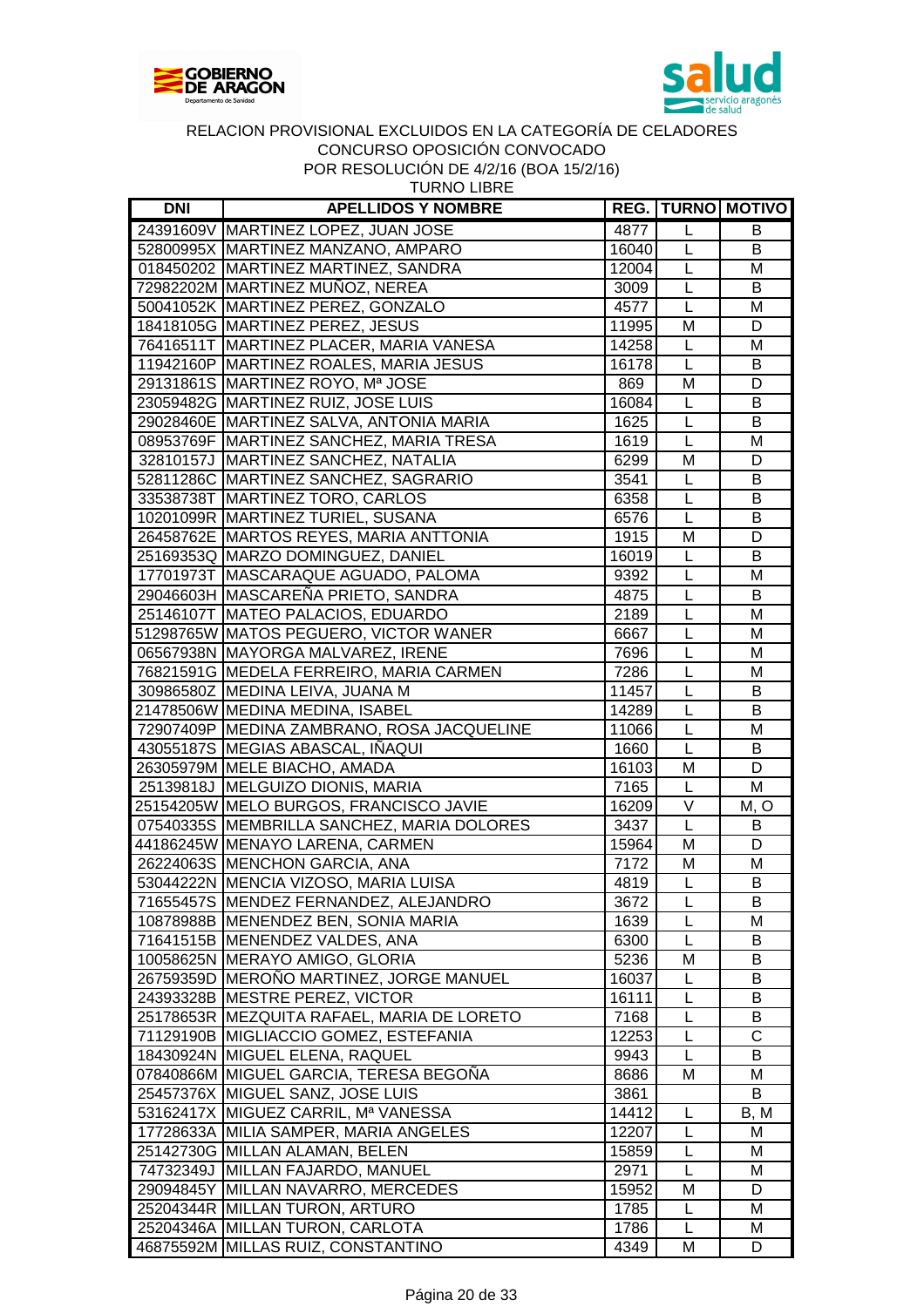RELACION PROVISIONAL EXCLUIDOS EN LA CATEGORÍA DE CELADORES
CONCURSO OPOSICIÓN CONVOCADO
POR RESOLUCIÓN DE 4/2/16 (BOA 15/2/16)
TURNO LIBRE

| DNI | APELLIDOS Y NOMBRE | REG. | TURNO | MOTIVO |
|---|---|---|---|---|
| 24391609V | MARTINEZ LOPEZ, JUAN JOSE | 4877 | L | B |
| 52800995X | MARTINEZ MANZANO, AMPARO | 16040 | L | B |
| 018450202 | MARTINEZ MARTINEZ, SANDRA | 12004 | L | M |
| 72982202M | MARTINEZ MUÑOZ, NEREA | 3009 | L | B |
| 50041052K | MARTINEZ PEREZ, GONZALO | 4577 | L | M |
| 18418105G | MARTINEZ PEREZ, JESUS | 11995 | M | D |
| 76416511T | MARTINEZ PLACER, MARIA VANESA | 14258 | L | M |
| 11942160P | MARTINEZ ROALES, MARIA JESUS | 16178 | L | B |
| 29131861S | MARTINEZ ROYO, Mª JOSE | 869 | M | D |
| 23059482G | MARTINEZ RUIZ, JOSE LUIS | 16084 | L | B |
| 29028460E | MARTINEZ SALVA, ANTONIA MARIA | 1625 | L | B |
| 08953769F | MARTINEZ SANCHEZ, MARIA TRESA | 1619 | L | M |
| 32810157J | MARTINEZ SANCHEZ, NATALIA | 6299 | M | D |
| 52811286C | MARTINEZ SANCHEZ, SAGRARIO | 3541 | L | B |
| 33538738T | MARTINEZ TORO, CARLOS | 6358 | L | B |
| 10201099R | MARTINEZ TURIEL, SUSANA | 6576 | L | B |
| 26458762E | MARTOS REYES, MARIA ANTTONIA | 1915 | M | D |
| 25169353Q | MARZO DOMINGUEZ, DANIEL | 16019 | L | B |
| 17701973T | MASCARAQUE AGUADO, PALOMA | 9392 | L | M |
| 29046603H | MASCAREÑA PRIETO, SANDRA | 4875 | L | B |
| 25146107T | MATEO PALACIOS, EDUARDO | 2189 | L | M |
| 51298765W | MATOS PEGUERO, VICTOR WANER | 6667 | L | M |
| 06567938N | MAYORGA MALVAREZ, IRENE | 7696 | L | M |
| 76821591G | MEDELA FERREIRO, MARIA CARMEN | 7286 | L | M |
| 30986580Z | MEDINA LEIVA, JUANA M | 11457 | L | B |
| 21478506W | MEDINA MEDINA, ISABEL | 14289 | L | B |
| 72907409P | MEDINA ZAMBRANO, ROSA JACQUELINE | 11066 | L | M |
| 43055187S | MEGIAS ABASCAL, IÑAQUI | 1660 | L | B |
| 26305979M | MELE BIACHO, AMADA | 16103 | M | D |
| 25139818J | MELGUIZO DIONIS, MARIA | 7165 | L | M |
| 25154205W | MELO BURGOS, FRANCISCO JAVIE | 16209 | V | M, O |
| 07540335S | MEMBRILLA SANCHEZ, MARIA DOLORES | 3437 | L | B |
| 44186245W | MENAYO LARENA, CARMEN | 15964 | M | D |
| 26224063S | MENCHON GARCIA, ANA | 7172 | M | M |
| 53044222N | MENCIA VIZOSO, MARIA LUISA | 4819 | L | B |
| 71655457S | MENDEZ FERNANDEZ, ALEJANDRO | 3672 | L | B |
| 10878988B | MENENDEZ BEN, SONIA MARIA | 1639 | L | M |
| 71641515B | MENENDEZ VALDES, ANA | 6300 | L | B |
| 10058625N | MERAYO AMIGO, GLORIA | 5236 | M | B |
| 26759359D | MEROÑO MARTINEZ, JORGE MANUEL | 16037 | L | B |
| 24393328B | MESTRE PEREZ, VICTOR | 16111 | L | B |
| 25178653R | MEZQUITA RAFAEL, MARIA DE LORETO | 7168 | L | B |
| 71129190B | MIGLIACCIO GOMEZ, ESTEFANIA | 12253 | L | C |
| 18430924N | MIGUEL ELENA, RAQUEL | 9943 | L | B |
| 07840866M | MIGUEL GARCIA, TERESA BEGOÑA | 8686 | M | M |
| 25457376X | MIGUEL SANZ, JOSE LUIS | 3861 | | B |
| 53162417X | MIGUEZ CARRIL, Mª VANESSA | 14412 | L | B, M |
| 17728633A | MILIA SAMPER, MARIA ANGELES | 12207 | L | M |
| 25142730G | MILLAN ALAMAN, BELEN | 15859 | L | M |
| 74732349J | MILLAN FAJARDO, MANUEL | 2971 | L | M |
| 29094845Y | MILLAN NAVARRO, MERCEDES | 15952 | M | D |
| 25204344R | MILLAN TURON, ARTURO | 1785 | L | M |
| 25204346A | MILLAN TURON, CARLOTA | 1786 | L | M |
| 46875592M | MILLAS RUIZ, CONSTANTINO | 4349 | M | D |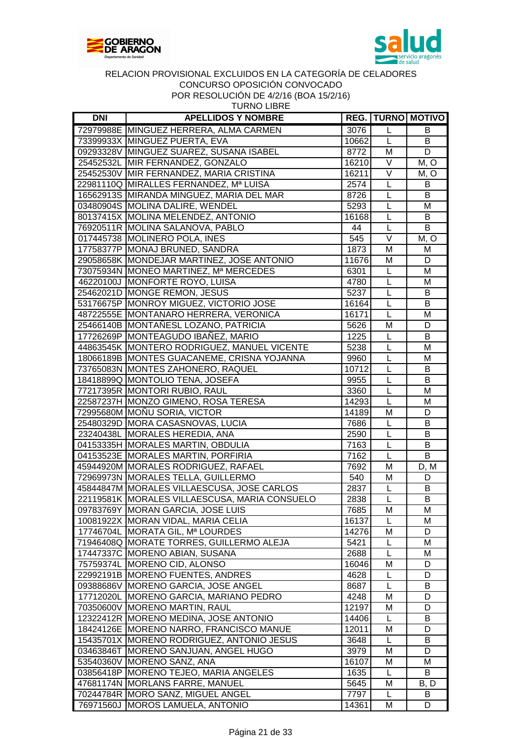RELACION PROVISIONAL EXCLUIDOS EN LA CATEGORÍA DE CELADORES
CONCURSO OPOSICIÓN CONVOCADO
POR RESOLUCIÓN DE 4/2/16 (BOA 15/2/16)
TURNO LIBRE

| DNI | APELLIDOS Y NOMBRE | REG. | TURNO | MOTIVO |
|---|---|---|---|---|
| 72979988E | MINGUEZ HERRERA, ALMA CARMEN | 3076 | L | B |
| 73399933X | MINGUEZ PUERTA, EVA | 10662 | L | B |
| 09293328V | MINGUEZ SUAREZ, SUSANA ISABEL | 8772 | M | D |
| 25452532L | MIR FERNANDEZ, GONZALO | 16210 | V | M, O |
| 25452530V | MIR FERNANDEZ, MARIA CRISTINA | 16211 | V | M, O |
| 22981110Q | MIRALLES FERNANDEZ, Mª LUISA | 2574 | L | B |
| 16562913S | MIRANDA MINGUEZ, MARIA DEL MAR | 8726 | L | B |
| 03480904S | MOLINA DALIRE, WENDEL | 5293 | L | M |
| 80137415X | MOLINA MELENDEZ, ANTONIO | 16168 | L | B |
| 76920511R | MOLINA SALANOVA, PABLO | 44 | L | B |
| 017445738 | MOLINERO POLA, INES | 545 | V | M, O |
| 17758377P | MONAJ BRUNED, SANDRA | 1873 | M | M |
| 29058658K | MONDEJAR MARTINEZ, JOSE ANTONIO | 11676 | M | D |
| 73075934N | MONEO MARTINEZ, Mª MERCEDES | 6301 | L | M |
| 46220100J | MONFORTE ROYO, LUISA | 4780 | L | M |
| 25462021D | MONGE REMON, JESUS | 5237 | L | B |
| 53176675P | MONROY MIGUEZ, VICTORIO JOSE | 16164 | L | B |
| 48722555E | MONTANARO HERRERA, VERONICA | 16171 | L | M |
| 25466140B | MONTAÑESL LOZANO, PATRICIA | 5626 | M | D |
| 17726269P | MONTEAGUDO IBAÑEZ, MARIO | 1225 | L | B |
| 44863545K | MONTERO RODRIGUEZ, MANUEL VICENTE | 5238 | L | M |
| 18066189B | MONTES GUACANEME, CRISNA YOJANNA | 9960 | L | M |
| 73765083N | MONTES ZAHONERO, RAQUEL | 10712 | L | B |
| 18418899Q | MONTOLIO TENA, JOSEFA | 9955 | L | B |
| 77217395R | MONTORI RUBIO, RAUL | 3360 | L | M |
| 22587237H | MONZO GIMENO, ROSA TERESA | 14293 | L | M |
| 72995680M | MOÑU SORIA, VICTOR | 14189 | M | D |
| 25480329D | MORA CASASNOVAS, LUCIA | 7686 | L | B |
| 23240438L | MORALES HEREDIA, ANA | 2590 | L | B |
| 04153335H | MORALES MARTIN, OBDULIA | 7163 | L | B |
| 04153523E | MORALES MARTIN, PORFIRIA | 7162 | L | B |
| 45944920M | MORALES RODRIGUEZ, RAFAEL | 7692 | M | D, M |
| 72969973N | MORALES TELLA, GUILLERMO | 540 | M | D |
| 45844847M | MORALES VILLAESCUSA, JOSE CARLOS | 2837 | L | B |
| 22119581K | MORALES VILLAESCUSA, MARIA CONSUELO | 2838 | L | B |
| 09783769Y | MORAN GARCIA, JOSE LUIS | 7685 | M | M |
| 10081922X | MORAN VIDAL, MARIA CELIA | 16137 | L | M |
| 17746704L | MORATA GIL, Mª LOURDES | 14276 | M | D |
| 71946408Q | MORATE TORRES, GUILLERMO ALEJA | 5421 | L | M |
| 17447337C | MORENO ABIAN, SUSANA | 2688 | L | M |
| 75759374L | MORENO CID, ALONSO | 16046 | M | D |
| 22992191B | MORENO FUENTES, ANDRES | 4628 | L | D |
| 09388686V | MORENO GARCIA, JOSE ANGEL | 8687 | L | B |
| 17712020L | MORENO GARCIA, MARIANO PEDRO | 4248 | M | D |
| 70350600V | MORENO MARTIN, RAUL | 12197 | M | D |
| 12322412R | MORENO MEDINA, JOSE ANTONIO | 14406 | L | B |
| 18424126E | MORENO NARRO, FRANCISCO MANUE | 12011 | M | D |
| 15435701X | MORENO RODRIGUEZ, ANTONIO JESUS | 3648 | L | B |
| 03463846T | MORENO SANJUAN, ANGEL HUGO | 3979 | M | D |
| 53540360V | MORENO SANZ, ANA | 16107 | M | M |
| 03856418P | MORENO TEJEO, MARIA ANGELES | 1635 | L | B |
| 47681174N | MORLANS FARRE, MANUEL | 5645 | M | B, D |
| 70244784R | MORO SANZ, MIGUEL ANGEL | 7797 | L | B |
| 76971560J | MOROS LAMUELA, ANTONIO | 14361 | M | D |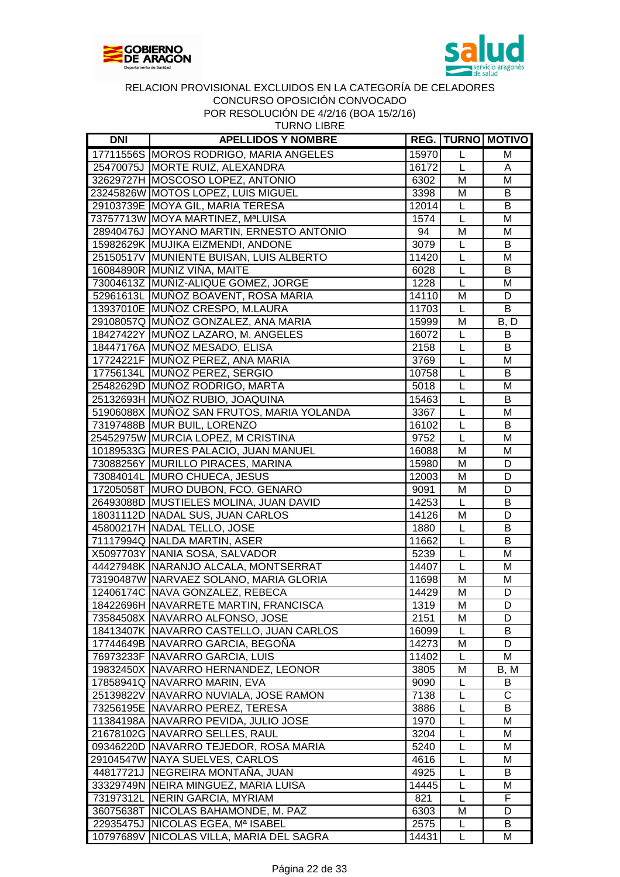RELACION PROVISIONAL EXCLUIDOS EN LA CATEGORÍA DE CELADORES
CONCURSO OPOSICIÓN CONVOCADO
POR RESOLUCIÓN DE 4/2/16 (BOA 15/2/16)
TURNO LIBRE

| DNI | APELLIDOS Y NOMBRE | REG. | TURNO | MOTIVO |
|---|---|---|---|---|
| 17711556S | MOROS RODRIGO, MARIA ANGELES | 15970 | L | M |
| 25470075J | MORTE RUIZ, ALEXANDRA | 16172 | L | A |
| 32629727H | MOSCOSO LOPEZ, ANTONIO | 6302 | M | M |
| 23245826W | MOTOS LOPEZ, LUIS MIGUEL | 3398 | M | B |
| 29103739E | MOYA GIL, MARIA TERESA | 12014 | L | B |
| 73757713W | MOYA MARTINEZ, MªLUISA | 1574 | L | M |
| 28940476J | MOYANO MARTIN, ERNESTO ANTONIO | 94 | M | M |
| 15982629K | MUJIKA EIZMENDI, ANDONE | 3079 | L | B |
| 25150517V | MUNIENTE BUISAN, LUIS ALBERTO | 11420 | L | M |
| 16084890R | MUÑIZ VIÑA, MAITE | 6028 | L | B |
| 73004613Z | MUÑIZ-ALIQUE GOMEZ, JORGE | 1228 | L | M |
| 52961613L | MUÑOZ BOAVENT, ROSA MARIA | 14110 | M | D |
| 13937010E | MUÑOZ CRESPO, M.LAURA | 11703 | L | B |
| 29108057Q | MUÑOZ GONZALEZ, ANA MARIA | 15999 | M | B, D |
| 18427422Y | MUÑOZ LAZARO, M. ANGELES | 16072 | L | B |
| 18447176A | MUÑOZ MESADO, ELISA | 2158 | L | B |
| 17724221F | MUÑOZ PEREZ, ANA MARIA | 3769 | L | M |
| 17756134L | MUÑOZ PEREZ, SERGIO | 10758 | L | B |
| 25482629D | MUÑOZ RODRIGO, MARTA | 5018 | L | M |
| 25132693H | MUÑOZ RUBIO, JOAQUINA | 15463 | L | B |
| 51906088X | MUÑOZ SAN FRUTOS, MARIA YOLANDA | 3367 | L | M |
| 73197488B | MUR BUIL, LORENZO | 16102 | L | B |
| 25452975W | MURCIA LOPEZ, M CRISTINA | 9752 | L | M |
| 10189533G | MURES PALACIO, JUAN MANUEL | 16088 | M | M |
| 73088256Y | MURILLO PIRACES, MARINA | 15980 | M | D |
| 73084014L | MURO CHUECA, JESUS | 12003 | M | D |
| 17205058T | MURO DUBON, FCO. GENARO | 9091 | M | D |
| 26493088D | MUSTIELES MOLINA, JUAN DAVID | 14253 | L | B |
| 18031112D | NADAL SUS, JUAN CARLOS | 14126 | M | D |
| 45800217H | NADAL TELLO, JOSE | 1880 | L | B |
| 71117994Q | NALDA MARTIN, ASER | 11662 | L | B |
| X5097703Y | NANIA SOSA, SALVADOR | 5239 | L | M |
| 44427948K | NARANJO ALCALA, MONTSERRAT | 14407 | L | M |
| 73190487W | NARVAEZ SOLANO, MARIA GLORIA | 11698 | M | M |
| 12406174C | NAVA GONZALEZ, REBECA | 14429 | M | D |
| 18422696H | NAVARRETE MARTIN, FRANCISCA | 1319 | M | D |
| 73584508X | NAVARRO ALFONSO, JOSE | 2151 | M | D |
| 18413407K | NAVARRO CASTELLO, JUAN CARLOS | 16099 | L | B |
| 17744649B | NAVARRO GARCIA, BEGOÑA | 14273 | M | D |
| 76973233F | NAVARRO GARCIA, LUIS | 11402 | L | M |
| 19832450X | NAVARRO HERNANDEZ, LEONOR | 3805 | M | B, M |
| 17858941Q | NAVARRO MARIN, EVA | 9090 | L | B |
| 25139822V | NAVARRO NUVIALA, JOSE RAMON | 7138 | L | C |
| 73256195E | NAVARRO PEREZ, TERESA | 3886 | L | B |
| 11384198A | NAVARRO PEVIDA, JULIO JOSE | 1970 | L | M |
| 21678102G | NAVARRO SELLES, RAUL | 3204 | L | M |
| 09346220D | NAVARRO TEJEDOR, ROSA MARIA | 5240 | L | M |
| 29104547W | NAYA SUELVES, CARLOS | 4616 | L | M |
| 44817721J | NEGREIRA MONTAÑA, JUAN | 4925 | L | B |
| 33329749N | NEIRA MINGUEZ, MARIA LUISA | 14445 | L | M |
| 73197312L | NERIN GARCIA, MYRIAM | 821 | L | F |
| 36075638T | NICOLAS BAHAMONDE, M. PAZ | 6303 | M | D |
| 22935475J | NICOLAS EGEA, Mª ISABEL | 2575 | L | B |
| 10797689V | NICOLAS VILLA, MARIA DEL SAGRA | 14431 | L | M |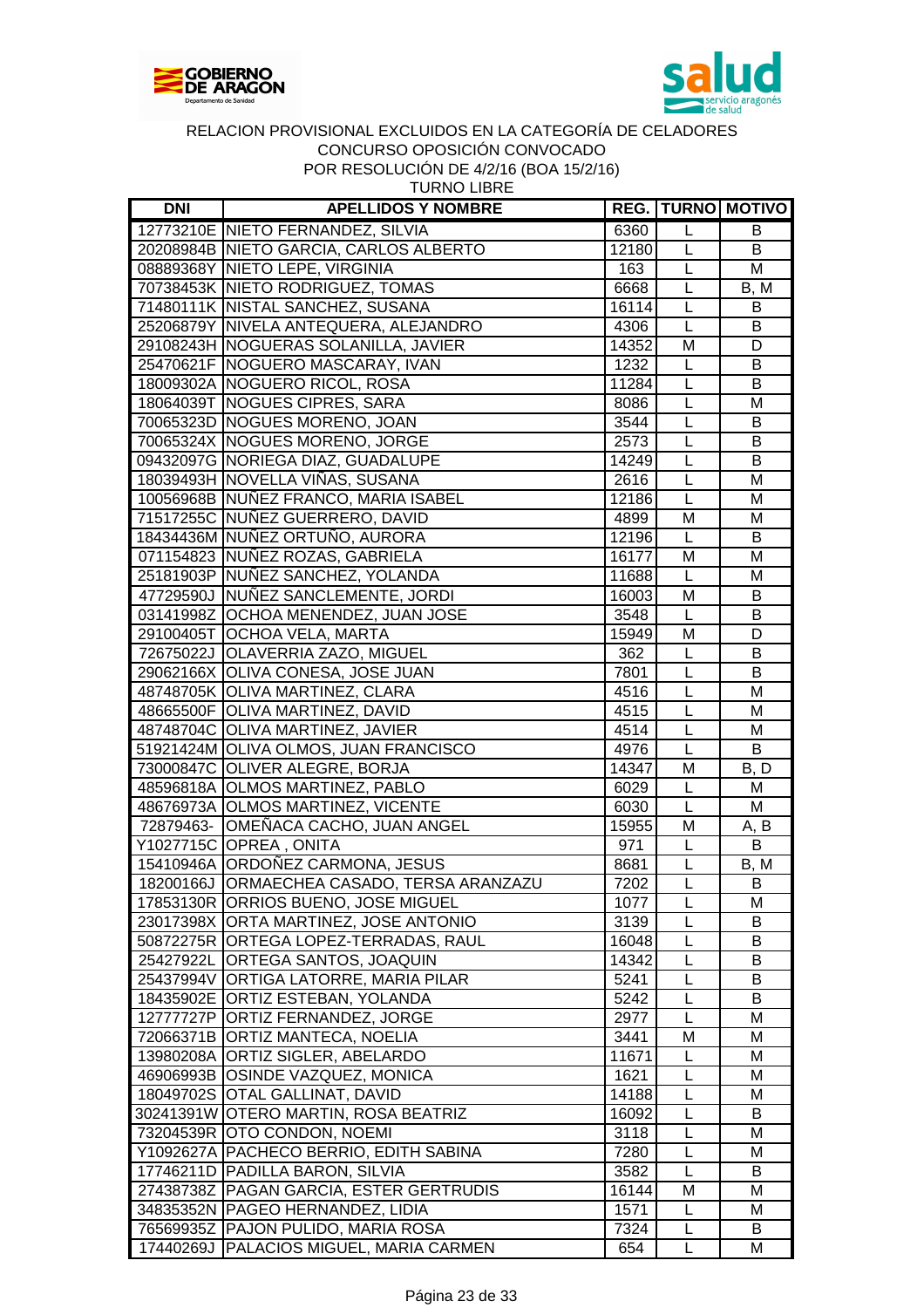RELACION PROVISIONAL EXCLUIDOS EN LA CATEGORÍA DE CELADORES
CONCURSO OPOSICIÓN CONVOCADO
POR RESOLUCIÓN DE 4/2/16 (BOA 15/2/16)
TURNO LIBRE

| DNI | APELLIDOS Y NOMBRE | REG. | TURNO | MOTIVO |
|---|---|---|---|---|
| 12773210E | NIETO FERNANDEZ, SILVIA | 6360 | L | B |
| 20208984B | NIETO GARCIA, CARLOS ALBERTO | 12180 | L | B |
| 08889368Y | NIETO LEPE, VIRGINIA | 163 | L | M |
| 70738453K | NIETO RODRIGUEZ, TOMAS | 6668 | L | B, M |
| 71480111K | NISTAL SANCHEZ, SUSANA | 16114 | L | B |
| 25206879Y | NIVELA ANTEQUERA, ALEJANDRO | 4306 | L | B |
| 29108243H | NOGUERAS SOLANILLA, JAVIER | 14352 | M | D |
| 25470621F | NOGUERO MASCARAY, IVAN | 1232 | L | B |
| 18009302A | NOGUERO RICOL, ROSA | 11284 | L | B |
| 18064039T | NOGUES CIPRES, SARA | 8086 | L | M |
| 70065323D | NOGUES MORENO, JOAN | 3544 | L | B |
| 70065324X | NOGUES MORENO, JORGE | 2573 | L | B |
| 09432097G | NORIEGA DIAZ, GUADALUPE | 14249 | L | B |
| 18039493H | NOVELLA VIÑAS, SUSANA | 2616 | L | M |
| 10056968B | NUÑEZ FRANCO, MARIA ISABEL | 12186 | L | M |
| 71517255C | NUÑEZ GUERRERO, DAVID | 4899 | M | M |
| 18434436M | NUÑEZ ORTUÑO, AURORA | 12196 | L | B |
| 071154823 | NUÑEZ ROZAS, GABRIELA | 16177 | M | M |
| 25181903P | NUÑEZ SANCHEZ, YOLANDA | 11688 | L | M |
| 47729590J | NUÑEZ SANCLEMENTE, JORDI | 16003 | M | B |
| 03141998Z | OCHOA MENENDEZ, JUAN JOSE | 3548 | L | B |
| 29100405T | OCHOA VELA, MARTA | 15949 | M | D |
| 72675022J | OLAVERRIA ZAZO, MIGUEL | 362 | L | B |
| 29062166X | OLIVA CONESA, JOSE JUAN | 7801 | L | B |
| 48748705K | OLIVA MARTINEZ, CLARA | 4516 | L | M |
| 48665500F | OLIVA MARTINEZ, DAVID | 4515 | L | M |
| 48748704C | OLIVA MARTINEZ, JAVIER | 4514 | L | M |
| 51921424M | OLIVA OLMOS, JUAN FRANCISCO | 4976 | L | B |
| 73000847C | OLIVER ALEGRE, BORJA | 14347 | M | B, D |
| 48596818A | OLMOS MARTINEZ, PABLO | 6029 | L | M |
| 48676973A | OLMOS MARTINEZ, VICENTE | 6030 | L | M |
| 72879463- | OMEÑACA CACHO, JUAN ANGEL | 15955 | M | A, B |
| Y1027715C | OPREA , ONITA | 971 | L | B |
| 15410946A | ORDOÑEZ CARMONA, JESUS | 8681 | L | B, M |
| 18200166J | ORMAECHEA CASADO, TERSA ARANZAZU | 7202 | L | B |
| 17853130R | ORRIOS BUENO, JOSE MIGUEL | 1077 | L | M |
| 23017398X | ORTA MARTINEZ, JOSE ANTONIO | 3139 | L | B |
| 50872275R | ORTEGA LOPEZ-TERRADAS, RAUL | 16048 | L | B |
| 25427922L | ORTEGA SANTOS, JOAQUIN | 14342 | L | B |
| 25437994V | ORTIGA LATORRE, MARIA PILAR | 5241 | L | B |
| 18435902E | ORTIZ ESTEBAN, YOLANDA | 5242 | L | B |
| 12777727P | ORTIZ FERNANDEZ, JORGE | 2977 | L | M |
| 72066371B | ORTIZ MANTECA, NOELIA | 3441 | M | M |
| 13980208A | ORTIZ SIGLER, ABELARDO | 11671 | L | M |
| 46906993B | OSINDE VAZQUEZ, MONICA | 1621 | L | M |
| 18049702S | OTAL GALLINAT, DAVID | 14188 | L | M |
| 30241391W | OTERO MARTIN, ROSA BEATRIZ | 16092 | L | B |
| 73204539R | OTO CONDON, NOEMI | 3118 | L | M |
| Y1092627A | PACHECO BERRIO, EDITH SABINA | 7280 | L | M |
| 17746211D | PADILLA BARON, SILVIA | 3582 | L | B |
| 27438738Z | PAGAN GARCIA, ESTER GERTRUDIS | 16144 | M | M |
| 34835352N | PAGEO HERNANDEZ, LIDIA | 1571 | L | M |
| 76569935Z | PAJON PULIDO, MARIA ROSA | 7324 | L | B |
| 17440269J | PALACIOS MIGUEL, MARIA CARMEN | 654 | L | M |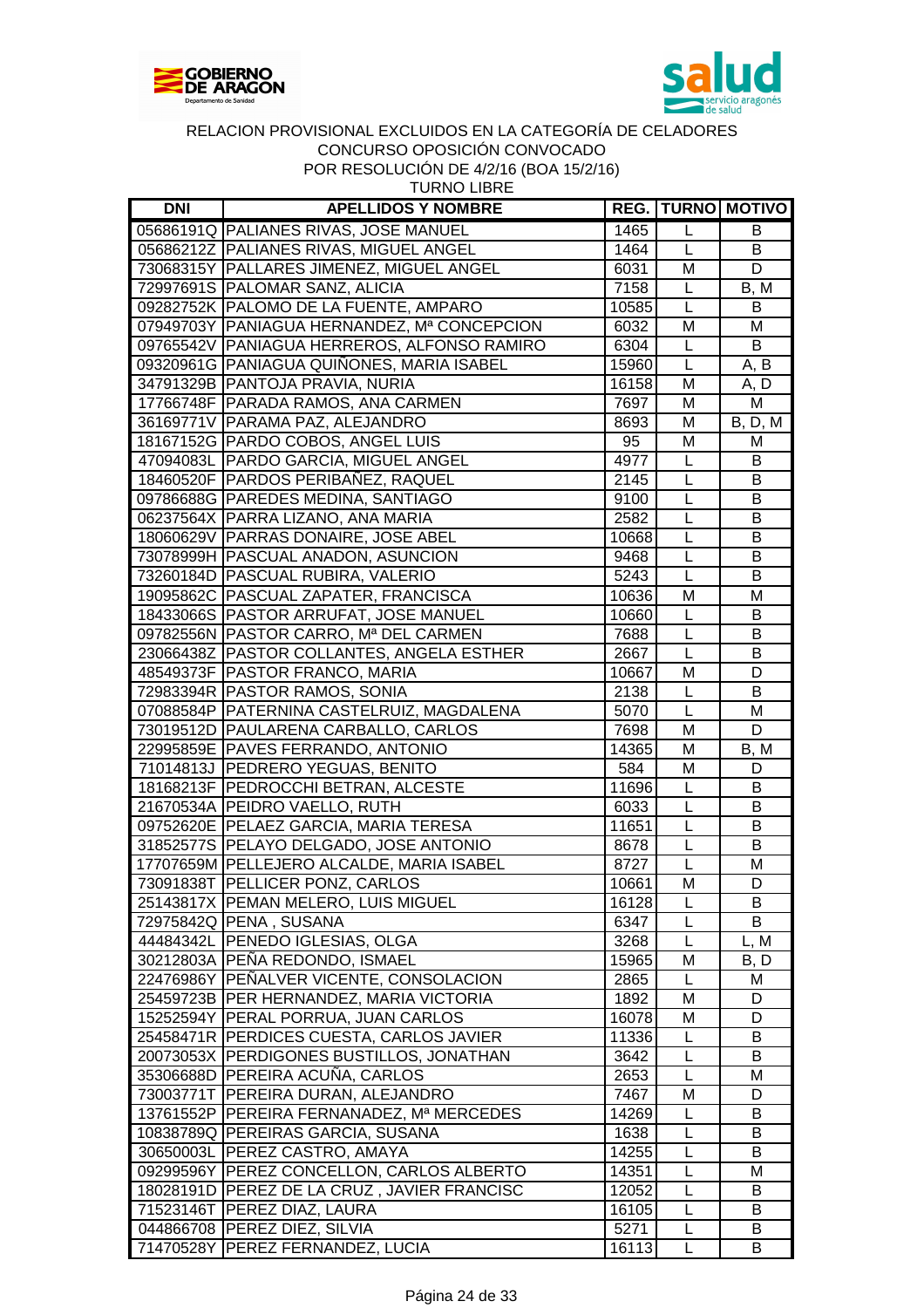RELACION PROVISIONAL EXCLUIDOS EN LA CATEGORÍA DE CELADORES
CONCURSO OPOSICIÓN CONVOCADO
POR RESOLUCIÓN DE 4/2/16 (BOA 15/2/16)
TURNO LIBRE

| DNI | APELLIDOS Y NOMBRE | REG. | TURNO | MOTIVO |
|---|---|---|---|---|
| 05686191Q | PALIANES RIVAS, JOSE MANUEL | 1465 | L | B |
| 05686212Z | PALIANES RIVAS, MIGUEL ANGEL | 1464 | L | B |
| 73068315Y | PALLARES JIMENEZ, MIGUEL ANGEL | 6031 | M | D |
| 72997691S | PALOMAR SANZ, ALICIA | 7158 | L | B, M |
| 09282752K | PALOMO DE LA FUENTE, AMPARO | 10585 | L | B |
| 07949703Y | PANIAGUA HERNANDEZ, Mª CONCEPCION | 6032 | M | M |
| 09765542V | PANIAGUA HERREROS, ALFONSO RAMIRO | 6304 | L | B |
| 09320961G | PANIAGUA QUIÑONES, MARIA ISABEL | 15960 | L | A, B |
| 34791329B | PANTOJA PRAVIA, NURIA | 16158 | M | A, D |
| 17766748F | PARADA RAMOS, ANA CARMEN | 7697 | M | M |
| 36169771V | PARAMA PAZ, ALEJANDRO | 8693 | M | B, D, M |
| 18167152G | PARDO COBOS, ANGEL LUIS | 95 | M | M |
| 47094083L | PARDO GARCIA, MIGUEL ANGEL | 4977 | L | B |
| 18460520F | PARDOS PERIBAÑEZ, RAQUEL | 2145 | L | B |
| 09786688G | PAREDES MEDINA, SANTIAGO | 9100 | L | B |
| 06237564X | PARRA LIZANO, ANA MARIA | 2582 | L | B |
| 18060629V | PARRAS DONAIRE, JOSE ABEL | 10668 | L | B |
| 73078999H | PASCUAL ANADON, ASUNCION | 9468 | L | B |
| 73260184D | PASCUAL RUBIRA, VALERIO | 5243 | L | B |
| 19095862C | PASCUAL ZAPATER, FRANCISCA | 10636 | M | M |
| 18433066S | PASTOR ARRUFAT, JOSE MANUEL | 10660 | L | B |
| 09782556N | PASTOR CARRO, Mª DEL CARMEN | 7688 | L | B |
| 23066438Z | PASTOR COLLANTES, ANGELA ESTHER | 2667 | L | B |
| 48549373F | PASTOR FRANCO, MARIA | 10667 | M | D |
| 72983394R | PASTOR RAMOS, SONIA | 2138 | L | B |
| 07088584P | PATERNINA CASTELRUIZ, MAGDALENA | 5070 | L | M |
| 73019512D | PAULARENA CARBALLO, CARLOS | 7698 | M | D |
| 22995859E | PAVES FERRANDO, ANTONIO | 14365 | M | B, M |
| 71014813J | PEDRERO YEGUAS, BENITO | 584 | M | D |
| 18168213F | PEDROCCHI BETRAN, ALCESTE | 11696 | L | B |
| 21670534A | PEIDRO VAELLO, RUTH | 6033 | L | B |
| 09752620E | PELAEZ GARCIA, MARIA TERESA | 11651 | L | B |
| 31852577S | PELAYO DELGADO, JOSE ANTONIO | 8678 | L | B |
| 17707659M | PELLEJERO ALCALDE, MARIA ISABEL | 8727 | L | M |
| 73091838T | PELLICER PONZ, CARLOS | 10661 | M | D |
| 25143817X | PEMAN MELERO, LUIS MIGUEL | 16128 | L | B |
| 72975842Q | PENA , SUSANA | 6347 | L | B |
| 44484342L | PENEDO IGLESIAS, OLGA | 3268 | L | L, M |
| 30212803A | PEÑA REDONDO, ISMAEL | 15965 | M | B, D |
| 22476986Y | PEÑALVER VICENTE, CONSOLACION | 2865 | L | M |
| 25459723B | PER HERNANDEZ, MARIA VICTORIA | 1892 | M | D |
| 15252594Y | PERAL PORRUA, JUAN CARLOS | 16078 | M | D |
| 25458471R | PERDICES CUESTA, CARLOS JAVIER | 11336 | L | B |
| 20073053X | PERDIGONES BUSTILLOS, JONATHAN | 3642 | L | B |
| 35306688D | PEREIRA ACUÑA, CARLOS | 2653 | L | M |
| 73003771T | PEREIRA DURAN, ALEJANDRO | 7467 | M | D |
| 13761552P | PEREIRA FERNANADEZ, Mª MERCEDES | 14269 | L | B |
| 10838789Q | PEREIRAS GARCIA, SUSANA | 1638 | L | B |
| 30650003L | PEREZ CASTRO, AMAYA | 14255 | L | B |
| 09299596Y | PEREZ CONCELLON, CARLOS ALBERTO | 14351 | L | M |
| 18028191D | PEREZ DE LA CRUZ , JAVIER FRANCISC | 12052 | L | B |
| 71523146T | PEREZ DIAZ, LAURA | 16105 | L | B |
| 044866708 | PEREZ DIEZ, SILVIA | 5271 | L | B |
| 71470528Y | PEREZ FERNANDEZ, LUCIA | 16113 | L | B |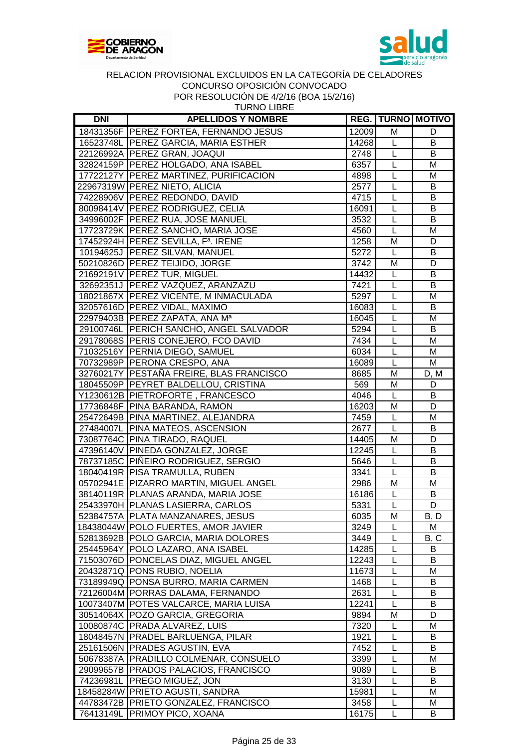RELACION PROVISIONAL EXCLUIDOS EN LA CATEGORÍA DE CELADORES
CONCURSO OPOSICIÓN CONVOCADO
POR RESOLUCIÓN DE 4/2/16 (BOA 15/2/16)
TURNO LIBRE

| DNI | APELLIDOS Y NOMBRE | REG. | TURNO | MOTIVO |
|---|---|---|---|---|
| 18431356F | PEREZ FORTEA, FERNANDO JESUS | 12009 | M | D |
| 16523748L | PEREZ GARCIA, MARIA ESTHER | 14268 | L | B |
| 22126992A | PEREZ GRAN, JOAQUI | 2748 | L | B |
| 32824159P | PEREZ HOLGADO, ANA ISABEL | 6357 | L | M |
| 17722127Y | PEREZ MARTINEZ, PURIFICACION | 4898 | L | M |
| 22967319W | PEREZ NIETO, ALICIA | 2577 | L | B |
| 74228906V | PEREZ REDONDO, DAVID | 4715 | L | B |
| 80098414V | PEREZ RODRIGUEZ, CELIA | 16091 | L | B |
| 34996002F | PEREZ RUA, JOSE MANUEL | 3532 | L | B |
| 17723729K | PEREZ SANCHO, MARIA JOSE | 4560 | L | M |
| 17452924H | PEREZ SEVILLA, Fª. IRENE | 1258 | M | D |
| 10194625J | PEREZ SILVAN, MANUEL | 5272 | L | B |
| 50210826D | PEREZ TEIJIDO, JORGE | 3742 | M | D |
| 21692191V | PEREZ TUR, MIGUEL | 14432 | L | B |
| 32692351J | PEREZ VAZQUEZ, ARANZAZU | 7421 | L | B |
| 18021867X | PEREZ VICENTE, M INMACULADA | 5297 | L | M |
| 32057616D | PEREZ VIDAL, MAXIMO | 16083 | L | B |
| 22979403B | PEREZ ZAPATA, ANA Mª | 16045 | L | M |
| 29100746L | PERICH SANCHO, ANGEL SALVADOR | 5294 | L | B |
| 29178068S | PERIS CONEJERO, FCO DAVID | 7434 | L | M |
| 71032516Y | PERNIA DIEGO, SAMUEL | 6034 | L | M |
| 70732989P | PERONA CRESPO, ANA | 16089 | L | M |
| 32760217Y | PESTAÑA FREIRE, BLAS FRANCISCO | 8685 | M | D, M |
| 18045509P | PEYRET BALDELLOU, CRISTINA | 569 | M | D |
| Y1230612B | PIETROFORTE , FRANCESCO | 4046 | L | B |
| 17736848F | PINA BARANDA, RAMON | 16203 | M | D |
| 25472649B | PINA MARTINEZ, ALEJANDRA | 7459 | L | M |
| 27484007L | PINA MATEOS, ASCENSION | 2677 | L | B |
| 73087764C | PINA TIRADO, RAQUEL | 14405 | M | D |
| 47396140V | PINEDA GONZALEZ, JORGE | 12245 | L | B |
| 78737185C | PIÑEIRO RODRIGUEZ, SERGIO | 5646 | L | B |
| 18040419R | PISA TRAMULLA, RUBEN | 3341 | L | B |
| 05702941E | PIZARRO MARTIN, MIGUEL ANGEL | 2986 | M | M |
| 38140119R | PLANAS ARANDA, MARIA JOSE | 16186 | L | B |
| 25433970H | PLANAS LASIERRA, CARLOS | 5331 | L | D |
| 52384757A | PLATA MANZANARES, JESUS | 6035 | M | B, D |
| 18438044W | POLO FUERTES, AMOR JAVIER | 3249 | L | M |
| 52813692B | POLO GARCIA, MARIA DOLORES | 3449 | L | B, C |
| 25445964Y | POLO LAZARO, ANA ISABEL | 14285 | L | B |
| 71503076D | PONCELAS DIAZ, MIGUEL ANGEL | 12243 | L | B |
| 20432871Q | PONS RUBIO, NOELIA | 11673 | L | M |
| 73189949Q | PONSA BURRO, MARIA CARMEN | 1468 | L | B |
| 72126004M | PORRAS DALAMA, FERNANDO | 2631 | L | B |
| 10073407M | POTES VALCARCE, MARIA LUISA | 12241 | L | B |
| 30514064X | POZO GARCIA, GREGORIA | 9894 | M | D |
| 10080874C | PRADA ALVAREZ, LUIS | 7320 | L | M |
| 18048457N | PRADEL BARLUENGA, PILAR | 1921 | L | B |
| 25161506N | PRADES AGUSTIN, EVA | 7452 | L | B |
| 50678387A | PRADILLO COLMENAR, CONSUELO | 3399 | L | M |
| 29099657B | PRADOS PALACIOS, FRANCISCO | 9089 | L | B |
| 74236981L | PREGO MIGUEZ, JON | 3130 | L | B |
| 18458284W | PRIETO AGUSTI, SANDRA | 15981 | L | M |
| 44783472B | PRIETO GONZALEZ, FRANCISCO | 3458 | L | M |
| 76413149L | PRIMOY PICO, XOANA | 16175 | L | B |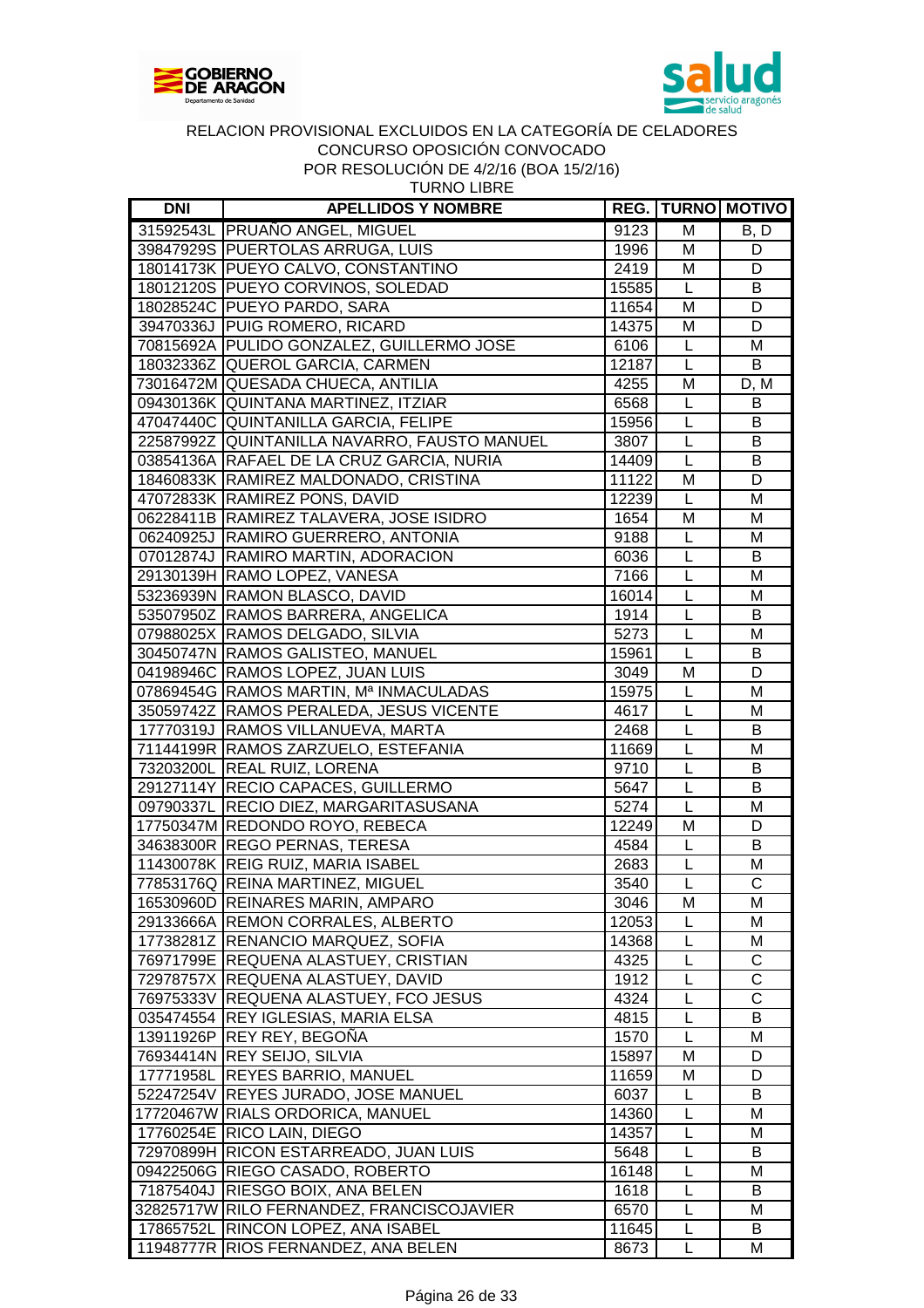RELACION PROVISIONAL EXCLUIDOS EN LA CATEGORÍA DE CELADORES
CONCURSO OPOSICIÓN CONVOCADO
POR RESOLUCIÓN DE 4/2/16 (BOA 15/2/16)
TURNO LIBRE

| DNI | APELLIDOS Y NOMBRE | REG. | TURNO | MOTIVO |
|---|---|---|---|---|
| 31592543L | PRUAÑO ANGEL, MIGUEL | 9123 | M | B, D |
| 39847929S | PUERTOLAS ARRUGA, LUIS | 1996 | M | D |
| 18014173K | PUEYO CALVO, CONSTANTINO | 2419 | M | D |
| 18012120S | PUEYO CORVINOS, SOLEDAD | 15585 | L | B |
| 18028524C | PUEYO PARDO, SARA | 11654 | M | D |
| 39470336J | PUIG ROMERO, RICARD | 14375 | M | D |
| 70815692A | PULIDO GONZALEZ, GUILLERMO JOSE | 6106 | L | M |
| 18032336Z | QUEROL GARCIA, CARMEN | 12187 | L | B |
| 73016472M | QUESADA CHUECA, ANTILIA | 4255 | M | D, M |
| 09430136K | QUINTANA MARTINEZ, ITZIAR | 6568 | L | B |
| 47047440C | QUINTANILLA GARCIA, FELIPE | 15956 | L | B |
| 22587992Z | QUINTANILLA NAVARRO, FAUSTO MANUEL | 3807 | L | B |
| 03854136A | RAFAEL DE LA CRUZ GARCIA, NURIA | 14409 | L | B |
| 18460833K | RAMIREZ MALDONADO, CRISTINA | 11122 | M | D |
| 47072833K | RAMIREZ PONS, DAVID | 12239 | L | M |
| 06228411B | RAMIREZ TALAVERA, JOSE ISIDRO | 1654 | M | M |
| 06240925J | RAMIRO GUERRERO, ANTONIA | 9188 | L | M |
| 07012874J | RAMIRO MARTIN, ADORACION | 6036 | L | B |
| 29130139H | RAMO LOPEZ, VANESA | 7166 | L | M |
| 53236939N | RAMON BLASCO, DAVID | 16014 | L | M |
| 53507950Z | RAMOS BARRERA, ANGELICA | 1914 | L | B |
| 07988025X | RAMOS DELGADO, SILVIA | 5273 | L | M |
| 30450747N | RAMOS GALISTEO, MANUEL | 15961 | L | B |
| 04198946C | RAMOS LOPEZ, JUAN LUIS | 3049 | M | D |
| 07869454G | RAMOS MARTIN, Mª INMACULADAS | 15975 | L | M |
| 35059742Z | RAMOS PERALEDA, JESUS VICENTE | 4617 | L | M |
| 17770319J | RAMOS VILLANUEVA, MARTA | 2468 | L | B |
| 71144199R | RAMOS ZARZUELO, ESTEFANIA | 11669 | L | M |
| 73203200L | REAL RUIZ, LORENA | 9710 | L | B |
| 29127114Y | RECIO CAPACES, GUILLERMO | 5647 | L | B |
| 09790337L | RECIO DIEZ, MARGARITASUSANA | 5274 | L | M |
| 17750347M | REDONDO ROYO, REBECA | 12249 | M | D |
| 34638300R | REGO PERNAS, TERESA | 4584 | L | B |
| 11430078K | REIG RUIZ, MARIA ISABEL | 2683 | L | M |
| 77853176Q | REINA MARTINEZ, MIGUEL | 3540 | L | C |
| 16530960D | REINARES MARIN, AMPARO | 3046 | M | M |
| 29133666A | REMON CORRALES, ALBERTO | 12053 | L | M |
| 17738281Z | RENANCIO MARQUEZ, SOFIA | 14368 | L | M |
| 76971799E | REQUENA ALASTUEY, CRISTIAN | 4325 | L | C |
| 72978757X | REQUENA ALASTUEY, DAVID | 1912 | L | C |
| 76975333V | REQUENA ALASTUEY, FCO JESUS | 4324 | L | C |
| 035474554 | REY IGLESIAS, MARIA ELSA | 4815 | L | B |
| 13911926P | REY REY, BEGOÑA | 1570 | L | M |
| 76934414N | REY SEIJO, SILVIA | 15897 | M | D |
| 17771958L | REYES BARRIO, MANUEL | 11659 | M | D |
| 52247254V | REYES JURADO, JOSE MANUEL | 6037 | L | B |
| 17720467W | RIALS ORDORICA, MANUEL | 14360 | L | M |
| 17760254E | RICO LAIN, DIEGO | 14357 | L | M |
| 72970899H | RICON ESTARREADO, JUAN LUIS | 5648 | L | B |
| 09422506G | RIEGO CASADO, ROBERTO | 16148 | L | M |
| 71875404J | RIESGO BOIX, ANA BELEN | 1618 | L | B |
| 32825717W | RILO FERNANDEZ, FRANCISCOJAVIER | 6570 | L | M |
| 17865752L | RINCON LOPEZ, ANA ISABEL | 11645 | L | B |
| 11948777R | RIOS FERNANDEZ, ANA BELEN | 8673 | L | M |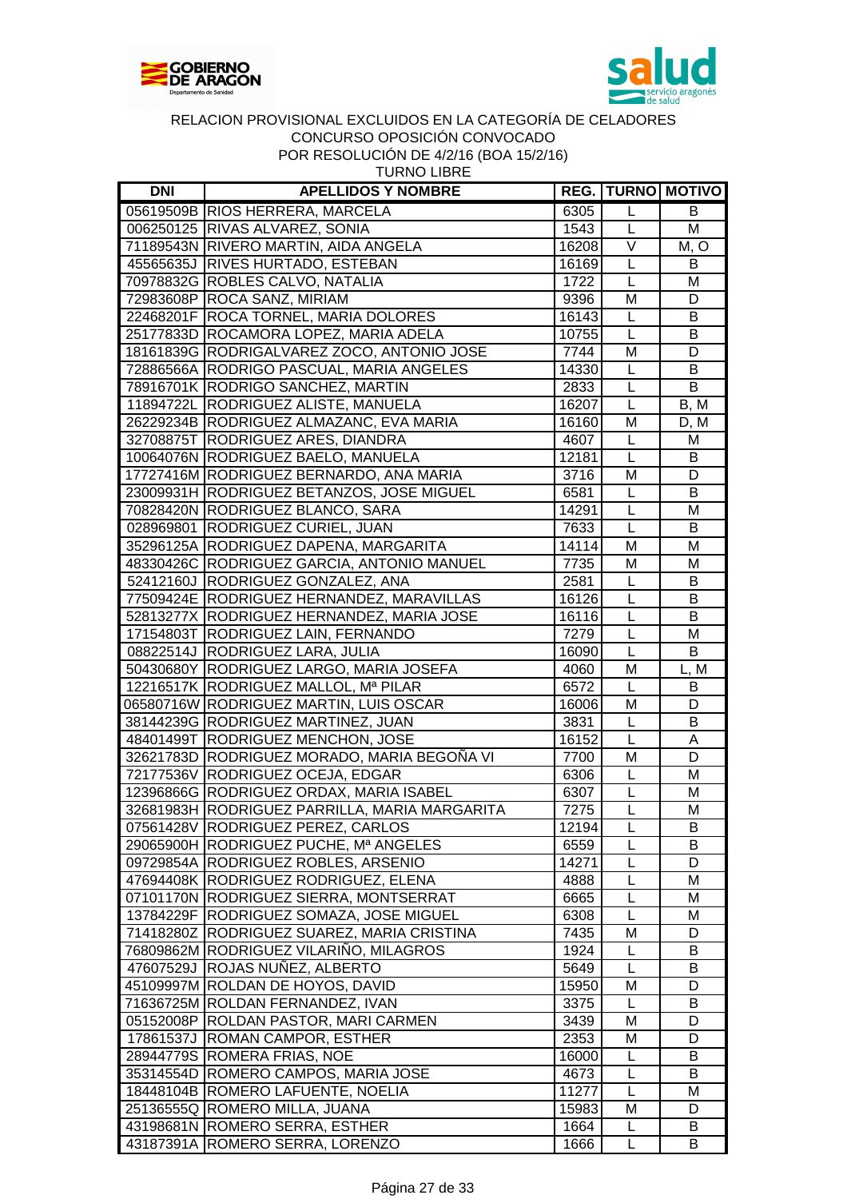RELACION PROVISIONAL EXCLUIDOS EN LA CATEGORÍA DE CELADORES
CONCURSO OPOSICIÓN CONVOCADO
POR RESOLUCIÓN DE 4/2/16 (BOA 15/2/16)
TURNO LIBRE

| DNI | APELLIDOS Y NOMBRE | REG. | TURNO | MOTIVO |
|---|---|---|---|---|
| 05619509B | RIOS HERRERA, MARCELA | 6305 | L | B |
| 006250125 | RIVAS ALVAREZ, SONIA | 1543 | L | M |
| 71189543N | RIVERO MARTIN, AIDA ANGELA | 16208 | V | M, O |
| 45565635J | RIVES HURTADO, ESTEBAN | 16169 | L | B |
| 70978832G | ROBLES CALVO, NATALIA | 1722 | L | M |
| 72983608P | ROCA SANZ, MIRIAM | 9396 | M | D |
| 22468201F | ROCA TORNEL, MARIA DOLORES | 16143 | L | B |
| 25177833D | ROCAMORA LOPEZ, MARIA ADELA | 10755 | L | B |
| 18161839G | RODRIGALVAREZ ZOCO, ANTONIO JOSE | 7744 | M | D |
| 72886566A | RODRIGO PASCUAL, MARIA ANGELES | 14330 | L | B |
| 78916701K | RODRIGO SANCHEZ, MARTIN | 2833 | L | B |
| 11894722L | RODRIGUEZ ALISTE, MANUELA | 16207 | L | B, M |
| 26229234B | RODRIGUEZ ALMAZANC, EVA MARIA | 16160 | M | D, M |
| 32708875T | RODRIGUEZ ARES, DIANDRA | 4607 | L | M |
| 10064076N | RODRIGUEZ BAELO, MANUELA | 12181 | L | B |
| 17727416M | RODRIGUEZ BERNARDO, ANA MARIA | 3716 | M | D |
| 23009931H | RODRIGUEZ BETANZOS, JOSE MIGUEL | 6581 | L | B |
| 70828420N | RODRIGUEZ BLANCO, SARA | 14291 | L | M |
| 028969801 | RODRIGUEZ CURIEL, JUAN | 7633 | L | B |
| 35296125A | RODRIGUEZ DAPENA, MARGARITA | 14114 | M | M |
| 48330426C | RODRIGUEZ GARCIA, ANTONIO MANUEL | 7735 | M | M |
| 52412160J | RODRIGUEZ GONZALEZ, ANA | 2581 | L | B |
| 77509424E | RODRIGUEZ HERNANDEZ, MARAVILLAS | 16126 | L | B |
| 52813277X | RODRIGUEZ HERNANDEZ, MARIA JOSE | 16116 | L | B |
| 17154803T | RODRIGUEZ LAIN, FERNANDO | 7279 | L | M |
| 08822514J | RODRIGUEZ LARA, JULIA | 16090 | L | B |
| 50430680Y | RODRIGUEZ LARGO, MARIA JOSEFA | 4060 | M | L, M |
| 12216517K | RODRIGUEZ MALLOL, Mª PILAR | 6572 | L | B |
| 06580716W | RODRIGUEZ MARTIN, LUIS OSCAR | 16006 | M | D |
| 38144239G | RODRIGUEZ MARTINEZ, JUAN | 3831 | L | B |
| 48401499T | RODRIGUEZ MENCHON, JOSE | 16152 | L | A |
| 32621783D | RODRIGUEZ MORADO, MARIA BEGOÑA VI | 7700 | M | D |
| 72177536V | RODRIGUEZ OCEJA, EDGAR | 6306 | L | M |
| 12396866G | RODRIGUEZ ORDAX, MARIA ISABEL | 6307 | L | M |
| 32681983H | RODRIGUEZ PARRILLA, MARIA MARGARITA | 7275 | L | M |
| 07561428V | RODRIGUEZ PEREZ, CARLOS | 12194 | L | B |
| 29065900H | RODRIGUEZ PUCHE, Mª ANGELES | 6559 | L | B |
| 09729854A | RODRIGUEZ ROBLES, ARSENIO | 14271 | L | D |
| 47694408K | RODRIGUEZ RODRIGUEZ, ELENA | 4888 | L | M |
| 07101170N | RODRIGUEZ SIERRA, MONTSERRAT | 6665 | L | M |
| 13784229F | RODRIGUEZ SOMAZA, JOSE MIGUEL | 6308 | L | M |
| 71418280Z | RODRIGUEZ SUAREZ, MARIA CRISTINA | 7435 | M | D |
| 76809862M | RODRIGUEZ VILARIÑO, MILAGROS | 1924 | L | B |
| 47607529J | ROJAS NUÑEZ, ALBERTO | 5649 | L | B |
| 45109997M | ROLDAN DE HOYOS, DAVID | 15950 | M | D |
| 71636725M | ROLDAN FERNANDEZ, IVAN | 3375 | L | B |
| 05152008P | ROLDAN PASTOR, MARI CARMEN | 3439 | M | D |
| 17861537J | ROMAN CAMPOR, ESTHER | 2353 | M | D |
| 28944779S | ROMERA FRIAS, NOE | 16000 | L | B |
| 35314554D | ROMERO CAMPOS, MARIA JOSE | 4673 | L | B |
| 18448104B | ROMERO LAFUENTE, NOELIA | 11277 | L | M |
| 25136555Q | ROMERO MILLA, JUANA | 15983 | M | D |
| 43198681N | ROMERO SERRA, ESTHER | 1664 | L | B |
| 43187391A | ROMERO SERRA, LORENZO | 1666 | L | B |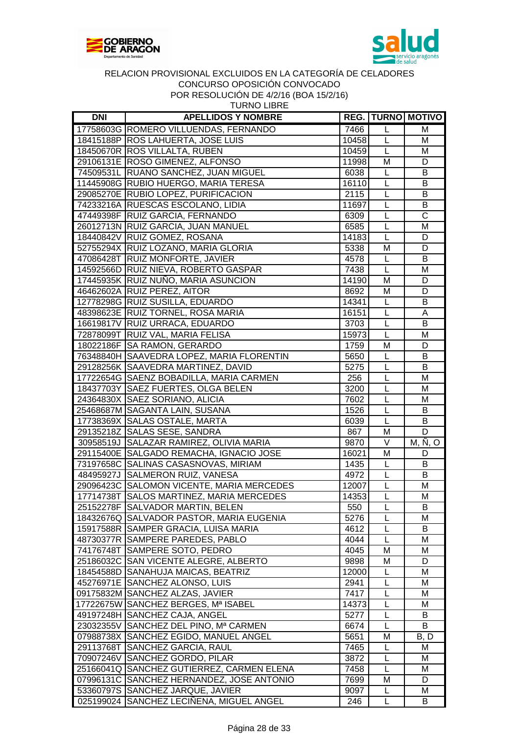RELACION PROVISIONAL EXCLUIDOS EN LA CATEGORÍA DE CELADORES
CONCURSO OPOSICIÓN CONVOCADO
POR RESOLUCIÓN DE 4/2/16 (BOA 15/2/16)
TURNO LIBRE

| DNI | APELLIDOS Y NOMBRE | REG. | TURNO | MOTIVO |
|---|---|---|---|---|
| 17758603G | ROMERO VILLUENDAS, FERNANDO | 7466 | L | M |
| 18415188P | ROS LAHUERTA, JOSE LUIS | 10458 | L | M |
| 18450670R | ROS VILLALTA, RUBEN | 10459 | L | M |
| 29106131E | ROSO GIMENEZ, ALFONSO | 11998 | M | D |
| 74509531L | RUANO SANCHEZ, JUAN MIGUEL | 6038 | L | B |
| 11445908G | RUBIO HUERGO, MARIA TERESA | 16110 | L | B |
| 29085270E | RUBIO LOPEZ, PURIFICACION | 2115 | L | B |
| 74233216A | RUESCAS ESCOLANO, LIDIA | 11697 | L | B |
| 47449398F | RUIZ GARCIA, FERNANDO | 6309 | L | C |
| 26012713N | RUIZ GARCIA, JUAN MANUEL | 6585 | L | M |
| 18440842V | RUIZ GOMEZ, ROSANA | 14183 | L | D |
| 52755294X | RUIZ LOZANO, MARIA GLORIA | 5338 | M | D |
| 47086428T | RUIZ MONFORTE, JAVIER | 4578 | L | B |
| 14592566D | RUIZ NIEVA, ROBERTO GASPAR | 7438 | L | M |
| 17445935K | RUIZ NUÑO, MARIA ASUNCION | 14190 | M | D |
| 46462602A | RUIZ PEREZ, AITOR | 8692 | M | D |
| 12778298G | RUIZ SUSILLA, EDUARDO | 14341 | L | B |
| 48398623E | RUIZ TORNEL, ROSA MARIA | 16151 | L | A |
| 16619817V | RUIZ URRACA, EDUARDO | 3703 | L | B |
| 72878099T | RUIZ VAL, MARIA FELISA | 15973 | L | M |
| 18022186F | SA RAMON, GERARDO | 1759 | M | D |
| 76348840H | SAAVEDRA LOPEZ, MARIA FLORENTIN | 5650 | L | B |
| 29128256K | SAAVEDRA MARTINEZ, DAVID | 5275 | L | B |
| 17722654G | SAENZ BOBADILLA, MARIA CARMEN | 256 | L | M |
| 18437703Y | SAEZ FUERTES, OLGA BELEN | 3200 | L | M |
| 24364830X | SAEZ SORIANO, ALICIA | 7602 | L | M |
| 25468687M | SAGANTA LAIN, SUSANA | 1526 | L | B |
| 17738369X | SALAS OSTALE, MARTA | 6039 | L | B |
| 29135218Z | SALAS SESE, SANDRA | 867 | M | D |
| 30958519J | SALAZAR RAMIREZ, OLIVIA MARIA | 9870 | V | M, Ñ, O |
| 29115400E | SALGADO REMACHA, IGNACIO JOSE | 16021 | M | D |
| 73197658C | SALINAS CASASNOVAS, MIRIAM | 1435 | L | B |
| 48495927J | SALMERON RUIZ, VANESA | 4972 | L | B |
| 29096423C | SALOMON VICENTE, MARIA MERCEDES | 12007 | L | M |
| 17714738T | SALOS MARTINEZ, MARIA MERCEDES | 14353 | L | M |
| 25152278F | SALVADOR MARTIN, BELEN | 550 | L | B |
| 18432676Q | SALVADOR PASTOR, MARIA EUGENIA | 5276 | L | M |
| 15917588R | SAMPER GRACIA, LUISA MARIA | 4612 | L | B |
| 48730377R | SAMPERE PAREDES, PABLO | 4044 | L | M |
| 74176748T | SAMPERE SOTO, PEDRO | 4045 | M | M |
| 25186032C | SAN VICENTE ALEGRE, ALBERTO | 9898 | M | D |
| 18454588D | SANAHUJA MAICAS, BEATRIZ | 12000 | L | M |
| 45276971E | SANCHEZ ALONSO, LUIS | 2941 | L | M |
| 09175832M | SANCHEZ ALZAS, JAVIER | 7417 | L | M |
| 17722675W | SANCHEZ BERGES, Mª ISABEL | 14373 | L | M |
| 49197248H | SANCHEZ CAJA, ANGEL | 5277 | L | B |
| 23032355V | SANCHEZ DEL PINO, Mª CARMEN | 6674 | L | B |
| 07988738X | SANCHEZ EGIDO, MANUEL ANGEL | 5651 | M | B, D |
| 29113768T | SANCHEZ GARCIA, RAUL | 7465 | L | M |
| 70907246V | SANCHEZ GORDO, PILAR | 3872 | L | M |
| 25166041Q | SANCHEZ GUTIERREZ, CARMEN ELENA | 7458 | L | M |
| 07996131C | SANCHEZ HERNANDEZ, JOSE ANTONIO | 7699 | M | D |
| 53360797S | SANCHEZ JARQUE, JAVIER | 9097 | L | M |
| 025199024 | SANCHEZ LECIÑENA, MIGUEL ANGEL | 246 | L | B |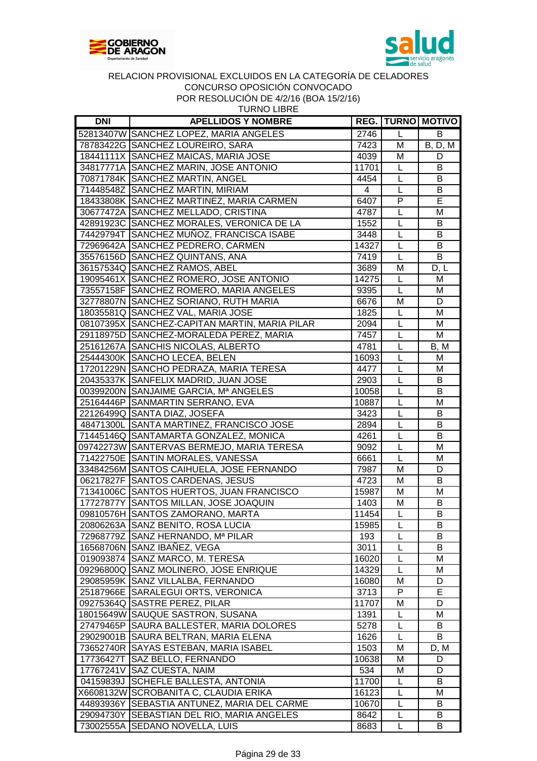GOBIERNO DE ARAGON
Departamento de Sanidad

salud
servicio aragonés de salud

RELACION PROVISIONAL EXCLUIDOS EN LA CATEGORÍA DE CELADORES
CONCURSO OPOSICIÓN CONVOCADO
POR RESOLUCIÓN DE 4/2/16 (BOA 15/2/16)
TURNO LIBRE

| DNI | APELLIDOS Y NOMBRE | REG. | TURNO | MOTIVO |
|---|---|---|---|---|
| 52813407W | SANCHEZ LOPEZ, MARIA ANGELES | 2746 | L | B |
| 78783422G | SANCHEZ LOUREIRO, SARA | 7423 | M | B, D, M |
| 18441111X | SANCHEZ MAICAS, MARIA JOSE | 4039 | M | D |
| 34817771A | SANCHEZ MARIN, JOSE ANTONIO | 11701 | L | B |
| 70871784K | SANCHEZ MARTIN, ANGEL | 4454 | L | B |
| 71448548Z | SANCHEZ MARTIN, MIRIAM | 4 | L | B |
| 18433808K | SANCHEZ MARTINEZ, MARIA CARMEN | 6407 | P | E |
| 30677472A | SANCHEZ MELLADO, CRISTINA | 4787 | L | M |
| 42891923C | SANCHEZ MORALES, VERONICA DE LA | 1552 | L | B |
| 74429794T | SANCHEZ MUÑOZ, FRANCISCA ISABE | 3448 | L | B |
| 72969642A | SANCHEZ PEDRERO, CARMEN | 14327 | L | B |
| 35576156D | SANCHEZ QUINTANS, ANA | 7419 | L | B |
| 36157534Q | SANCHEZ RAMOS, ABEL | 3689 | M | D, L |
| 19095461X | SANCHEZ ROMERO, JOSE ANTONIO | 14275 | L | M |
| 73557158F | SANCHEZ ROMERO, MARIA ANGELES | 9395 | L | M |
| 32778807N | SANCHEZ SORIANO, RUTH MARIA | 6676 | M | D |
| 18035581Q | SANCHEZ VAL, MARIA JOSE | 1825 | L | M |
| 08107395X | SANCHEZ-CAPITAN MARTIN, MARIA PILAR | 2094 | L | M |
| 29118975D | SANCHEZ-MORALEDA PEREZ, MARIA | 7457 | L | M |
| 25161267A | SANCHIS NICOLAS, ALBERTO | 4781 | L | B, M |
| 25444300K | SANCHO LECEA, BELEN | 16093 | L | M |
| 17201229N | SANCHO PEDRAZA, MARIA TERESA | 4477 | L | M |
| 20435337K | SANFELIX MADRID, JUAN JOSE | 2903 | L | B |
| 00399200N | SANJAIME GARCIA, Mª ANGELES | 10058 | L | B |
| 25164446P | SANMARTIN SERRANO, EVA | 10887 | L | M |
| 22126499Q | SANTA DIAZ, JOSEFA | 3423 | L | B |
| 48471300L | SANTA MARTINEZ, FRANCISCO JOSE | 2894 | L | B |
| 71445146Q | SANTAMARTA GONZALEZ, MONICA | 4261 | L | B |
| 09742273W | SANTERVAS BERMEJO, MARIA TERESA | 9092 | L | M |
| 71422750E | SANTIN MORALES, VANESSA | 6661 | L | M |
| 33484256M | SANTOS CAIHUELA, JOSE FERNANDO | 7987 | M | D |
| 06217827F | SANTOS CARDENAS, JESUS | 4723 | M | B |
| 71341006C | SANTOS HUERTOS, JUAN FRANCISCO | 15987 | M | M |
| 17727877Y | SANTOS MILLAN, JOSE JOAQUIN | 1403 | M | B |
| 09810576H | SANTOS ZAMORANO, MARTA | 11454 | L | B |
| 20806263A | SANZ BENITO, ROSA LUCIA | 15985 | L | B |
| 72968779Z | SANZ HERNANDO, Mª PILAR | 193 | L | B |
| 16568706N | SANZ IBAÑEZ, VEGA | 3011 | L | B |
| 019093874 | SANZ MARCO, M. TERESA | 16020 | L | M |
| 09296800Q | SANZ MOLINERO, JOSE ENRIQUE | 14329 | L | M |
| 29085959K | SANZ VILLALBA, FERNANDO | 16080 | M | D |
| 25187966E | SARALEGUI ORTS, VERONICA | 3713 | P | E |
| 09275364Q | SASTRE PEREZ, PILAR | 11707 | M | D |
| 18015649W | SAUQUE SASTRON, SUSANA | 1391 | L | M |
| 27479465P | SAURA BALLESTER, MARIA DOLORES | 5278 | L | B |
| 29029001B | SAURA BELTRAN, MARIA ELENA | 1626 | L | B |
| 73652740R | SAYAS ESTEBAN, MARIA ISABEL | 1503 | M | D, M |
| 17736427T | SAZ BELLO, FERNANDO | 10638 | M | D |
| 17767241V | SAZ CUESTA, NAIM | 534 | M | D |
| 04159839J | SCHEFLE BALLESTA, ANTONIA | 11700 | L | B |
| X6608132W | SCROBANITA C, CLAUDIA ERIKA | 16123 | L | M |
| 44893936Y | SEBASTIA ANTUNEZ, MARIA DEL CARME | 10670 | L | B |
| 29094730Y | SEBASTIAN DEL RIO, MARIA ANGELES | 8642 | L | B |
| 73002555A | SEDANO NOVELLA, LUIS | 8683 | L | B |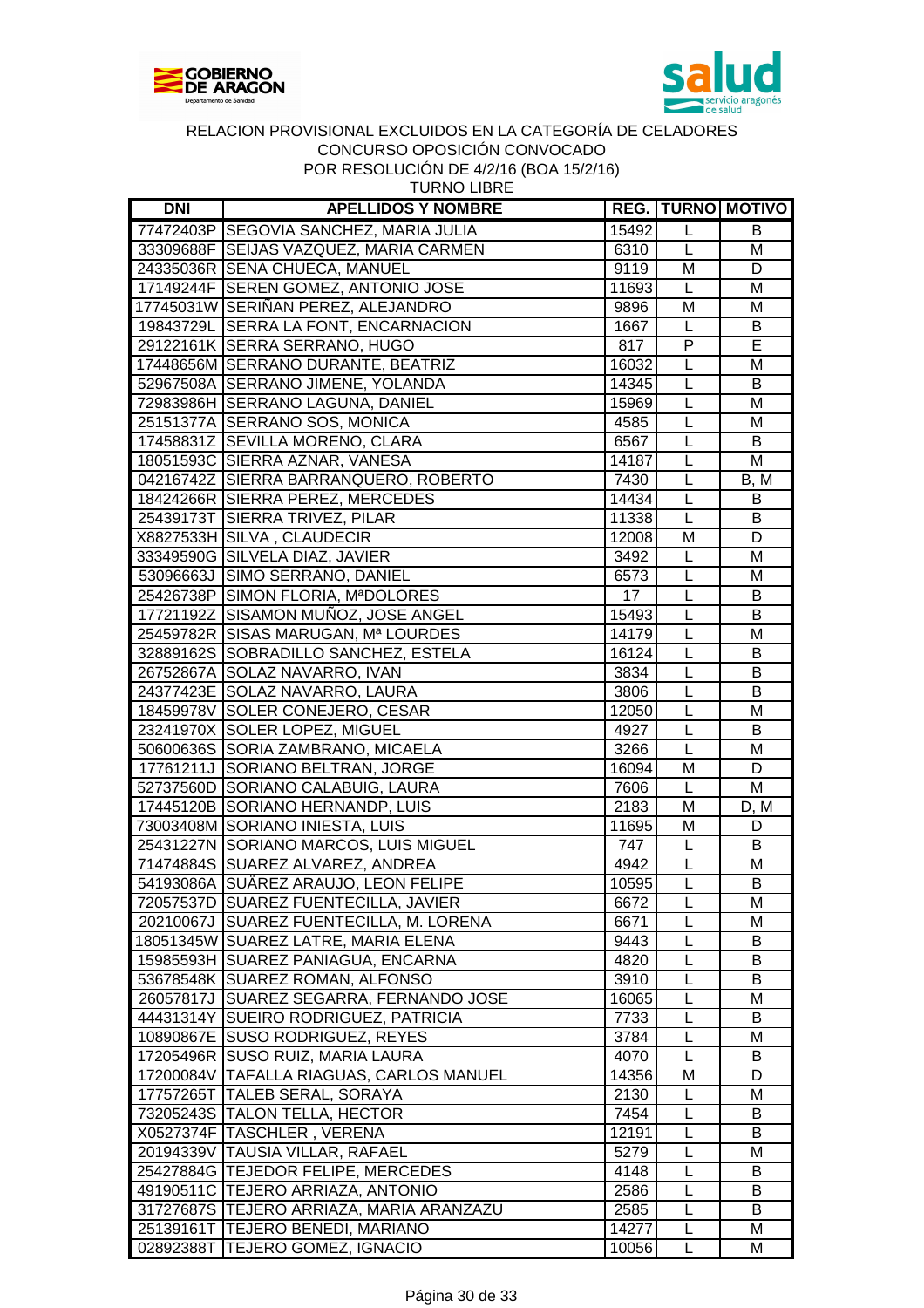RELACION PROVISIONAL EXCLUIDOS EN LA CATEGORÍA DE CELADORES
CONCURSO OPOSICIÓN CONVOCADO
POR RESOLUCIÓN DE 4/2/16 (BOA 15/2/16)
TURNO LIBRE

| DNI | APELLIDOS Y NOMBRE | REG. | TURNO | MOTIVO |
|---|---|---|---|---|
| 77472403P | SEGOVIA SANCHEZ, MARIA JULIA | 15492 | L | B |
| 33309688F | SEIJAS VAZQUEZ, MARIA CARMEN | 6310 | L | M |
| 24335036R | SENA CHUECA, MANUEL | 9119 | M | D |
| 17149244F | SEREN GOMEZ, ANTONIO JOSE | 11693 | L | M |
| 17745031W | SERIÑAN PEREZ, ALEJANDRO | 9896 | M | M |
| 19843729L | SERRA LA FONT, ENCARNACION | 1667 | L | B |
| 29122161K | SERRA SERRANO, HUGO | 817 | P | E |
| 17448656M | SERRANO DURANTE, BEATRIZ | 16032 | L | M |
| 52967508A | SERRANO JIMENE, YOLANDA | 14345 | L | B |
| 72983986H | SERRANO LAGUNA, DANIEL | 15969 | L | M |
| 25151377A | SERRANO SOS, MONICA | 4585 | L | M |
| 17458831Z | SEVILLA MORENO, CLARA | 6567 | L | B |
| 18051593C | SIERRA AZNAR, VANESA | 14187 | L | M |
| 04216742Z | SIERRA BARRANQUERO, ROBERTO | 7430 | L | B, M |
| 18424266R | SIERRA PEREZ, MERCEDES | 14434 | L | B |
| 25439173T | SIERRA TRIVEZ, PILAR | 11338 | L | B |
| X8827533H | SILVA , CLAUDECIR | 12008 | M | D |
| 33349590G | SILVELA DIAZ, JAVIER | 3492 | L | M |
| 53096663J | SIMO SERRANO, DANIEL | 6573 | L | M |
| 25426738P | SIMON FLORIA, MªDOLORES | 17 | L | B |
| 17721192Z | SISAMON MUÑOZ, JOSE ANGEL | 15493 | L | B |
| 25459782R | SISAS MARUGAN, Mª LOURDES | 14179 | L | M |
| 32889162S | SOBRADILLO SANCHEZ, ESTELA | 16124 | L | B |
| 26752867A | SOLAZ NAVARRO, IVAN | 3834 | L | B |
| 24377423E | SOLAZ NAVARRO, LAURA | 3806 | L | B |
| 18459978V | SOLER CONEJERO, CESAR | 12050 | L | M |
| 23241970X | SOLER LOPEZ, MIGUEL | 4927 | L | B |
| 50600636S | SORIA ZAMBRANO, MICAELA | 3266 | L | M |
| 17761211J | SORIANO BELTRAN, JORGE | 16094 | M | D |
| 52737560D | SORIANO CALABUIG, LAURA | 7606 | L | M |
| 17445120B | SORIANO HERNANDP, LUIS | 2183 | M | D, M |
| 73003408M | SORIANO INIESTA, LUIS | 11695 | M | D |
| 25431227N | SORIANO MARCOS, LUIS MIGUEL | 747 | L | B |
| 71474884S | SUAREZ ALVAREZ, ANDREA | 4942 | L | M |
| 54193086A | SUÄREZ ARAUJO, LEON FELIPE | 10595 | L | B |
| 72057537D | SUAREZ FUENTECILLA, JAVIER | 6672 | L | M |
| 20210067J | SUAREZ FUENTECILLA, M. LORENA | 6671 | L | M |
| 18051345W | SUAREZ LATRE, MARIA ELENA | 9443 | L | B |
| 15985593H | SUAREZ PANIAGUA, ENCARNA | 4820 | L | B |
| 53678548K | SUAREZ ROMAN, ALFONSO | 3910 | L | B |
| 26057817J | SUAREZ SEGARRA, FERNANDO JOSE | 16065 | L | M |
| 44431314Y | SUEIRO RODRIGUEZ, PATRICIA | 7733 | L | B |
| 10890867E | SUSO RODRIGUEZ, REYES | 3784 | L | M |
| 17205496R | SUSO RUIZ, MARIA LAURA | 4070 | L | B |
| 17200084V | TAFALLA RIAGUAS, CARLOS MANUEL | 14356 | M | D |
| 17757265T | TALEB SERAL, SORAYA | 2130 | L | M |
| 73205243S | TALON TELLA, HECTOR | 7454 | L | B |
| X0527374F | TASCHLER , VERENA | 12191 | L | B |
| 20194339V | TAUSIA VILLAR, RAFAEL | 5279 | L | M |
| 25427884G | TEJEDOR FELIPE, MERCEDES | 4148 | L | B |
| 49190511C | TEJERO ARRIAZA, ANTONIO | 2586 | L | B |
| 31727687S | TEJERO ARRIAZA, MARIA ARANZAZU | 2585 | L | B |
| 25139161T | TEJERO BENEDI, MARIANO | 14277 | L | M |
| 02892388T | TEJERO GOMEZ, IGNACIO | 10056 | L | M |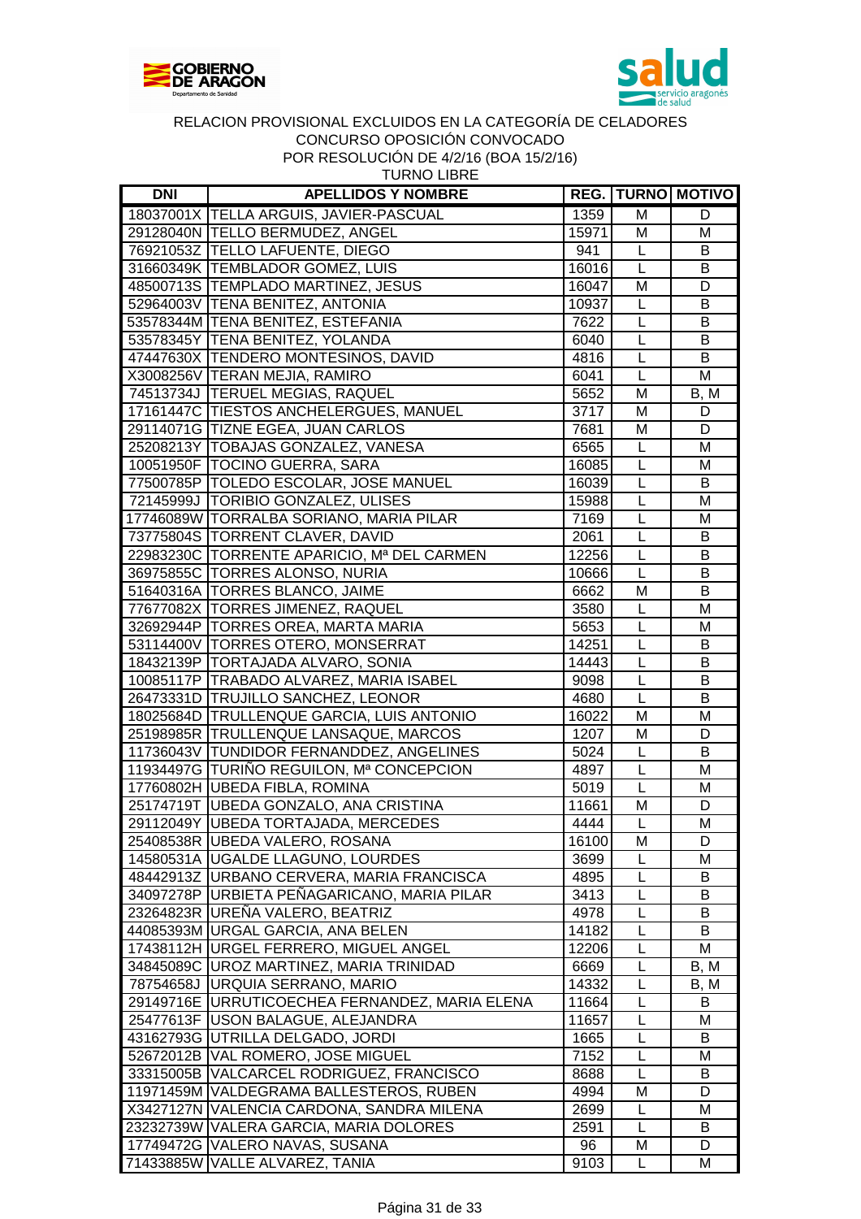GOBIERNO DE ARAGON
Departamento de Sanidad

salud servicio aragonés de salud

RELACION PROVISIONAL EXCLUIDOS EN LA CATEGORÍA DE CELADORES
CONCURSO OPOSICIÓN CONVOCADO
POR RESOLUCIÓN DE 4/2/16 (BOA 15/2/16)
TURNO LIBRE

| DNI | APELLIDOS Y NOMBRE | REG. | TURNO | MOTIVO |
|---|---|---|---|---|
| 18037001X | TELLA ARGUIS, JAVIER-PASCUAL | 1359 | M | D |
| 29128040N | TELLO BERMUDEZ, ANGEL | 15971 | M | M |
| 76921053Z | TELLO LAFUENTE, DIEGO | 941 | L | B |
| 31660349K | TEMBLADOR GOMEZ, LUIS | 16016 | L | B |
| 48500713S | TEMPLADO MARTINEZ, JESUS | 16047 | M | D |
| 52964003V | TENA BENITEZ, ANTONIA | 10937 | L | B |
| 53578344M | TENA BENITEZ, ESTEFANIA | 7622 | L | B |
| 53578345Y | TENA BENITEZ, YOLANDA | 6040 | L | B |
| 47447630X | TENDERO MONTESINOS, DAVID | 4816 | L | B |
| X3008256V | TERAN MEJIA, RAMIRO | 6041 | L | M |
| 74513734J | TERUEL MEGIAS, RAQUEL | 5652 | M | B, M |
| 17161447C | TIESTOS ANCHELERGUES, MANUEL | 3717 | M | D |
| 29114071G | TIZNE EGEA, JUAN CARLOS | 7681 | M | D |
| 25208213Y | TOBAJAS GONZALEZ, VANESA | 6565 | L | M |
| 10051950F | TOCINO GUERRA, SARA | 16085 | L | M |
| 77500785P | TOLEDO ESCOLAR, JOSE MANUEL | 16039 | L | B |
| 72145999J | TORIBIO GONZALEZ, ULISES | 15988 | L | M |
| 17746089W | TORRALBA SORIANO, MARIA PILAR | 7169 | L | M |
| 73775804S | TORRENT CLAVER, DAVID | 2061 | L | B |
| 22983230C | TORRENTE APARICIO, Mª DEL CARMEN | 12256 | L | B |
| 36975855C | TORRES ALONSO, NURIA | 10666 | L | B |
| 51640316A | TORRES BLANCO, JAIME | 6662 | M | B |
| 77677082X | TORRES JIMENEZ, RAQUEL | 3580 | L | M |
| 32692944P | TORRES OREA, MARTA MARIA | 5653 | L | M |
| 53114400V | TORRES OTERO, MONSERRAT | 14251 | L | B |
| 18432139P | TORTAJADA ALVARO, SONIA | 14443 | L | B |
| 10085117P | TRABADO ALVAREZ, MARIA ISABEL | 9098 | L | B |
| 26473331D | TRUJILLO SANCHEZ, LEONOR | 4680 | L | B |
| 18025684D | TRULLENQUE GARCIA, LUIS ANTONIO | 16022 | M | M |
| 25198985R | TRULLENQUE LANSAQUE, MARCOS | 1207 | M | D |
| 11736043V | TUNDIDOR FERNANDDEZ, ANGELINES | 5024 | L | B |
| 11934497G | TURIÑO REGUILON, Mª CONCEPCION | 4897 | L | M |
| 17760802H | UBEDA FIBLA, ROMINA | 5019 | L | M |
| 25174719T | UBEDA GONZALO, ANA CRISTINA | 11661 | M | D |
| 29112049Y | UBEDA TORTAJADA, MERCEDES | 4444 | L | M |
| 25408538R | UBEDA VALERO, ROSANA | 16100 | M | D |
| 14580531A | UGALDE LLAGUNO, LOURDES | 3699 | L | M |
| 48442913Z | URBANO CERVERA, MARIA FRANCISCA | 4895 | L | B |
| 34097278P | URBIETA PEÑAGARICANO, MARIA PILAR | 3413 | L | B |
| 23264823R | UREÑA VALERO, BEATRIZ | 4978 | L | B |
| 44085393M | URGAL GARCIA, ANA BELEN | 14182 | L | B |
| 17438112H | URGEL FERRERO, MIGUEL ANGEL | 12206 | L | M |
| 34845089C | UROZ MARTINEZ, MARIA TRINIDAD | 6669 | L | B, M |
| 78754658J | URQUIA SERRANO, MARIO | 14332 | L | B, M |
| 29149716E | URRUTICOECHEA FERNANDEZ, MARIA ELENA | 11664 | L | B |
| 25477613F | USON BALAGUE, ALEJANDRA | 11657 | L | M |
| 43162793G | UTRILLA DELGADO, JORDI | 1665 | L | B |
| 52672012B | VAL ROMERO, JOSE MIGUEL | 7152 | L | M |
| 33315005B | VALCARCEL RODRIGUEZ, FRANCISCO | 8688 | L | B |
| 11971459M | VALDEGRAMA BALLESTEROS, RUBEN | 4994 | M | D |
| X3427127N | VALENCIA CARDONA, SANDRA MILENA | 2699 | L | M |
| 23232739W | VALERA GARCIA, MARIA DOLORES | 2591 | L | B |
| 17749472G | VALERO NAVAS, SUSANA | 96 | M | D |
| 71433885W | VALLE ALVAREZ, TANIA | 9103 | L | M |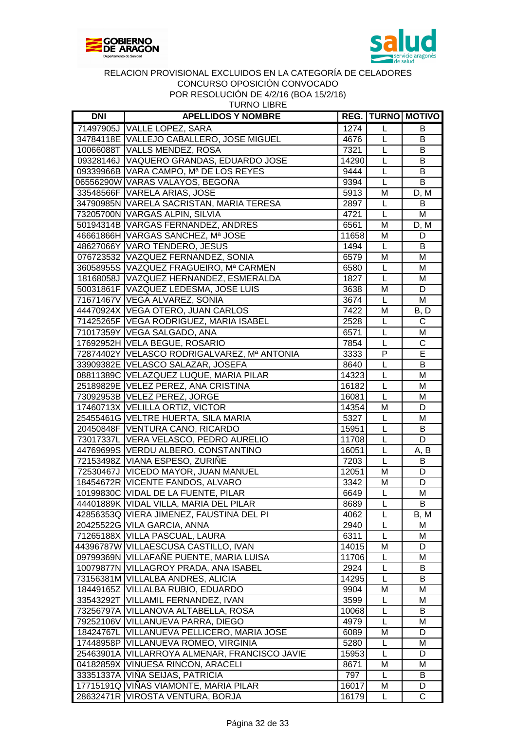RELACION PROVISIONAL EXCLUIDOS EN LA CATEGORÍA DE CELADORES
CONCURSO OPOSICIÓN CONVOCADO
POR RESOLUCIÓN DE 4/2/16 (BOA 15/2/16)
TURNO LIBRE

| DNI | APELLIDOS Y NOMBRE | REG. | TURNO | MOTIVO |
|---|---|---|---|---|
| 71497905J | VALLE LOPEZ, SARA | 1274 | L | B |
| 34784118E | VALLEJO CABALLERO, JOSE MIGUEL | 4676 | L | B |
| 10066088T | VALLS MENDEZ, ROSA | 7321 | L | B |
| 09328146J | VAQUERO GRANDAS, EDUARDO JOSE | 14290 | L | B |
| 09339966B | VARA CAMPO, Mª DE LOS REYES | 9444 | L | B |
| 06556290W | VARAS VALAYOS, BEGOÑA | 9394 | L | B |
| 33548566F | VARELA ARIAS, JOSE | 5913 | M | D, M |
| 34790985N | VARELA SACRISTAN, MARIA TERESA | 2897 | L | B |
| 73205700N | VARGAS ALPIN, SILVIA | 4721 | L | M |
| 50194314B | VARGAS FERNANDEZ, ANDRES | 6561 | M | D, M |
| 46661866H | VARGAS SANCHEZ, Mª JOSE | 11658 | M | D |
| 48627066Y | VARO TENDERO, JESUS | 1494 | L | B |
| 076723532 | VAZQUEZ FERNANDEZ, SONIA | 6579 | M | M |
| 36058955S | VAZQUEZ FRAGUEIRO, Mª CARMEN | 6580 | L | M |
| 18168058J | VAZQUEZ HERNANDEZ, ESMERALDA | 1827 | L | M |
| 50031861F | VAZQUEZ LEDESMA, JOSE LUIS | 3638 | M | D |
| 71671467V | VEGA ALVAREZ, SONIA | 3674 | L | M |
| 44470924X | VEGA OTERO, JUAN CARLOS | 7422 | M | B, D |
| 71425265F | VEGA RODRIGUEZ, MARIA ISABEL | 2528 | L | C |
| 71017359Y | VEGA SALGADO, ANA | 6571 | L | M |
| 17692952H | VELA BEGUE, ROSARIO | 7854 | L | C |
| 72874402Y | VELASCO RODRIGALVAREZ, Mª ANTONIA | 3333 | P | E |
| 33909382E | VELASCO SALAZAR, JOSEFA | 8640 | L | B |
| 08811389C | VELAZQUEZ LUQUE, MARIA PILAR | 14323 | L | M |
| 25189829E | VELEZ PEREZ, ANA CRISTINA | 16182 | L | M |
| 73092953B | VELEZ PEREZ, JORGE | 16081 | L | M |
| 17460713X | VELILLA ORTIZ, VICTOR | 14354 | M | D |
| 25455461G | VELTRE HUERTA, SILA MARIA | 5327 | L | M |
| 20450848F | VENTURA CANO, RICARDO | 15951 | L | B |
| 73017337L | VERA VELASCO, PEDRO AURELIO | 11708 | L | D |
| 44769699S | VERDU ALBERO, CONSTANTINO | 16051 | L | A, B |
| 72153498Z | VIANA ESPESO, ZURIÑE | 7203 | L | B |
| 72530467J | VICEDO MAYOR, JUAN MANUEL | 12051 | M | D |
| 18454672R | VICENTE FANDOS, ALVARO | 3342 | M | D |
| 10199830C | VIDAL DE LA FUENTE, PILAR | 6649 | L | M |
| 44401889K | VIDAL VILLA, MARIA DEL PILAR | 8689 | L | B |
| 42856353Q | VIERA JIMENEZ, FAUSTINA DEL PI | 4062 | L | B, M |
| 20425522G | VILA GARCIA, ANNA | 2940 | L | M |
| 71265188X | VILLA PASCUAL, LAURA | 6311 | L | M |
| 44396787W | VILLAESCUSA CASTILLO, IVAN | 14015 | M | D |
| 09799369N | VILLAFAÑE PUENTE, MARIA LUISA | 11706 | L | M |
| 10079877N | VILLAGROY PRADA, ANA ISABEL | 2924 | L | B |
| 73156381M | VILLALBA ANDRES, ALICIA | 14295 | L | B |
| 18449165Z | VILLALBA RUBIO, EDUARDO | 9904 | M | M |
| 33543292T | VILLAMIL FERNANDEZ, IVAN | 3599 | L | M |
| 73256797A | VILLANOVA ALTABELLA, ROSA | 10068 | L | B |
| 79252106V | VILLANUEVA PARRA, DIEGO | 4979 | L | M |
| 18424767L | VILLANUEVA PELLICERO, MARIA JOSE | 6089 | M | D |
| 17448958P | VILLANUEVA ROMEO, VIRGINIA | 5280 | L | M |
| 25463901A | VILLARROYA ALMENAR, FRANCISCO JAVIE | 15953 | L | D |
| 04182859X | VINUESA RINCON, ARACELI | 8671 | M | M |
| 33351337A | VIÑA SEIJAS, PATRICIA | 797 | L | B |
| 17715191Q | VIÑAS VIAMONTE, MARIA PILAR | 16017 | M | D |
| 28632471R | VIROSTA VENTURA, BORJA | 16179 | L | C |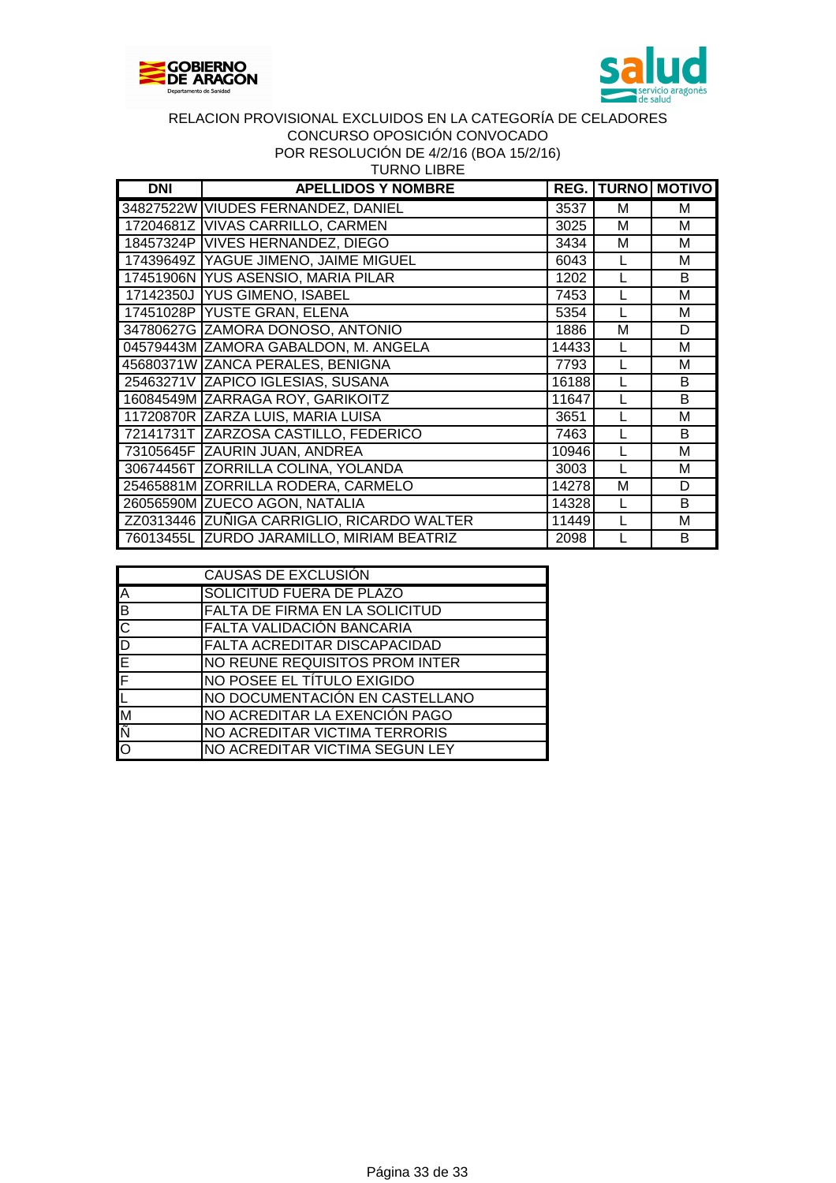RELACION PROVISIONAL EXCLUIDOS EN LA CATEGORÍA DE CELADORES
CONCURSO OPOSICIÓN CONVOCADO
POR RESOLUCIÓN DE 4/2/16 (BOA 15/2/16)
TURNO LIBRE

| DNI | APELLIDOS Y NOMBRE | REG. | TURNO | MOTIVO |
|---|---|---|---|---|
| 34827522W | VIUDES FERNANDEZ, DANIEL | 3537 | M | M |
| 17204681Z | VIVAS CARRILLO, CARMEN | 3025 | M | M |
| 18457324P | VIVES HERNANDEZ, DIEGO | 3434 | M | M |
| 17439649Z | YAGUE JIMENO, JAIME MIGUEL | 6043 | L | M |
| 17451906N | YUS ASENSIO, MARIA PILAR | 1202 | L | B |
| 17142350J | YUS GIMENO, ISABEL | 7453 | L | M |
| 17451028P | YUSTE GRAN, ELENA | 5354 | L | M |
| 34780627G | ZAMORA DONOSO, ANTONIO | 1886 | M | D |
| 04579443M | ZAMORA GABALDON, M. ANGELA | 14433 | L | M |
| 45680371W | ZANCA PERALES, BENIGNA | 7793 | L | M |
| 25463271V | ZAPICO IGLESIAS, SUSANA | 16188 | L | B |
| 16084549M | ZARRAGA ROY, GARIKOITZ | 11647 | L | B |
| 11720870R | ZARZA LUIS, MARIA LUISA | 3651 | L | M |
| 72141731T | ZARZOSA CASTILLO, FEDERICO | 7463 | L | B |
| 73105645F | ZAURIN JUAN, ANDREA | 10946 | L | M |
| 30674456T | ZORRILLA COLINA, YOLANDA | 3003 | L | M |
| 25465881M | ZORRILLA RODERA, CARMELO | 14278 | M | D |
| 26056590M | ZUECO AGON, NATALIA | 14328 | L | B |
| ZZ0313446 | ZUÑIGA CARRIGLIO, RICARDO WALTER | 11449 | L | M |
| 76013455L | ZURDO JARAMILLO, MIRIAM BEATRIZ | 2098 | L | B |

| | CAUSAS DE EXCLUSIÓN |
|---|---|
| A | SOLICITUD FUERA DE PLAZO |
| B | FALTA DE FIRMA EN LA SOLICITUD |
| C | FALTA VALIDACIÓN BANCARIA |
| D | FALTA ACREDITAR DISCAPACIDAD |
| E | NO REUNE REQUISITOS PROM INTER |
| F | NO POSEE EL TÍTULO EXIGIDO |
| L | NO DOCUMENTACIÓN EN CASTELLANO |
| M | NO ACREDITAR LA EXENCIÓN PAGO |
| Ñ | NO ACREDITAR VICTIMA TERRORIS |
| O | NO ACREDITAR VICTIMA SEGUN LEY |